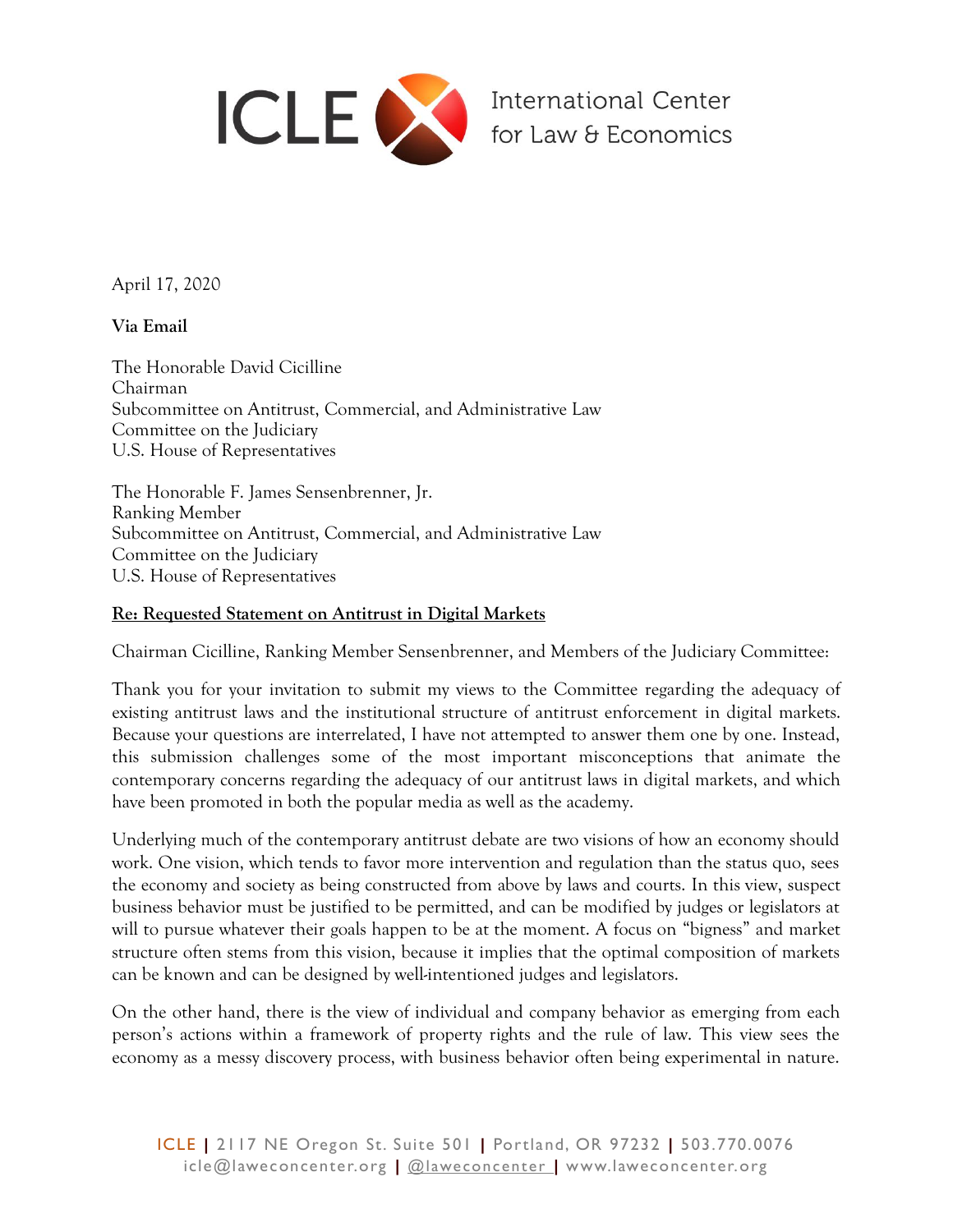ICLE International Center for Law & Economics

April 17, 2020

**Via Email**

The Honorable David Cicilline
Chairman
Subcommittee on Antitrust, Commercial, and Administrative Law
Committee on the Judiciary
U.S. House of Representatives

The Honorable F. James Sensenbrenner, Jr.
Ranking Member
Subcommittee on Antitrust, Commercial, and Administrative Law
Committee on the Judiciary
U.S. House of Representatives

**Re: Requested Statement on Antitrust in Digital Markets**

Chairman Cicilline, Ranking Member Sensenbrenner, and Members of the Judiciary Committee:

Thank you for your invitation to submit my views to the Committee regarding the adequacy of existing antitrust laws and the institutional structure of antitrust enforcement in digital markets. Because your questions are interrelated, I have not attempted to answer them one by one. Instead, this submission challenges some of the most important misconceptions that animate the contemporary concerns regarding the adequacy of our antitrust laws in digital markets, and which have been promoted in both the popular media as well as the academy.

Underlying much of the contemporary antitrust debate are two visions of how an economy should work. One vision, which tends to favor more intervention and regulation than the status quo, sees the economy and society as being constructed from above by laws and courts. In this view, suspect business behavior must be justified to be permitted, and can be modified by judges or legislators at will to pursue whatever their goals happen to be at the moment. A focus on "bigness" and market structure often stems from this vision, because it implies that the optimal composition of markets can be known and can be designed by well-intentioned judges and legislators.

On the other hand, there is the view of individual and company behavior as emerging from each person's actions within a framework of property rights and the rule of law. This view sees the economy as a messy discovery process, with business behavior often being experimental in nature.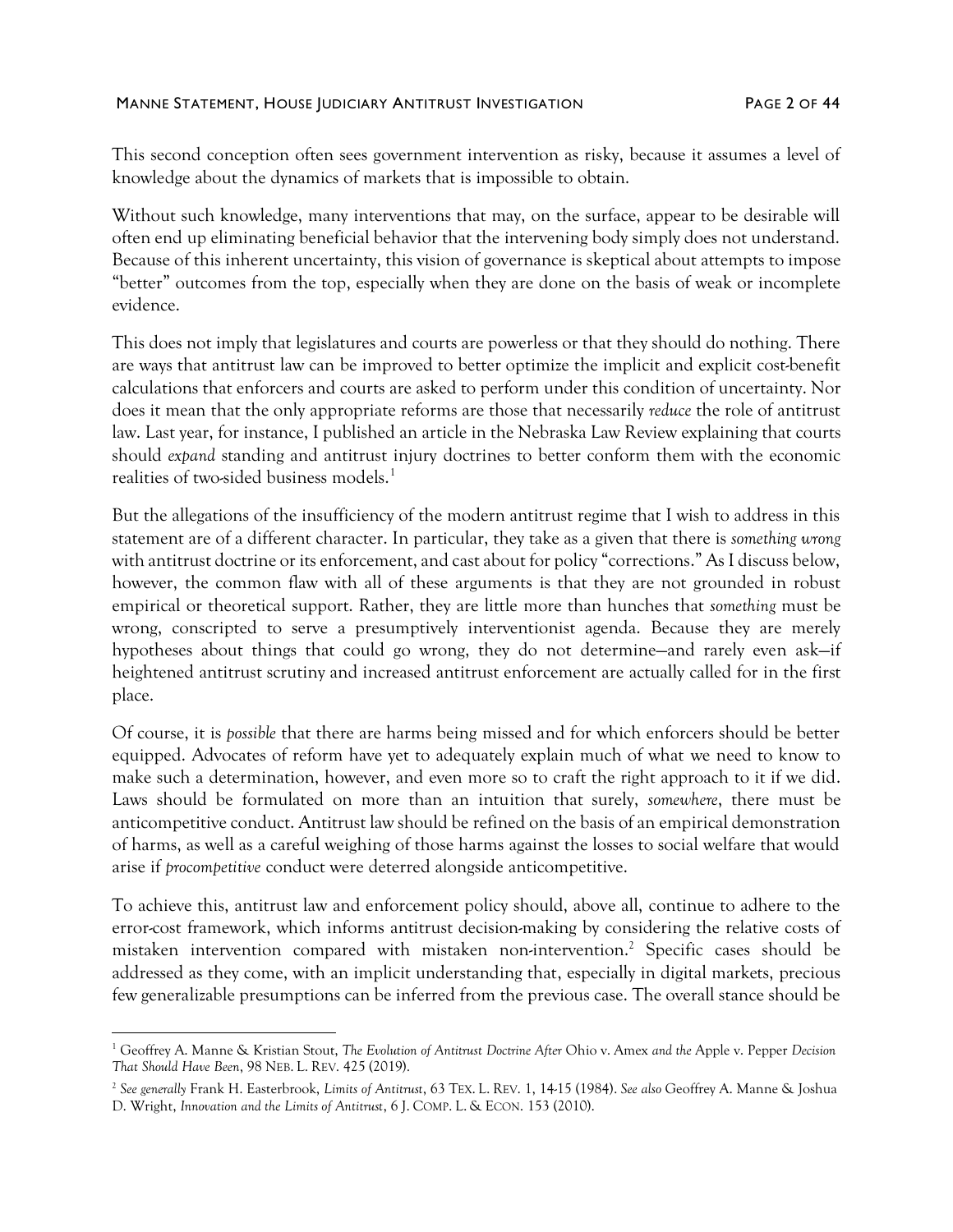This second conception often sees government intervention as risky, because it assumes a level of knowledge about the dynamics of markets that is impossible to obtain.

Without such knowledge, many interventions that may, on the surface, appear to be desirable will often end up eliminating beneficial behavior that the intervening body simply does not understand. Because of this inherent uncertainty, this vision of governance is skeptical about attempts to impose "better" outcomes from the top, especially when they are done on the basis of weak or incomplete evidence.

This does not imply that legislatures and courts are powerless or that they should do nothing. There are ways that antitrust law can be improved to better optimize the implicit and explicit cost-benefit calculations that enforcers and courts are asked to perform under this condition of uncertainty. Nor does it mean that the only appropriate reforms are those that necessarily *reduce* the role of antitrust law. Last year, for instance, I published an article in the Nebraska Law Review explaining that courts should *expand* standing and antitrust injury doctrines to better conform them with the economic realities of two-sided business models.[1]

But the allegations of the insufficiency of the modern antitrust regime that I wish to address in this statement are of a different character. In particular, they take as a given that there is *something wrong* with antitrust doctrine or its enforcement, and cast about for policy "corrections." As I discuss below, however, the common flaw with all of these arguments is that they are not grounded in robust empirical or theoretical support. Rather, they are little more than hunches that *something* must be wrong, conscripted to serve a presumptively interventionist agenda. Because they are merely hypotheses about things that could go wrong, they do not determine—and rarely even ask—if heightened antitrust scrutiny and increased antitrust enforcement are actually called for in the first place.

Of course, it is *possible* that there are harms being missed and for which enforcers should be better equipped. Advocates of reform have yet to adequately explain much of what we need to know to make such a determination, however, and even more so to craft the right approach to it if we did. Laws should be formulated on more than an intuition that surely, *somewhere*, there must be anticompetitive conduct. Antitrust law should be refined on the basis of an empirical demonstration of harms, as well as a careful weighing of those harms against the losses to social welfare that would arise if *procompetitive* conduct were deterred alongside anticompetitive.

To achieve this, antitrust law and enforcement policy should, above all, continue to adhere to the error-cost framework, which informs antitrust decision-making by considering the relative costs of mistaken intervention compared with mistaken non-intervention.[2] Specific cases should be addressed as they come, with an implicit understanding that, especially in digital markets, precious few generalizable presumptions can be inferred from the previous case. The overall stance should be

---

[1] Geoffrey A. Manne & Kristian Stout, *The Evolution of Antitrust Doctrine After* Ohio v. Amex *and the* Apple v. Pepper *Decision That Should Have Been*, 98 NEB. L. REV. 425 (2019).

[2] *See generally* Frank H. Easterbrook, *Limits of Antitrust*, 63 TEX. L. REV. 1, 14-15 (1984). *See also* Geoffrey A. Manne & Joshua D. Wright, *Innovation and the Limits of Antitrust*, 6 J. COMP. L. & ECON. 153 (2010).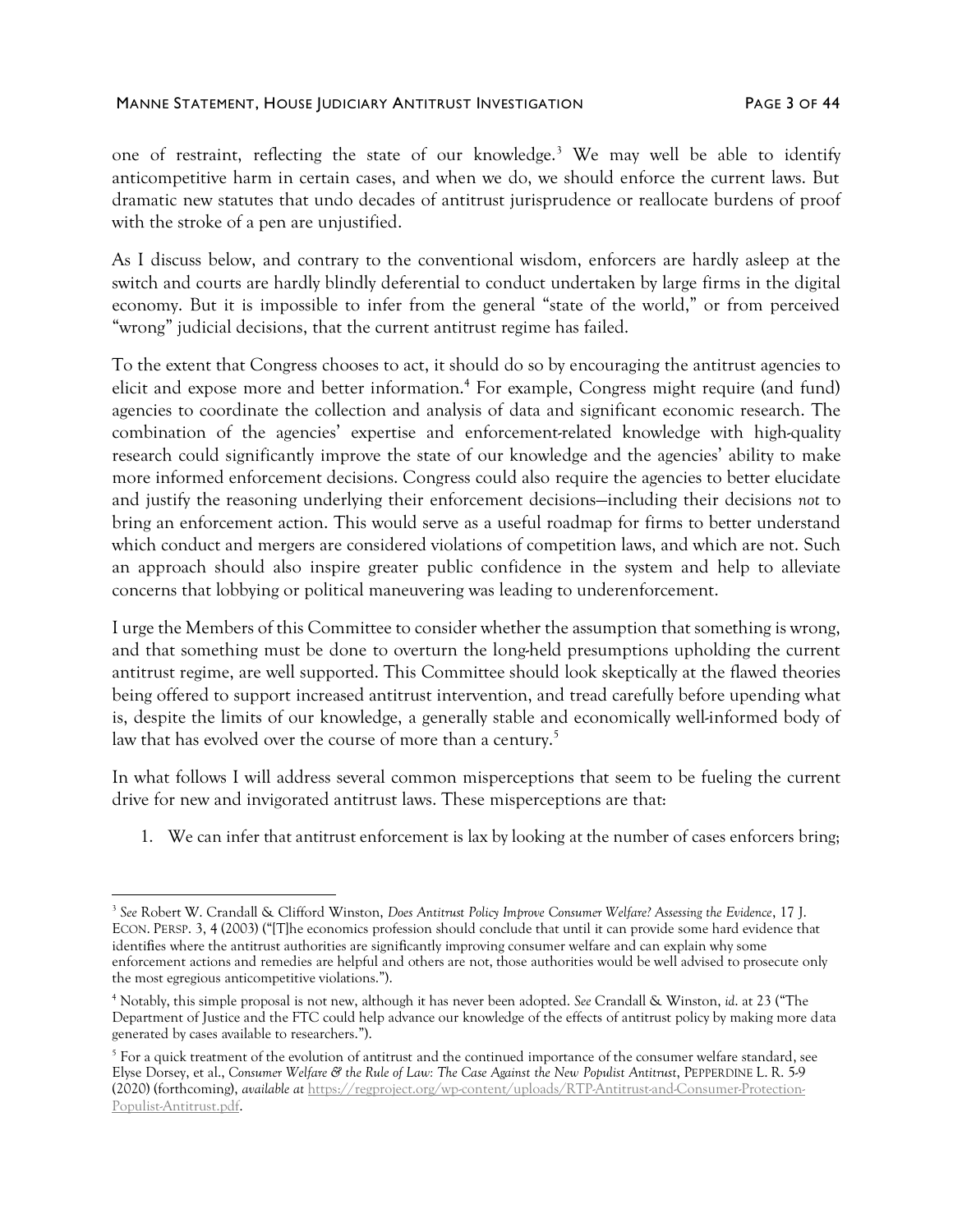one of restraint, reflecting the state of our knowledge.[3] We may well be able to identify anticompetitive harm in certain cases, and when we do, we should enforce the current laws. But dramatic new statutes that undo decades of antitrust jurisprudence or reallocate burdens of proof with the stroke of a pen are unjustified.

As I discuss below, and contrary to the conventional wisdom, enforcers are hardly asleep at the switch and courts are hardly blindly deferential to conduct undertaken by large firms in the digital economy. But it is impossible to infer from the general "state of the world," or from perceived "wrong" judicial decisions, that the current antitrust regime has failed.

To the extent that Congress chooses to act, it should do so by encouraging the antitrust agencies to elicit and expose more and better information.[4] For example, Congress might require (and fund) agencies to coordinate the collection and analysis of data and significant economic research. The combination of the agencies' expertise and enforcement-related knowledge with high-quality research could significantly improve the state of our knowledge and the agencies' ability to make more informed enforcement decisions. Congress could also require the agencies to better elucidate and justify the reasoning underlying their enforcement decisions—including their decisions *not* to bring an enforcement action. This would serve as a useful roadmap for firms to better understand which conduct and mergers are considered violations of competition laws, and which are not. Such an approach should also inspire greater public confidence in the system and help to alleviate concerns that lobbying or political maneuvering was leading to underenforcement.

I urge the Members of this Committee to consider whether the assumption that something is wrong, and that something must be done to overturn the long-held presumptions upholding the current antitrust regime, are well supported. This Committee should look skeptically at the flawed theories being offered to support increased antitrust intervention, and tread carefully before upending what is, despite the limits of our knowledge, a generally stable and economically well-informed body of law that has evolved over the course of more than a century.[5]

In what follows I will address several common misperceptions that seem to be fueling the current drive for new and invigorated antitrust laws. These misperceptions are that:

1. We can infer that antitrust enforcement is lax by looking at the number of cases enforcers bring;

---

[3] *See* Robert W. Crandall & Clifford Winston, *Does Antitrust Policy Improve Consumer Welfare? Assessing the Evidence*, 17 J. ECON. PERSP. 3, 4 (2003) ("[T]he economics profession should conclude that until it can provide some hard evidence that identifies where the antitrust authorities are significantly improving consumer welfare and can explain why some enforcement actions and remedies are helpful and others are not, those authorities would be well advised to prosecute only the most egregious anticompetitive violations.").

[4] Notably, this simple proposal is not new, although it has never been adopted. *See* Crandall & Winston, *id*. at 23 ("The Department of Justice and the FTC could help advance our knowledge of the effects of antitrust policy by making more data generated by cases available to researchers.").

[5] For a quick treatment of the evolution of antitrust and the continued importance of the consumer welfare standard, see Elyse Dorsey, et al., *Consumer Welfare & the Rule of Law: The Case Against the New Populist Antitrust*, PEPPERDINE L. R. 5-9 (2020) (forthcoming), *available at* https://regproject.org/wp-content/uploads/RTP-Antitrust-and-Consumer-Protection-Populist-Antitrust.pdf.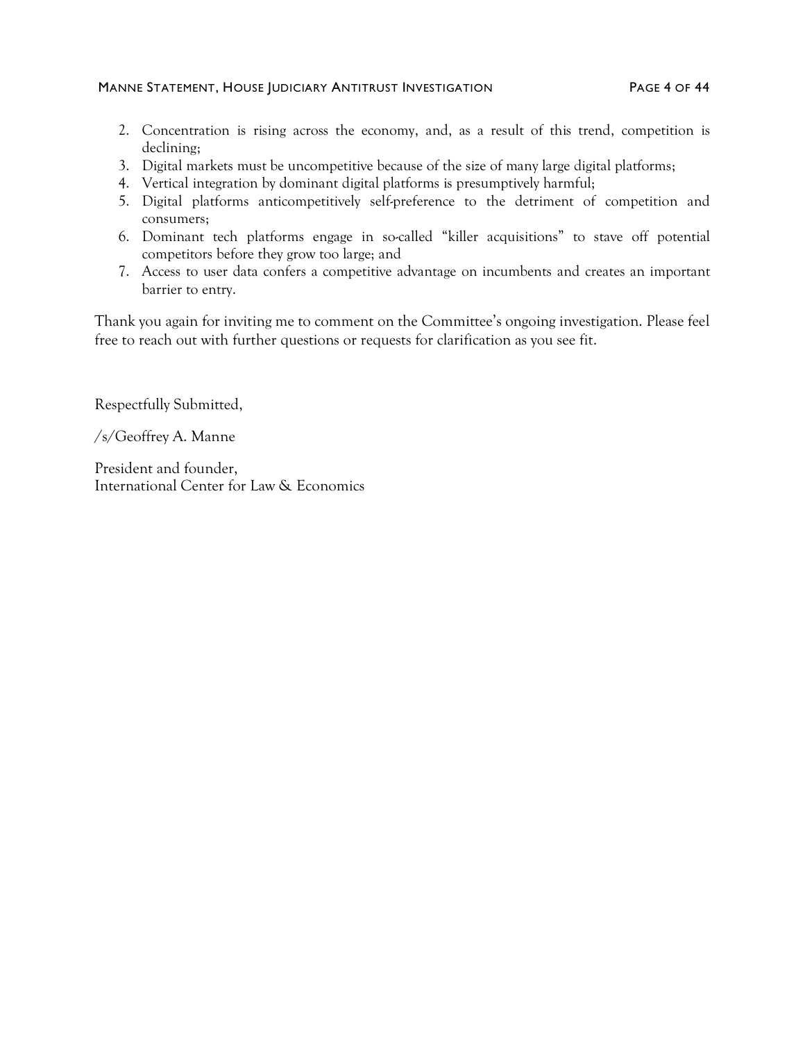2. Concentration is rising across the economy, and, as a result of this trend, competition is declining;
3. Digital markets must be uncompetitive because of the size of many large digital platforms;
4. Vertical integration by dominant digital platforms is presumptively harmful;
5. Digital platforms anticompetitively self-preference to the detriment of competition and consumers;
6. Dominant tech platforms engage in so-called "killer acquisitions" to stave off potential competitors before they grow too large; and
7. Access to user data confers a competitive advantage on incumbents and creates an important barrier to entry.

Thank you again for inviting me to comment on the Committee's ongoing investigation. Please feel free to reach out with further questions or requests for clarification as you see fit.

Respectfully Submitted,

/s/Geoffrey A. Manne

President and founder,
International Center for Law & Economics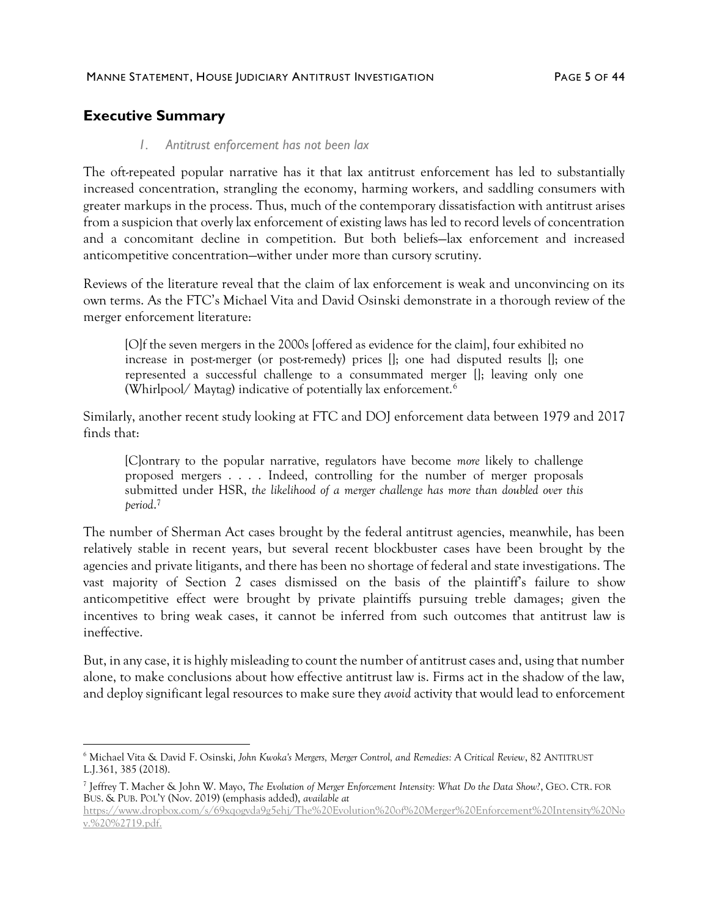## Executive Summary

### *1. Antitrust enforcement has not been lax*

The oft-repeated popular narrative has it that lax antitrust enforcement has led to substantially increased concentration, strangling the economy, harming workers, and saddling consumers with greater markups in the process. Thus, much of the contemporary dissatisfaction with antitrust arises from a suspicion that overly lax enforcement of existing laws has led to record levels of concentration and a concomitant decline in competition. But both beliefs—lax enforcement and increased anticompetitive concentration—wither under more than cursory scrutiny.

Reviews of the literature reveal that the claim of lax enforcement is weak and unconvincing on its own terms. As the FTC's Michael Vita and David Osinski demonstrate in a thorough review of the merger enforcement literature:

> [O]f the seven mergers in the 2000s [offered as evidence for the claim], four exhibited no increase in post-merger (or post-remedy) prices []; one had disputed results []; one represented a successful challenge to a consummated merger []; leaving only one (Whirlpool/ Maytag) indicative of potentially lax enforcement.[6]

Similarly, another recent study looking at FTC and DOJ enforcement data between 1979 and 2017 finds that:

> [C]ontrary to the popular narrative, regulators have become *more* likely to challenge proposed mergers . . . . Indeed, controlling for the number of merger proposals submitted under HSR, *the likelihood of a merger challenge has more than doubled over this period*.[7]

The number of Sherman Act cases brought by the federal antitrust agencies, meanwhile, has been relatively stable in recent years, but several recent blockbuster cases have been brought by the agencies and private litigants, and there has been no shortage of federal and state investigations. The vast majority of Section 2 cases dismissed on the basis of the plaintiff's failure to show anticompetitive effect were brought by private plaintiffs pursuing treble damages; given the incentives to bring weak cases, it cannot be inferred from such outcomes that antitrust law is ineffective.

But, in any case, it is highly misleading to count the number of antitrust cases and, using that number alone, to make conclusions about how effective antitrust law is. Firms act in the shadow of the law, and deploy significant legal resources to make sure they *avoid* activity that would lead to enforcement

---

[6] Michael Vita & David F. Osinski, *John Kwoka's Mergers, Merger Control, and Remedies: A Critical Review*, 82 ANTITRUST L.J.361, 385 (2018).

[7] Jeffrey T. Macher & John W. Mayo, *The Evolution of Merger Enforcement Intensity: What Do the Data Show?*, GEO. CTR. FOR BUS. & PUB. POL'Y (Nov. 2019) (emphasis added), *available at* https://www.dropbox.com/s/69xqogvda9g5ehj/The%20Evolution%20of%20Merger%20Enforcement%20Intensity%20Nov.%20%2719.pdf.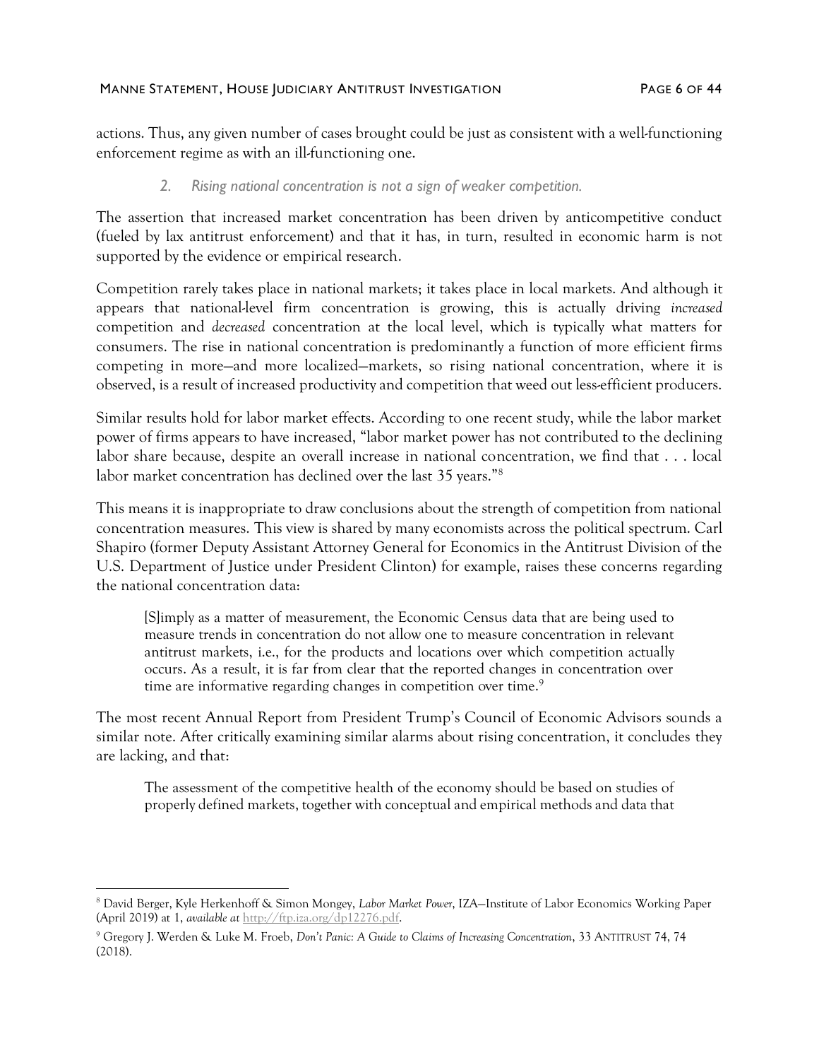actions. Thus, any given number of cases brought could be just as consistent with a well-functioning enforcement regime as with an ill-functioning one.

### *2. Rising national concentration is not a sign of weaker competition.*

The assertion that increased market concentration has been driven by anticompetitive conduct (fueled by lax antitrust enforcement) and that it has, in turn, resulted in economic harm is not supported by the evidence or empirical research.

Competition rarely takes place in national markets; it takes place in local markets. And although it appears that national-level firm concentration is growing, this is actually driving *increased* competition and *decreased* concentration at the local level, which is typically what matters for consumers. The rise in national concentration is predominantly a function of more efficient firms competing in more—and more localized—markets, so rising national concentration, where it is observed, is a result of increased productivity and competition that weed out less-efficient producers.

Similar results hold for labor market effects. According to one recent study, while the labor market power of firms appears to have increased, "labor market power has not contributed to the declining labor share because, despite an overall increase in national concentration, we find that . . . local labor market concentration has declined over the last 35 years."[8]

This means it is inappropriate to draw conclusions about the strength of competition from national concentration measures. This view is shared by many economists across the political spectrum. Carl Shapiro (former Deputy Assistant Attorney General for Economics in the Antitrust Division of the U.S. Department of Justice under President Clinton) for example, raises these concerns regarding the national concentration data:

> [S]imply as a matter of measurement, the Economic Census data that are being used to measure trends in concentration do not allow one to measure concentration in relevant antitrust markets, i.e., for the products and locations over which competition actually occurs. As a result, it is far from clear that the reported changes in concentration over time are informative regarding changes in competition over time.[9]

The most recent Annual Report from President Trump's Council of Economic Advisors sounds a similar note. After critically examining similar alarms about rising concentration, it concludes they are lacking, and that:

> The assessment of the competitive health of the economy should be based on studies of properly defined markets, together with conceptual and empirical methods and data that

---

[8] David Berger, Kyle Herkenhoff & Simon Mongey, *Labor Market Power*, IZA—Institute of Labor Economics Working Paper (April 2019) at 1, *available at* http://ftp.iza.org/dp12276.pdf.

[9] Gregory J. Werden & Luke M. Froeb, *Don't Panic: A Guide to Claims of Increasing Concentration*, 33 ANTITRUST 74, 74 (2018).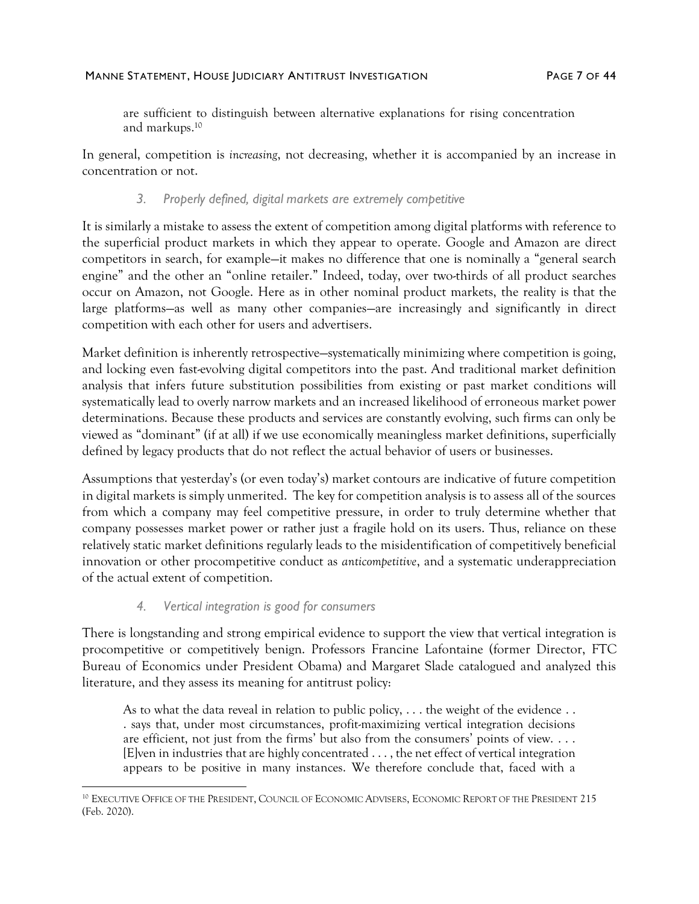are sufficient to distinguish between alternative explanations for rising concentration and markups.[10]

In general, competition is *increasing*, not decreasing, whether it is accompanied by an increase in concentration or not.

### *3. Properly defined, digital markets are extremely competitive*

It is similarly a mistake to assess the extent of competition among digital platforms with reference to the superficial product markets in which they appear to operate. Google and Amazon are direct competitors in search, for example—it makes no difference that one is nominally a "general search engine" and the other an "online retailer." Indeed, today, over two-thirds of all product searches occur on Amazon, not Google. Here as in other nominal product markets, the reality is that the large platforms—as well as many other companies—are increasingly and significantly in direct competition with each other for users and advertisers.

Market definition is inherently retrospective—systematically minimizing where competition is going, and locking even fast-evolving digital competitors into the past. And traditional market definition analysis that infers future substitution possibilities from existing or past market conditions will systematically lead to overly narrow markets and an increased likelihood of erroneous market power determinations. Because these products and services are constantly evolving, such firms can only be viewed as "dominant" (if at all) if we use economically meaningless market definitions, superficially defined by legacy products that do not reflect the actual behavior of users or businesses.

Assumptions that yesterday's (or even today's) market contours are indicative of future competition in digital markets is simply unmerited. The key for competition analysis is to assess all of the sources from which a company may feel competitive pressure, in order to truly determine whether that company possesses market power or rather just a fragile hold on its users. Thus, reliance on these relatively static market definitions regularly leads to the misidentification of competitively beneficial innovation or other procompetitive conduct as *anticompetitive*, and a systematic underappreciation of the actual extent of competition.

### *4. Vertical integration is good for consumers*

There is longstanding and strong empirical evidence to support the view that vertical integration is procompetitive or competitively benign. Professors Francine Lafontaine (former Director, FTC Bureau of Economics under President Obama) and Margaret Slade catalogued and analyzed this literature, and they assess its meaning for antitrust policy:

> As to what the data reveal in relation to public policy, . . . the weight of the evidence . . . says that, under most circumstances, profit-maximizing vertical integration decisions are efficient, not just from the firms' but also from the consumers' points of view. . . . [E]ven in industries that are highly concentrated . . . , the net effect of vertical integration appears to be positive in many instances. We therefore conclude that, faced with a

---

[10] EXECUTIVE OFFICE OF THE PRESIDENT, COUNCIL OF ECONOMIC ADVISERS, ECONOMIC REPORT OF THE PRESIDENT 215 (Feb. 2020).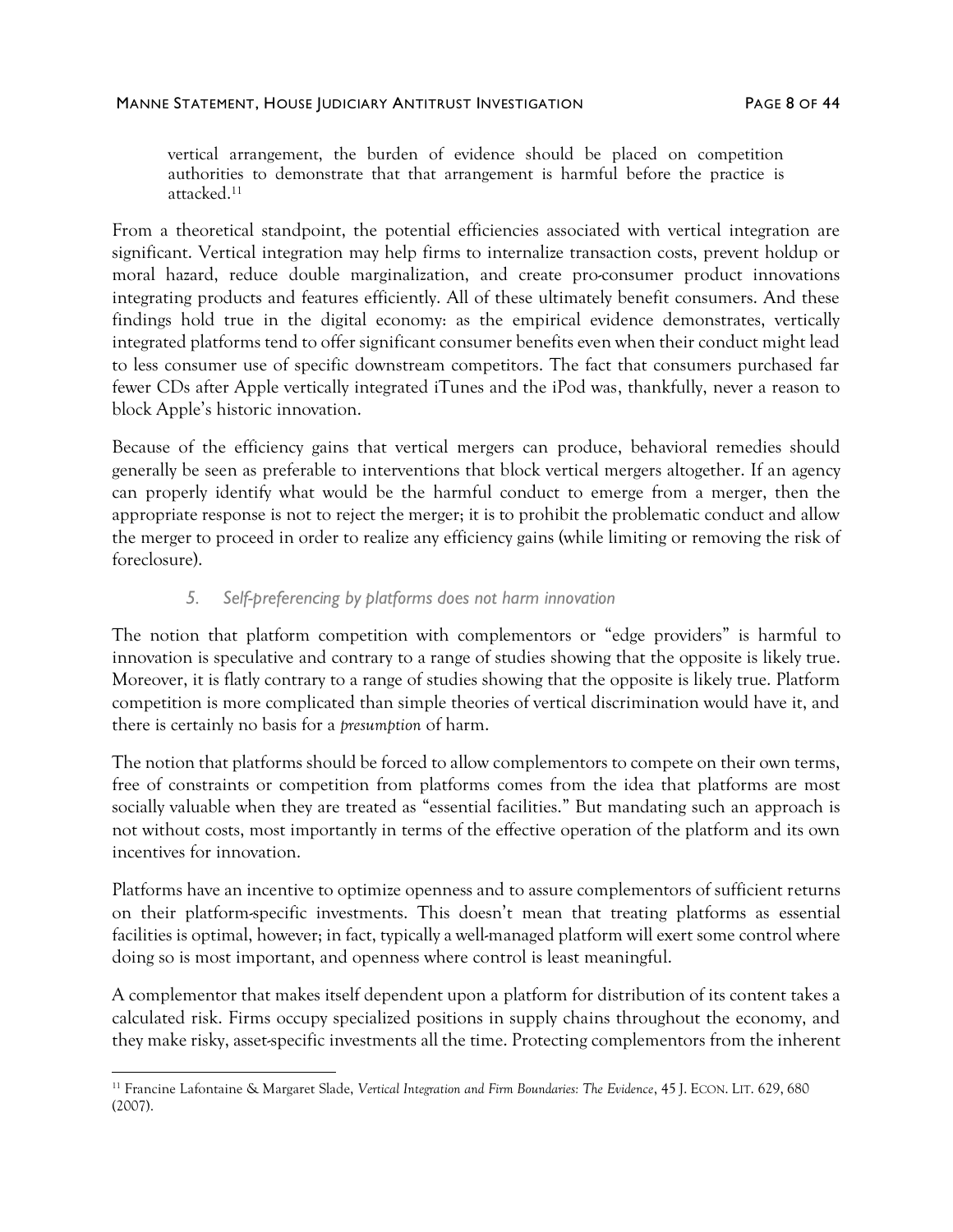> vertical arrangement, the burden of evidence should be placed on competition authorities to demonstrate that that arrangement is harmful before the practice is attacked.[11]

From a theoretical standpoint, the potential efficiencies associated with vertical integration are significant. Vertical integration may help firms to internalize transaction costs, prevent holdup or moral hazard, reduce double marginalization, and create pro-consumer product innovations integrating products and features efficiently. All of these ultimately benefit consumers. And these findings hold true in the digital economy: as the empirical evidence demonstrates, vertically integrated platforms tend to offer significant consumer benefits even when their conduct might lead to less consumer use of specific downstream competitors. The fact that consumers purchased far fewer CDs after Apple vertically integrated iTunes and the iPod was, thankfully, never a reason to block Apple's historic innovation.

Because of the efficiency gains that vertical mergers can produce, behavioral remedies should generally be seen as preferable to interventions that block vertical mergers altogether. If an agency can properly identify what would be the harmful conduct to emerge from a merger, then the appropriate response is not to reject the merger; it is to prohibit the problematic conduct and allow the merger to proceed in order to realize any efficiency gains (while limiting or removing the risk of foreclosure).

### *5. Self-preferencing by platforms does not harm innovation*

The notion that platform competition with complementors or "edge providers" is harmful to innovation is speculative and contrary to a range of studies showing that the opposite is likely true. Moreover, it is flatly contrary to a range of studies showing that the opposite is likely true. Platform competition is more complicated than simple theories of vertical discrimination would have it, and there is certainly no basis for a *presumption* of harm.

The notion that platforms should be forced to allow complementors to compete on their own terms, free of constraints or competition from platforms comes from the idea that platforms are most socially valuable when they are treated as "essential facilities." But mandating such an approach is not without costs, most importantly in terms of the effective operation of the platform and its own incentives for innovation.

Platforms have an incentive to optimize openness and to assure complementors of sufficient returns on their platform-specific investments. This doesn't mean that treating platforms as essential facilities is optimal, however; in fact, typically a well-managed platform will exert some control where doing so is most important, and openness where control is least meaningful.

A complementor that makes itself dependent upon a platform for distribution of its content takes a calculated risk. Firms occupy specialized positions in supply chains throughout the economy, and they make risky, asset-specific investments all the time. Protecting complementors from the inherent

---

[11] Francine Lafontaine & Margaret Slade, *Vertical Integration and Firm Boundaries: The Evidence*, 45 J. ECON. LIT. 629, 680 (2007).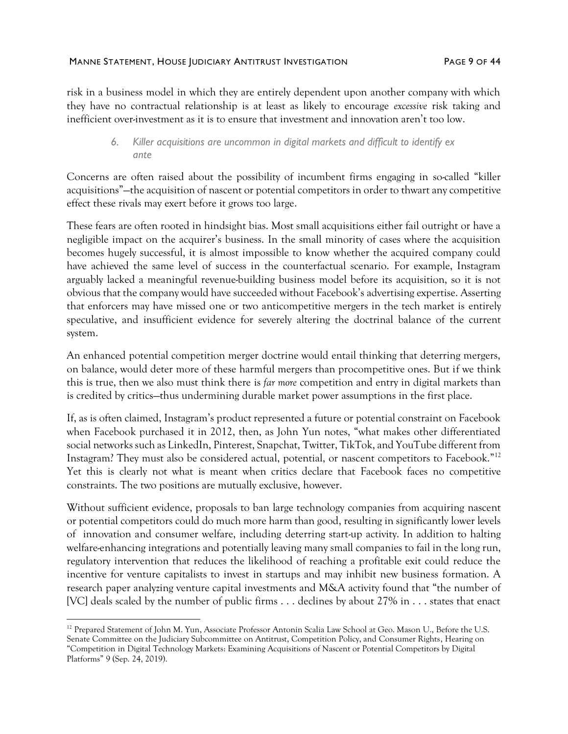risk in a business model in which they are entirely dependent upon another company with which they have no contractual relationship is at least as likely to encourage *excessive* risk taking and inefficient over-investment as it is to ensure that investment and innovation aren't too low.

### 6. *Killer acquisitions are uncommon in digital markets and difficult to identify ex ante*

Concerns are often raised about the possibility of incumbent firms engaging in so-called "killer acquisitions"—the acquisition of nascent or potential competitors in order to thwart any competitive effect these rivals may exert before it grows too large.

These fears are often rooted in hindsight bias. Most small acquisitions either fail outright or have a negligible impact on the acquirer's business. In the small minority of cases where the acquisition becomes hugely successful, it is almost impossible to know whether the acquired company could have achieved the same level of success in the counterfactual scenario. For example, Instagram arguably lacked a meaningful revenue-building business model before its acquisition, so it is not obvious that the company would have succeeded without Facebook's advertising expertise. Asserting that enforcers may have missed one or two anticompetitive mergers in the tech market is entirely speculative, and insufficient evidence for severely altering the doctrinal balance of the current system.

An enhanced potential competition merger doctrine would entail thinking that deterring mergers, on balance, would deter more of these harmful mergers than procompetitive ones. But if we think this is true, then we also must think there is *far more* competition and entry in digital markets than is credited by critics—thus undermining durable market power assumptions in the first place.

If, as is often claimed, Instagram's product represented a future or potential constraint on Facebook when Facebook purchased it in 2012, then, as John Yun notes, "what makes other differentiated social networks such as LinkedIn, Pinterest, Snapchat, Twitter, TikTok, and YouTube different from Instagram? They must also be considered actual, potential, or nascent competitors to Facebook."[12] Yet this is clearly not what is meant when critics declare that Facebook faces no competitive constraints. The two positions are mutually exclusive, however.

Without sufficient evidence, proposals to ban large technology companies from acquiring nascent or potential competitors could do much more harm than good, resulting in significantly lower levels of innovation and consumer welfare, including deterring start-up activity. In addition to halting welfare-enhancing integrations and potentially leaving many small companies to fail in the long run, regulatory intervention that reduces the likelihood of reaching a profitable exit could reduce the incentive for venture capitalists to invest in startups and may inhibit new business formation. A research paper analyzing venture capital investments and M&A activity found that "the number of [VC] deals scaled by the number of public firms . . . declines by about 27% in . . . states that enact

---

[12] Prepared Statement of John M. Yun, Associate Professor Antonin Scalia Law School at Geo. Mason U., Before the U.S. Senate Committee on the Judiciary Subcommittee on Antitrust, Competition Policy, and Consumer Rights, Hearing on "Competition in Digital Technology Markets: Examining Acquisitions of Nascent or Potential Competitors by Digital Platforms" 9 (Sep. 24, 2019).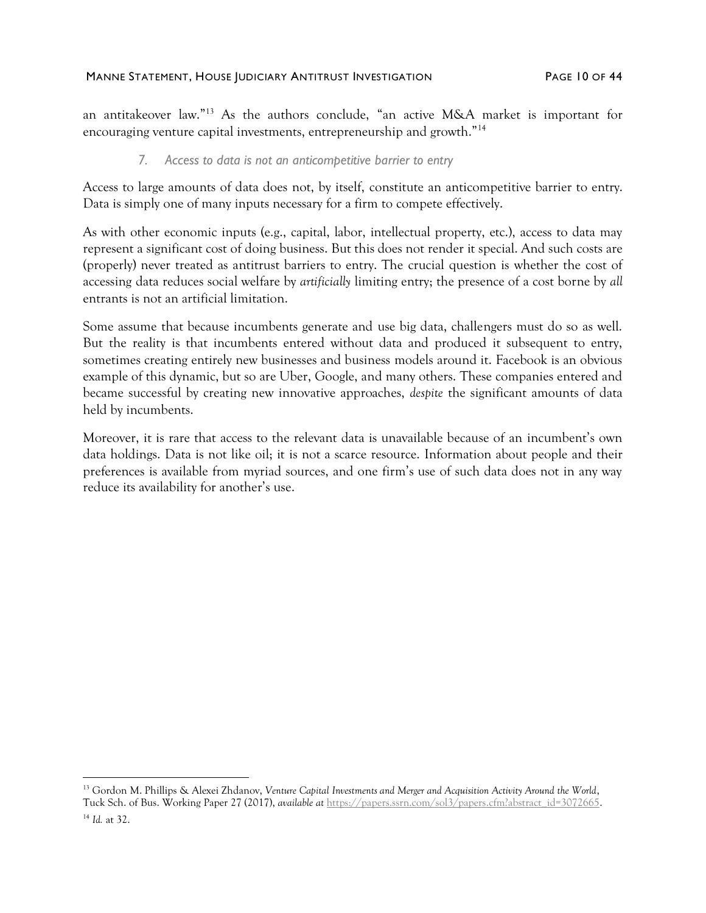an antitakeover law."[13] As the authors conclude, "an active M&A market is important for encouraging venture capital investments, entrepreneurship and growth."[14]

### *7. Access to data is not an anticompetitive barrier to entry*

Access to large amounts of data does not, by itself, constitute an anticompetitive barrier to entry. Data is simply one of many inputs necessary for a firm to compete effectively.

As with other economic inputs (e.g., capital, labor, intellectual property, etc.), access to data may represent a significant cost of doing business. But this does not render it special. And such costs are (properly) never treated as antitrust barriers to entry. The crucial question is whether the cost of accessing data reduces social welfare by *artificially* limiting entry; the presence of a cost borne by *all* entrants is not an artificial limitation.

Some assume that because incumbents generate and use big data, challengers must do so as well. But the reality is that incumbents entered without data and produced it subsequent to entry, sometimes creating entirely new businesses and business models around it. Facebook is an obvious example of this dynamic, but so are Uber, Google, and many others. These companies entered and became successful by creating new innovative approaches, *despite* the significant amounts of data held by incumbents.

Moreover, it is rare that access to the relevant data is unavailable because of an incumbent's own data holdings. Data is not like oil; it is not a scarce resource. Information about people and their preferences is available from myriad sources, and one firm's use of such data does not in any way reduce its availability for another's use.

---

[13] Gordon M. Phillips & Alexei Zhdanov, *Venture Capital Investments and Merger and Acquisition Activity Around the World*, Tuck Sch. of Bus. Working Paper 27 (2017), *available at* https://papers.ssrn.com/sol3/papers.cfm?abstract_id=3072665.

[14] *Id.* at 32.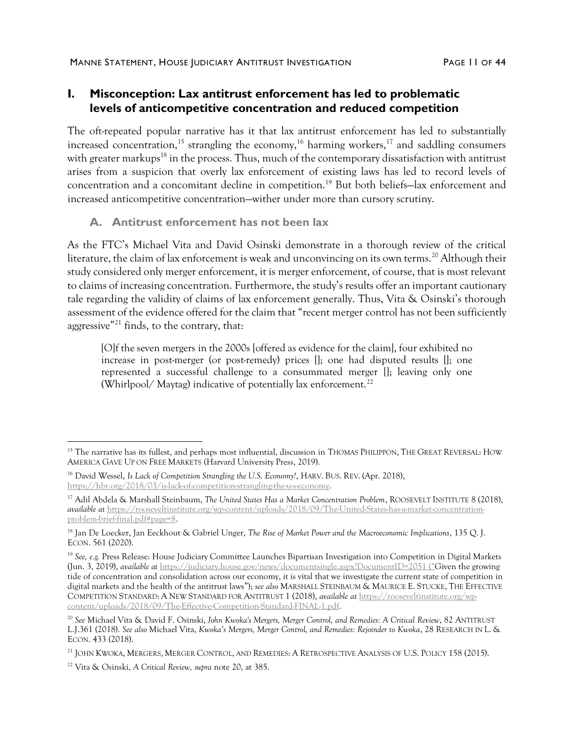## I. Misconception: Lax antitrust enforcement has led to problematic levels of anticompetitive concentration and reduced competition

The oft-repeated popular narrative has it that lax antitrust enforcement has led to substantially increased concentration,[15] strangling the economy,[16] harming workers,[17] and saddling consumers with greater markups[18] in the process. Thus, much of the contemporary dissatisfaction with antitrust arises from a suspicion that overly lax enforcement of existing laws has led to record levels of concentration and a concomitant decline in competition.[19] But both beliefs—lax enforcement and increased anticompetitive concentration—wither under more than cursory scrutiny.

### A. Antitrust enforcement has not been lax

As the FTC's Michael Vita and David Osinski demonstrate in a thorough review of the critical literature, the claim of lax enforcement is weak and unconvincing on its own terms.[20] Although their study considered only merger enforcement, it is merger enforcement, of course, that is most relevant to claims of increasing concentration. Furthermore, the study's results offer an important cautionary tale regarding the validity of claims of lax enforcement generally. Thus, Vita & Osinski's thorough assessment of the evidence offered for the claim that "recent merger control has not been sufficiently aggressive"[21] finds, to the contrary, that:

> [O]f the seven mergers in the 2000s [offered as evidence for the claim], four exhibited no increase in post-merger (or post-remedy) prices []; one had disputed results []; one represented a successful challenge to a consummated merger []; leaving only one (Whirlpool/ Maytag) indicative of potentially lax enforcement.[22]

---

[15] The narrative has its fullest, and perhaps most influential, discussion in THOMAS PHILIPPON, THE GREAT REVERSAL: HOW AMERICA GAVE UP ON FREE MARKETS (Harvard University Press, 2019).

[16] David Wessel, *Is Lack of Competition Strangling the U.S. Economy?*, HARV. BUS. REV. (Apr. 2018), https://hbr.org/2018/03/is-lack-of-competition-strangling-the-u-s-economy.

[17] Adil Abdela & Marshall Steinbaum, *The United States Has a Market Concentration Problem*, ROOSEVELT INSTITUTE 8 (2018), *available at* https://rooseveltinstitute.org/wp-content/uploads/2018/09/The-United-States-has-a-market-concentration-problem-brief-final.pdf#page=8.

[18] Jan De Loecker, Jan Eeckhout & Gabriel Unger, *The Rise of Market Power and the Macroeconomic Implications*, 135 Q. J. ECON. 561 (2020).

[19] *See, e.g.* Press Release: House Judiciary Committee Launches Bipartisan Investigation into Competition in Digital Markets (Jun. 3, 2019), *available at* https://judiciary.house.gov/news/documentsingle.aspx?DocumentID=2051 ("Given the growing tide of concentration and consolidation across our economy, it is vital that we investigate the current state of competition in digital markets and the health of the antitrust laws"); *see also* MARSHALL STEINBAUM & MAURICE E. STUCKE, THE EFFECTIVE COMPETITION STANDARD: A NEW STANDARD FOR ANTITRUST 1 (2018), *available at* https://rooseveltinstitute.org/wp-content/uploads/2018/09/The-Effective-Competition-Standard-FINAL-1.pdf.

[20] *See* Michael Vita & David F. Osinski, *John Kwoka's Mergers, Merger Control, and Remedies: A Critical Review*, 82 ANTITRUST L.J.361 (2018). *See also* Michael Vita, *Kwoka's Mergers, Merger Control, and Remedies: Rejoinder to Kwoka*, 28 RESEARCH IN L. & ECON. 433 (2018).

[21] JOHN KWOKA, MERGERS, MERGER CONTROL, AND REMEDIES: A RETROSPECTIVE ANALYSIS OF U.S. POLICY 158 (2015).

[22] Vita & Osinski, *A Critical Review, supra* note 20, at 385.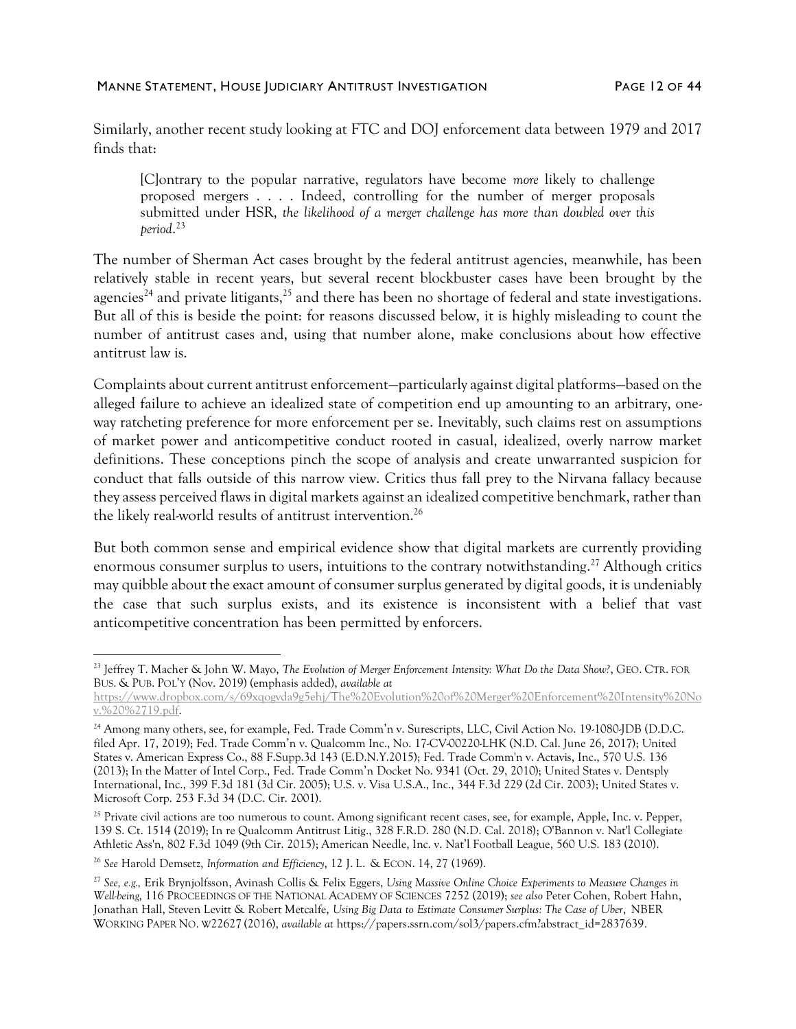Similarly, another recent study looking at FTC and DOJ enforcement data between 1979 and 2017 finds that:

> [C]ontrary to the popular narrative, regulators have become *more* likely to challenge proposed mergers . . . . Indeed, controlling for the number of merger proposals submitted under HSR, *the likelihood of a merger challenge has more than doubled over this period*.[23]

The number of Sherman Act cases brought by the federal antitrust agencies, meanwhile, has been relatively stable in recent years, but several recent blockbuster cases have been brought by the agencies[24] and private litigants,[25] and there has been no shortage of federal and state investigations. But all of this is beside the point: for reasons discussed below, it is highly misleading to count the number of antitrust cases and, using that number alone, make conclusions about how effective antitrust law is.

Complaints about current antitrust enforcement—particularly against digital platforms—based on the alleged failure to achieve an idealized state of competition end up amounting to an arbitrary, one-way ratcheting preference for more enforcement per se. Inevitably, such claims rest on assumptions of market power and anticompetitive conduct rooted in casual, idealized, overly narrow market definitions. These conceptions pinch the scope of analysis and create unwarranted suspicion for conduct that falls outside of this narrow view. Critics thus fall prey to the Nirvana fallacy because they assess perceived flaws in digital markets against an idealized competitive benchmark, rather than the likely real-world results of antitrust intervention.[26]

But both common sense and empirical evidence show that digital markets are currently providing enormous consumer surplus to users, intuitions to the contrary notwithstanding.[27] Although critics may quibble about the exact amount of consumer surplus generated by digital goods, it is undeniably the case that such surplus exists, and its existence is inconsistent with a belief that vast anticompetitive concentration has been permitted by enforcers.

---

[23] Jeffrey T. Macher & John W. Mayo, *The Evolution of Merger Enforcement Intensity: What Do the Data Show?*, GEO. CTR. FOR BUS. & PUB. POL'Y (Nov. 2019) (emphasis added), *available at* https://www.dropbox.com/s/69xqogvda9g5ehj/The%20Evolution%20of%20Merger%20Enforcement%20Intensity%20Nov.%20%2719.pdf.

[24] Among many others, see, for example, Fed. Trade Comm'n v. Surescripts, LLC, Civil Action No. 19-1080-JDB (D.D.C. filed Apr. 17, 2019); Fed. Trade Comm'n v. Qualcomm Inc., No. 17-CV-00220-LHK (N.D. Cal. June 26, 2017); United States v. American Express Co., 88 F.Supp.3d 143 (E.D.N.Y.2015); Fed. Trade Comm'n v. Actavis, Inc., 570 U.S. 136 (2013); In the Matter of Intel Corp., Fed. Trade Comm'n Docket No. 9341 (Oct. 29, 2010); United States v. Dentsply International, Inc., 399 F.3d 181 (3d Cir. 2005); U.S. v. Visa U.S.A., Inc., 344 F.3d 229 (2d Cir. 2003); United States v. Microsoft Corp. 253 F.3d 34 (D.C. Cir. 2001).

[25] Private civil actions are too numerous to count. Among significant recent cases, see, for example, Apple, Inc. v. Pepper, 139 S. Ct. 1514 (2019); In re Qualcomm Antitrust Litig., 328 F.R.D. 280 (N.D. Cal. 2018); O'Bannon v. Nat'l Collegiate Athletic Ass'n, 802 F.3d 1049 (9th Cir. 2015); American Needle, Inc. v. Nat'l Football League, 560 U.S. 183 (2010).

[26] *See* Harold Demsetz, *Information and Efficiency*, 12 J. L. & ECON. 14, 27 (1969).

[27] *See, e.g.,* Erik Brynjolfsson, Avinash Collis & Felix Eggers, *Using Massive Online Choice Experiments to Measure Changes in Well-being*, 116 PROCEEDINGS OF THE NATIONAL ACADEMY OF SCIENCES 7252 (2019); *see also* Peter Cohen, Robert Hahn, Jonathan Hall, Steven Levitt & Robert Metcalfe, *Using Big Data to Estimate Consumer Surplus: The Case of Uber*, NBER WORKING PAPER NO. W22627 (2016), *available at* https://papers.ssrn.com/sol3/papers.cfm?abstract_id=2837639.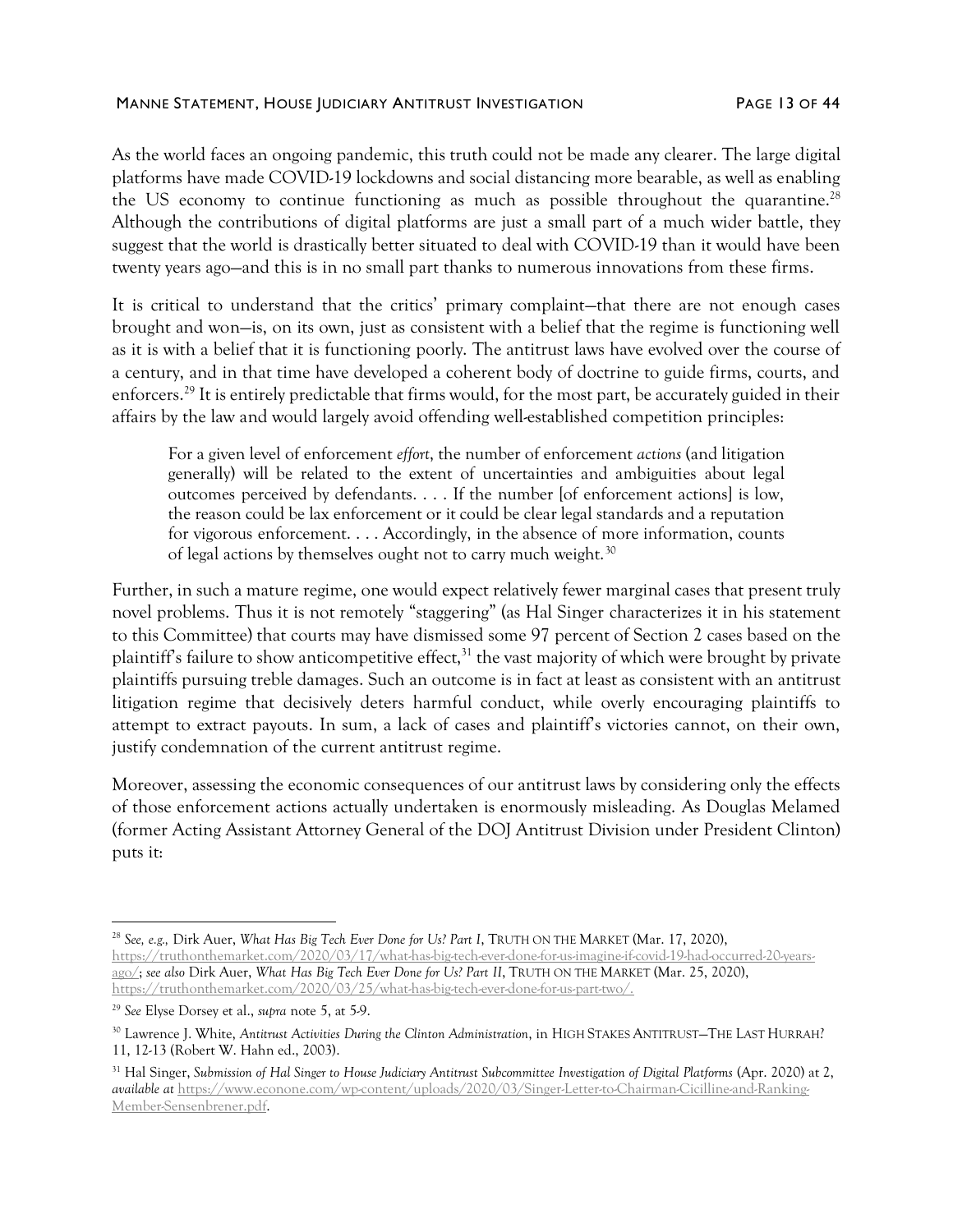As the world faces an ongoing pandemic, this truth could not be made any clearer. The large digital platforms have made COVID-19 lockdowns and social distancing more bearable, as well as enabling the US economy to continue functioning as much as possible throughout the quarantine.[28] Although the contributions of digital platforms are just a small part of a much wider battle, they suggest that the world is drastically better situated to deal with COVID-19 than it would have been twenty years ago—and this is in no small part thanks to numerous innovations from these firms.

It is critical to understand that the critics' primary complaint—that there are not enough cases brought and won—is, on its own, just as consistent with a belief that the regime is functioning well as it is with a belief that it is functioning poorly. The antitrust laws have evolved over the course of a century, and in that time have developed a coherent body of doctrine to guide firms, courts, and enforcers.[29] It is entirely predictable that firms would, for the most part, be accurately guided in their affairs by the law and would largely avoid offending well-established competition principles:

> For a given level of enforcement *effort*, the number of enforcement *actions* (and litigation generally) will be related to the extent of uncertainties and ambiguities about legal outcomes perceived by defendants. . . . If the number [of enforcement actions] is low, the reason could be lax enforcement or it could be clear legal standards and a reputation for vigorous enforcement. . . . Accordingly, in the absence of more information, counts of legal actions by themselves ought not to carry much weight.[30]

Further, in such a mature regime, one would expect relatively fewer marginal cases that present truly novel problems. Thus it is not remotely "staggering" (as Hal Singer characterizes it in his statement to this Committee) that courts may have dismissed some 97 percent of Section 2 cases based on the plaintiff's failure to show anticompetitive effect,[31] the vast majority of which were brought by private plaintiffs pursuing treble damages. Such an outcome is in fact at least as consistent with an antitrust litigation regime that decisively deters harmful conduct, while overly encouraging plaintiffs to attempt to extract payouts. In sum, a lack of cases and plaintiff's victories cannot, on their own, justify condemnation of the current antitrust regime.

Moreover, assessing the economic consequences of our antitrust laws by considering only the effects of those enforcement actions actually undertaken is enormously misleading. As Douglas Melamed (former Acting Assistant Attorney General of the DOJ Antitrust Division under President Clinton) puts it:

---

[28] *See, e.g.,* Dirk Auer, *What Has Big Tech Ever Done for Us? Part I*, TRUTH ON THE MARKET (Mar. 17, 2020), https://truthonthemarket.com/2020/03/17/what-has-big-tech-ever-done-for-us-imagine-if-covid-19-had-occurred-20-years-ago/; *see also* Dirk Auer, *What Has Big Tech Ever Done for Us? Part II*, TRUTH ON THE MARKET (Mar. 25, 2020), https://truthonthemarket.com/2020/03/25/what-has-big-tech-ever-done-for-us-part-two/.

[29] *See* Elyse Dorsey et al., *supra* note 5, at 5-9.

[30] Lawrence J. White, *Antitrust Activities During the Clinton Administration*, in HIGH STAKES ANTITRUST—THE LAST HURRAH? 11, 12-13 (Robert W. Hahn ed., 2003).

[31] Hal Singer, *Submission of Hal Singer to House Judiciary Antitrust Subcommittee Investigation of Digital Platforms* (Apr. 2020) at 2, *available at* https://www.econone.com/wp-content/uploads/2020/03/Singer-Letter-to-Chairman-Cicilline-and-Ranking-Member-Sensenbrener.pdf.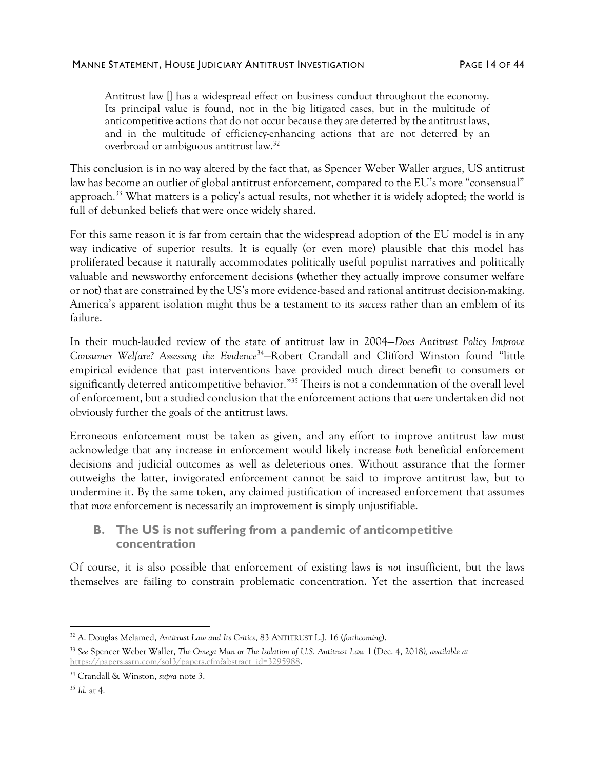> Antitrust law [] has a widespread effect on business conduct throughout the economy. Its principal value is found, not in the big litigated cases, but in the multitude of anticompetitive actions that do not occur because they are deterred by the antitrust laws, and in the multitude of efficiency-enhancing actions that are not deterred by an overbroad or ambiguous antitrust law.[32]

This conclusion is in no way altered by the fact that, as Spencer Weber Waller argues, US antitrust law has become an outlier of global antitrust enforcement, compared to the EU's more "consensual" approach.[33] What matters is a policy's actual results, not whether it is widely adopted; the world is full of debunked beliefs that were once widely shared.

For this same reason it is far from certain that the widespread adoption of the EU model is in any way indicative of superior results. It is equally (or even more) plausible that this model has proliferated because it naturally accommodates politically useful populist narratives and politically valuable and newsworthy enforcement decisions (whether they actually improve consumer welfare or not) that are constrained by the US's more evidence-based and rational antitrust decision-making. America's apparent isolation might thus be a testament to its *success* rather than an emblem of its failure.

In their much-lauded review of the state of antitrust law in 2004—*Does Antitrust Policy Improve Consumer Welfare? Assessing the Evidence*[34]—Robert Crandall and Clifford Winston found "little empirical evidence that past interventions have provided much direct benefit to consumers or significantly deterred anticompetitive behavior."[35] Theirs is not a condemnation of the overall level of enforcement, but a studied conclusion that the enforcement actions that *were* undertaken did not obviously further the goals of the antitrust laws.

Erroneous enforcement must be taken as given, and any effort to improve antitrust law must acknowledge that any increase in enforcement would likely increase *both* beneficial enforcement decisions and judicial outcomes as well as deleterious ones. Without assurance that the former outweighs the latter, invigorated enforcement cannot be said to improve antitrust law, but to undermine it. By the same token, any claimed justification of increased enforcement that assumes that *more* enforcement is necessarily an improvement is simply unjustifiable.

### B. The US is not suffering from a pandemic of anticompetitive concentration

Of course, it is also possible that enforcement of existing laws is *not* insufficient, but the laws themselves are failing to constrain problematic concentration. Yet the assertion that increased

---

[32] A. Douglas Melamed, *Antitrust Law and Its Critics*, 83 ANTITRUST L.J. 16 (*forthcoming*).

[33] *See* Spencer Weber Waller, *The Omega Man or The Isolation of U.S. Antitrust Law* 1 (Dec. 4, 2018), *available at* https://papers.ssrn.com/sol3/papers.cfm?abstract_id=3295988.

[34] Crandall & Winston, *supra* note 3.

[35] *Id.* at 4.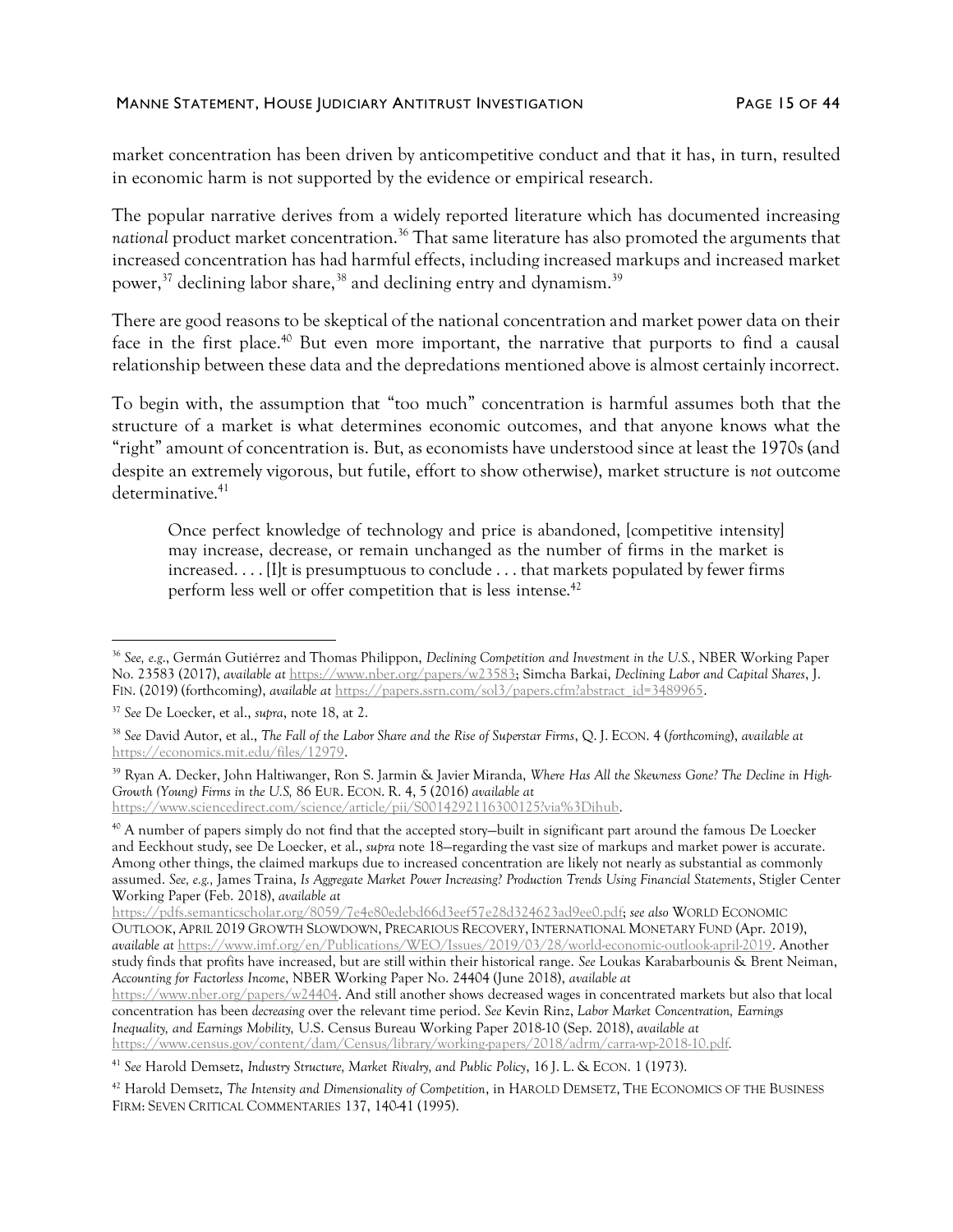market concentration has been driven by anticompetitive conduct and that it has, in turn, resulted in economic harm is not supported by the evidence or empirical research.

The popular narrative derives from a widely reported literature which has documented increasing *national* product market concentration.[36] That same literature has also promoted the arguments that increased concentration has had harmful effects, including increased markups and increased market power,[37] declining labor share,[38] and declining entry and dynamism.[39]

There are good reasons to be skeptical of the national concentration and market power data on their face in the first place.[40] But even more important, the narrative that purports to find a causal relationship between these data and the depredations mentioned above is almost certainly incorrect.

To begin with, the assumption that "too much" concentration is harmful assumes both that the structure of a market is what determines economic outcomes, and that anyone knows what the "right" amount of concentration is. But, as economists have understood since at least the 1970s (and despite an extremely vigorous, but futile, effort to show otherwise), market structure is *not* outcome determinative.[41]

> Once perfect knowledge of technology and price is abandoned, [competitive intensity] may increase, decrease, or remain unchanged as the number of firms in the market is increased. . . . [I]t is presumptuous to conclude . . . that markets populated by fewer firms perform less well or offer competition that is less intense.[42]

---

[36] *See, e.g.*, Germán Gutiérrez and Thomas Philippon, *Declining Competition and Investment in the U.S.*, NBER Working Paper No. 23583 (2017), *available at* https://www.nber.org/papers/w23583; Simcha Barkai, *Declining Labor and Capital Shares*, J. FIN. (2019) (forthcoming), *available at* https://papers.ssrn.com/sol3/papers.cfm?abstract_id=3489965.

[37] *See* De Loecker, et al., *supra*, note 18, at 2.

[38] *See* David Autor, et al., *The Fall of the Labor Share and the Rise of Superstar Firms*, Q. J. ECON. 4 (*forthcoming*), *available at* https://economics.mit.edu/files/12979.

[39] Ryan A. Decker, John Haltiwanger, Ron S. Jarmin & Javier Miranda, *Where Has All the Skewness Gone? The Decline in High-Growth (Young) Firms in the U.S,* 86 EUR. ECON. R. 4, 5 (2016) *available at* https://www.sciencedirect.com/science/article/pii/S0014292116300125?via%3Dihub.

[40] A number of papers simply do not find that the accepted story—built in significant part around the famous De Loecker and Eeckhout study, see De Loecker, et al., *supra* note 18—regarding the vast size of markups and market power is accurate. Among other things, the claimed markups due to increased concentration are likely not nearly as substantial as commonly assumed. *See, e.g.,* James Traina, *Is Aggregate Market Power Increasing? Production Trends Using Financial Statements*, Stigler Center Working Paper (Feb. 2018), *available at* https://pdfs.semanticscholar.org/8059/7e4e80edebd66d3eef57e28d324623ad9ee0.pdf; *see also* WORLD ECONOMIC OUTLOOK, APRIL 2019 GROWTH SLOWDOWN, PRECARIOUS RECOVERY, INTERNATIONAL MONETARY FUND (Apr. 2019), *available at* https://www.imf.org/en/Publications/WEO/Issues/2019/03/28/world-economic-outlook-april-2019. Another study finds that profits have increased, but are still within their historical range. *See* Loukas Karabarbounis & Brent Neiman, *Accounting for Factorless Income*, NBER Working Paper No. 24404 (June 2018), *available at* https://www.nber.org/papers/w24404. And still another shows decreased wages in concentrated markets but also that local concentration has been *decreasing* over the relevant time period. *See* Kevin Rinz, *Labor Market Concentration, Earnings Inequality, and Earnings Mobility,* U.S. Census Bureau Working Paper 2018-10 (Sep. 2018), *available at* https://www.census.gov/content/dam/Census/library/working-papers/2018/adrm/carra-wp-2018-10.pdf.

[41] *See* Harold Demsetz, *Industry Structure, Market Rivalry, and Public Policy*, 16 J. L. & ECON. 1 (1973).

[42] Harold Demsetz, *The Intensity and Dimensionality of Competition*, in HAROLD DEMSETZ, THE ECONOMICS OF THE BUSINESS FIRM: SEVEN CRITICAL COMMENTARIES 137, 140-41 (1995).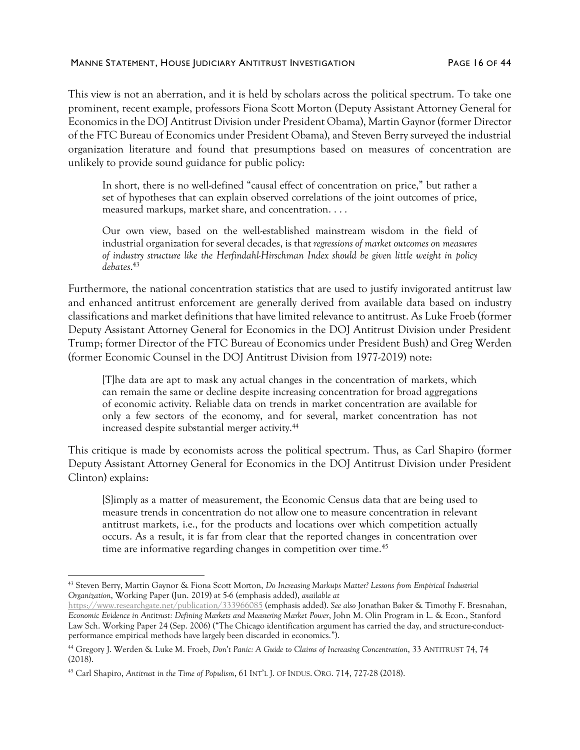This view is not an aberration, and it is held by scholars across the political spectrum. To take one prominent, recent example, professors Fiona Scott Morton (Deputy Assistant Attorney General for Economics in the DOJ Antitrust Division under President Obama), Martin Gaynor (former Director of the FTC Bureau of Economics under President Obama), and Steven Berry surveyed the industrial organization literature and found that presumptions based on measures of concentration are unlikely to provide sound guidance for public policy:

> In short, there is no well-defined "causal effect of concentration on price," but rather a set of hypotheses that can explain observed correlations of the joint outcomes of price, measured markups, market share, and concentration. . . .
>
> Our own view, based on the well-established mainstream wisdom in the field of industrial organization for several decades, is that *regressions of market outcomes on measures of industry structure like the Herfindahl-Hirschman Index should be given little weight in policy debates*.[43]

Furthermore, the national concentration statistics that are used to justify invigorated antitrust law and enhanced antitrust enforcement are generally derived from available data based on industry classifications and market definitions that have limited relevance to antitrust. As Luke Froeb (former Deputy Assistant Attorney General for Economics in the DOJ Antitrust Division under President Trump; former Director of the FTC Bureau of Economics under President Bush) and Greg Werden (former Economic Counsel in the DOJ Antitrust Division from 1977-2019) note:

> [T]he data are apt to mask any actual changes in the concentration of markets, which can remain the same or decline despite increasing concentration for broad aggregations of economic activity. Reliable data on trends in market concentration are available for only a few sectors of the economy, and for several, market concentration has not increased despite substantial merger activity.[44]

This critique is made by economists across the political spectrum. Thus, as Carl Shapiro (former Deputy Assistant Attorney General for Economics in the DOJ Antitrust Division under President Clinton) explains:

> [S]imply as a matter of measurement, the Economic Census data that are being used to measure trends in concentration do not allow one to measure concentration in relevant antitrust markets, i.e., for the products and locations over which competition actually occurs. As a result, it is far from clear that the reported changes in concentration over time are informative regarding changes in competition over time.[45]

---

[43] Steven Berry, Martin Gaynor & Fiona Scott Morton, *Do Increasing Markups Matter? Lessons from Empirical Industrial Organization*, Working Paper (Jun. 2019) at 5-6 (emphasis added), *available at* https://www.researchgate.net/publication/333966085 (emphasis added). *See also* Jonathan Baker & Timothy F. Bresnahan, *Economic Evidence in Antitrust: Defining Markets and Measuring Market Power*, John M. Olin Program in L. & Econ., Stanford Law Sch. Working Paper 24 (Sep. 2006) ("The Chicago identification argument has carried the day, and structure-conduct-performance empirical methods have largely been discarded in economics.").

[44] Gregory J. Werden & Luke M. Froeb, *Don't Panic: A Guide to Claims of Increasing Concentration*, 33 ANTITRUST 74, 74 (2018).

[45] Carl Shapiro, *Antitrust in the Time of Populism*, 61 INT'L J. OF INDUS. ORG. 714, 727-28 (2018).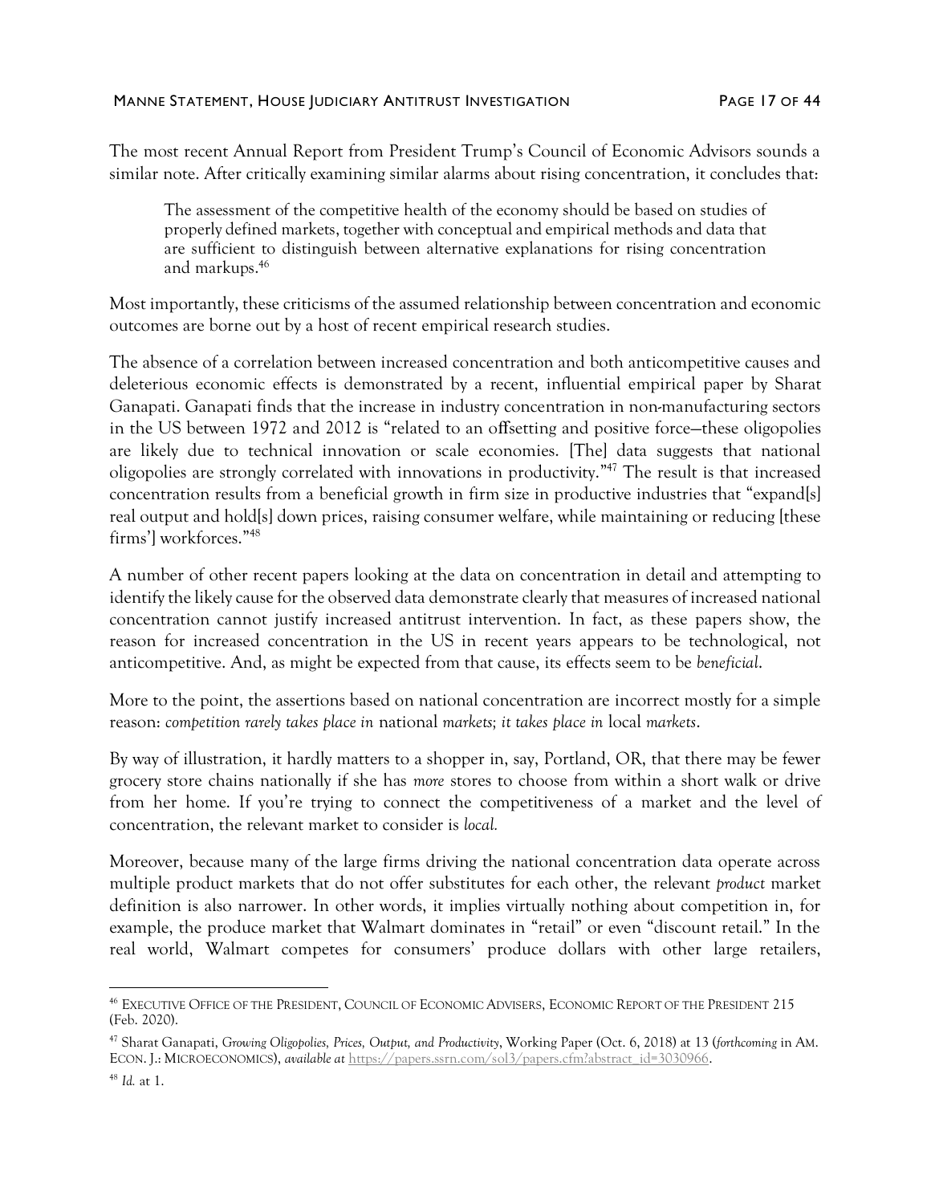The most recent Annual Report from President Trump's Council of Economic Advisors sounds a similar note. After critically examining similar alarms about rising concentration, it concludes that:

> The assessment of the competitive health of the economy should be based on studies of properly defined markets, together with conceptual and empirical methods and data that are sufficient to distinguish between alternative explanations for rising concentration and markups.[46]

Most importantly, these criticisms of the assumed relationship between concentration and economic outcomes are borne out by a host of recent empirical research studies.

The absence of a correlation between increased concentration and both anticompetitive causes and deleterious economic effects is demonstrated by a recent, influential empirical paper by Sharat Ganapati. Ganapati finds that the increase in industry concentration in non-manufacturing sectors in the US between 1972 and 2012 is "related to an offsetting and positive force—these oligopolies are likely due to technical innovation or scale economies. [The] data suggests that national oligopolies are strongly correlated with innovations in productivity."[47] The result is that increased concentration results from a beneficial growth in firm size in productive industries that "expand[s] real output and hold[s] down prices, raising consumer welfare, while maintaining or reducing [these firms'] workforces."[48]

A number of other recent papers looking at the data on concentration in detail and attempting to identify the likely cause for the observed data demonstrate clearly that measures of increased national concentration cannot justify increased antitrust intervention. In fact, as these papers show, the reason for increased concentration in the US in recent years appears to be technological, not anticompetitive. And, as might be expected from that cause, its effects seem to be *beneficial*.

More to the point, the assertions based on national concentration are incorrect mostly for a simple reason: *competition rarely takes place in* national *markets; it takes place in* local *markets*.

By way of illustration, it hardly matters to a shopper in, say, Portland, OR, that there may be fewer grocery store chains nationally if she has *more* stores to choose from within a short walk or drive from her home. If you're trying to connect the competitiveness of a market and the level of concentration, the relevant market to consider is *local.*

Moreover, because many of the large firms driving the national concentration data operate across multiple product markets that do not offer substitutes for each other, the relevant *product* market definition is also narrower. In other words, it implies virtually nothing about competition in, for example, the produce market that Walmart dominates in "retail" or even "discount retail." In the real world, Walmart competes for consumers' produce dollars with other large retailers,

---

[46] EXECUTIVE OFFICE OF THE PRESIDENT, COUNCIL OF ECONOMIC ADVISERS, ECONOMIC REPORT OF THE PRESIDENT 215 (Feb. 2020).

[47] Sharat Ganapati, *Growing Oligopolies, Prices, Output, and Productivity*, Working Paper (Oct. 6, 2018) at 13 (*forthcoming* in AM. ECON. J.: MICROECONOMICS), *available at* https://papers.ssrn.com/sol3/papers.cfm?abstract_id=3030966.

[48] *Id.* at 1.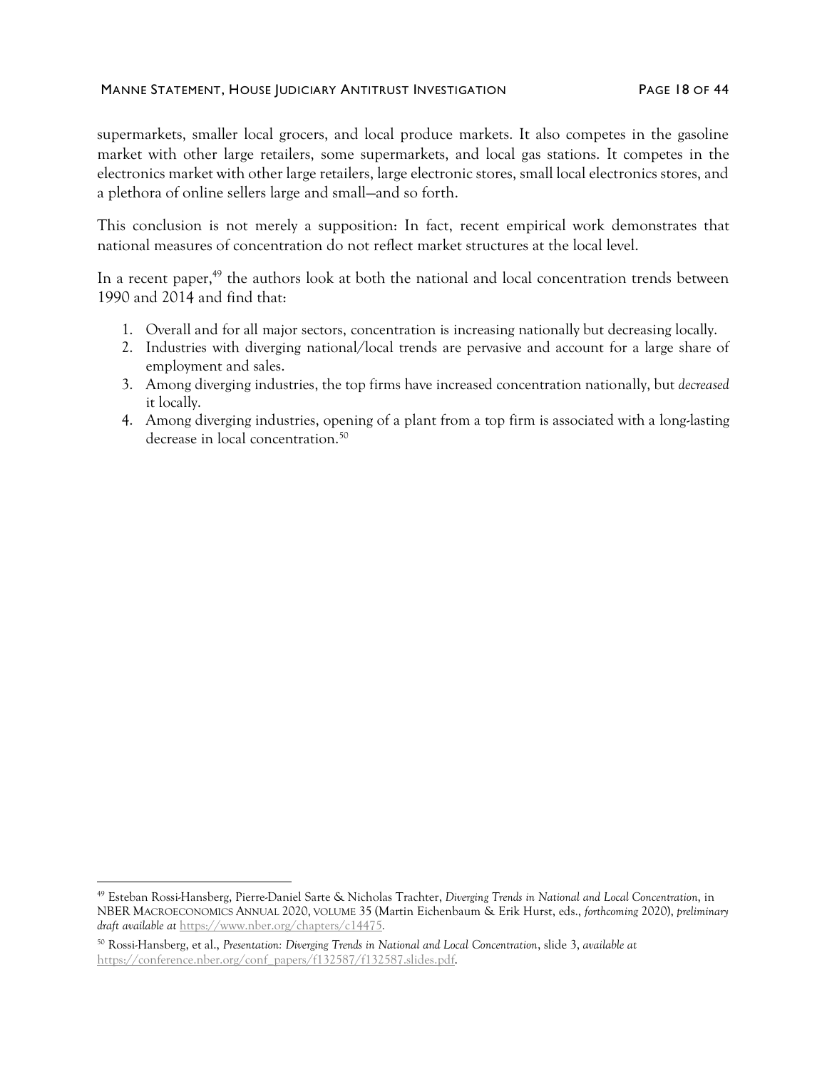supermarkets, smaller local grocers, and local produce markets. It also competes in the gasoline market with other large retailers, some supermarkets, and local gas stations. It competes in the electronics market with other large retailers, large electronic stores, small local electronics stores, and a plethora of online sellers large and small—and so forth.

This conclusion is not merely a supposition: In fact, recent empirical work demonstrates that national measures of concentration do not reflect market structures at the local level.

In a recent paper,[49] the authors look at both the national and local concentration trends between 1990 and 2014 and find that:

1. Overall and for all major sectors, concentration is increasing nationally but decreasing locally.
2. Industries with diverging national/local trends are pervasive and account for a large share of employment and sales.
3. Among diverging industries, the top firms have increased concentration nationally, but *decreased* it locally.
4. Among diverging industries, opening of a plant from a top firm is associated with a long-lasting decrease in local concentration.[50]

---

[49] Esteban Rossi-Hansberg, Pierre-Daniel Sarte & Nicholas Trachter, *Diverging Trends in National and Local Concentration*, in NBER MACROECONOMICS ANNUAL 2020, VOLUME 35 (Martin Eichenbaum & Erik Hurst, eds., *forthcoming* 2020), *preliminary draft available at* https://www.nber.org/chapters/c14475.

[50] Rossi-Hansberg, et al., *Presentation: Diverging Trends in National and Local Concentration*, slide 3, *available at* https://conference.nber.org/conf_papers/f132587/f132587.slides.pdf.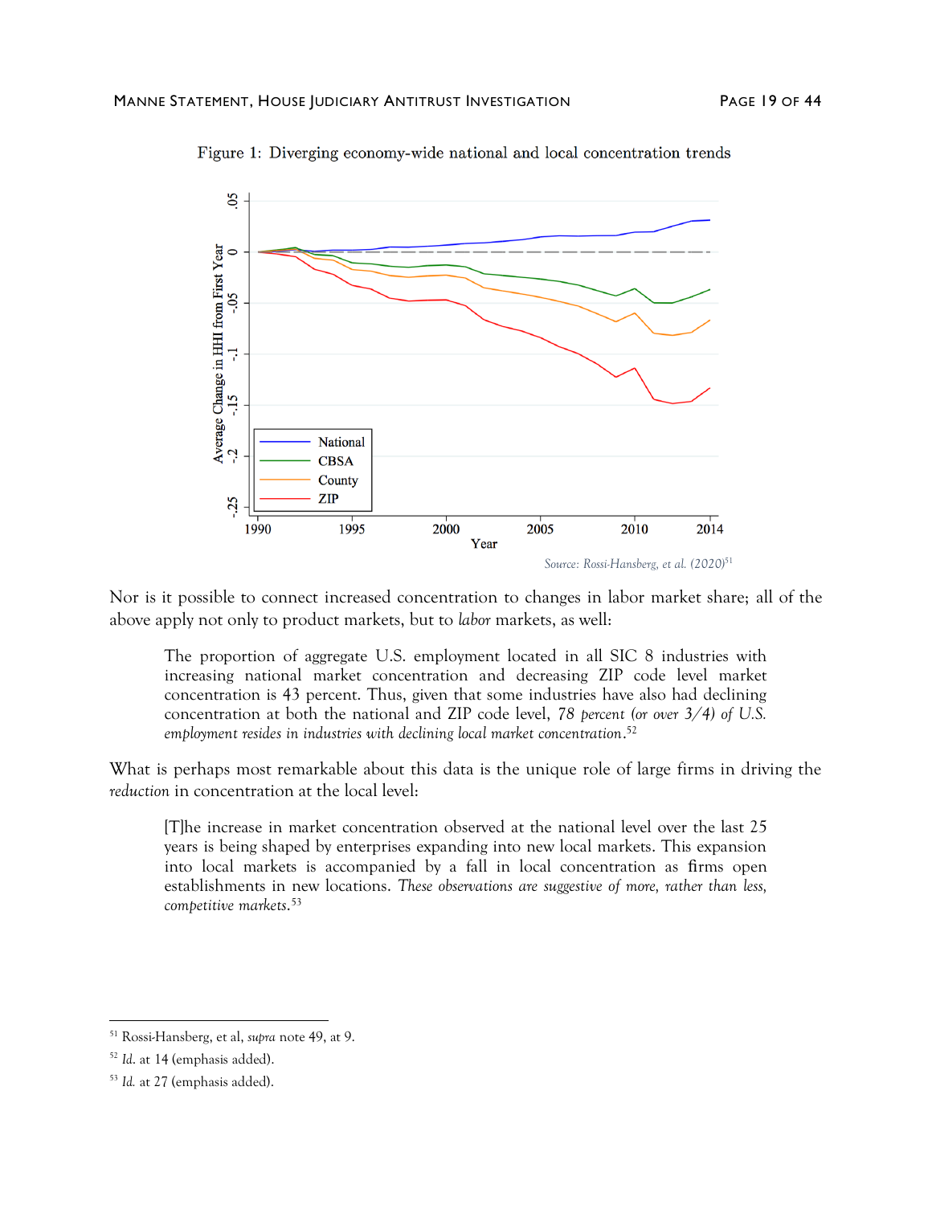Figure 1: Diverging economy-wide national and local concentration trends

*Source: Rossi-Hansberg, et al. (2020)*[51]

Nor is it possible to connect increased concentration to changes in labor market share; all of the above apply not only to product markets, but to *labor* markets, as well:

> The proportion of aggregate U.S. employment located in all SIC 8 industries with increasing national market concentration and decreasing ZIP code level market concentration is 43 percent. Thus, given that some industries have also had declining concentration at both the national and ZIP code level, *78 percent (or over 3/4) of U.S. employment resides in industries with declining local market concentration*.[52]

What is perhaps most remarkable about this data is the unique role of large firms in driving the *reduction* in concentration at the local level:

> [T]he increase in market concentration observed at the national level over the last 25 years is being shaped by enterprises expanding into new local markets. This expansion into local markets is accompanied by a fall in local concentration as firms open establishments in new locations. *These observations are suggestive of more, rather than less, competitive markets*.[53]

---

[51] Rossi-Hansberg, et al, *supra* note 49, at 9.

[52] *Id.* at 14 (emphasis added).

[53] *Id.* at 27 (emphasis added).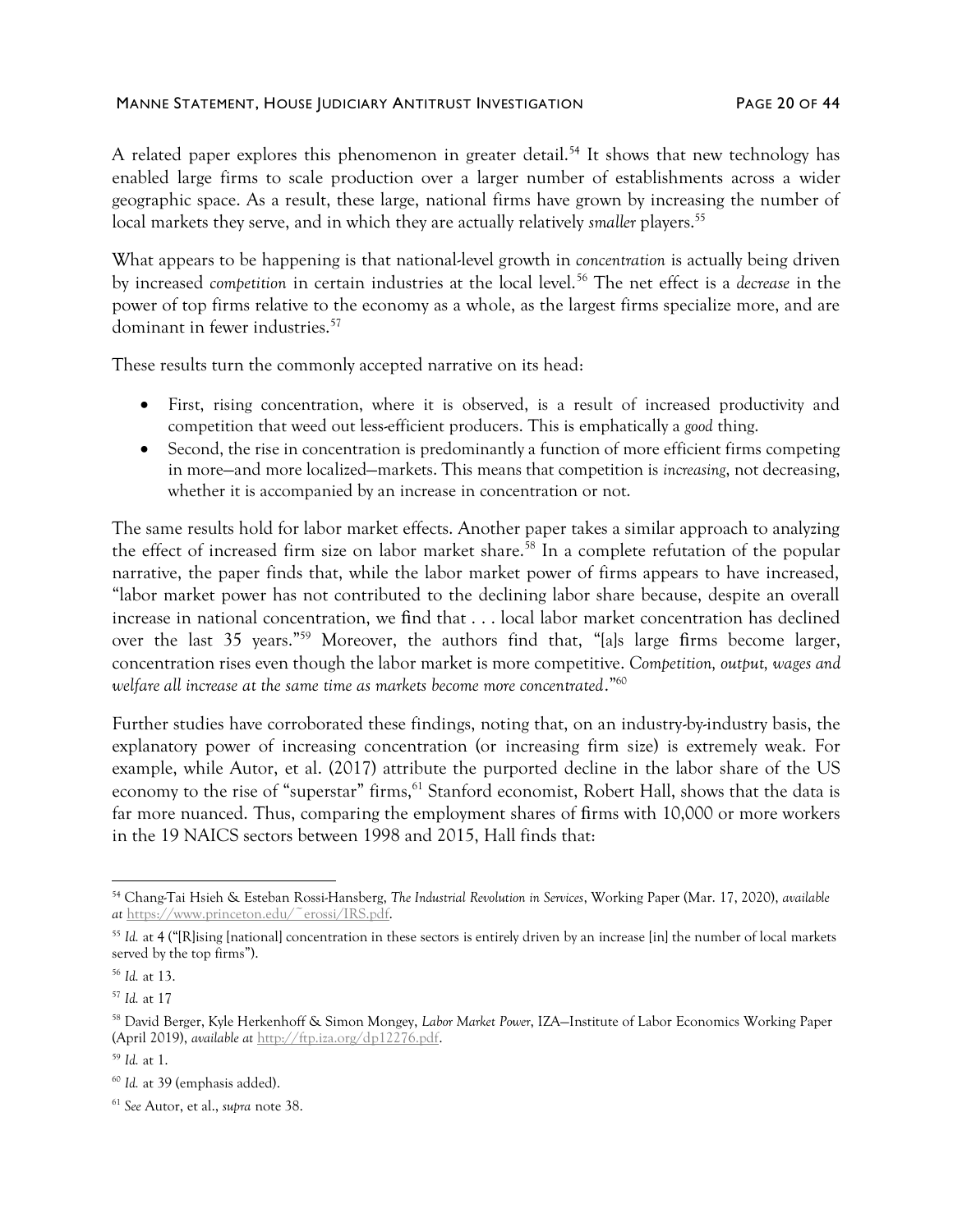A related paper explores this phenomenon in greater detail.[54] It shows that new technology has enabled large firms to scale production over a larger number of establishments across a wider geographic space. As a result, these large, national firms have grown by increasing the number of local markets they serve, and in which they are actually relatively *smaller* players.[55]

What appears to be happening is that national-level growth in *concentration* is actually being driven by increased *competition* in certain industries at the local level.[56] The net effect is a *decrease* in the power of top firms relative to the economy as a whole, as the largest firms specialize more, and are dominant in fewer industries.[57]

These results turn the commonly accepted narrative on its head:

- First, rising concentration, where it is observed, is a result of increased productivity and competition that weed out less-efficient producers. This is emphatically a *good* thing.
- Second, the rise in concentration is predominantly a function of more efficient firms competing in more—and more localized—markets. This means that competition is *increasing*, not decreasing, whether it is accompanied by an increase in concentration or not.

The same results hold for labor market effects. Another paper takes a similar approach to analyzing the effect of increased firm size on labor market share.[58] In a complete refutation of the popular narrative, the paper finds that, while the labor market power of firms appears to have increased, "labor market power has not contributed to the declining labor share because, despite an overall increase in national concentration, we find that . . . local labor market concentration has declined over the last 35 years."[59] Moreover, the authors find that, "[a]s large firms become larger, concentration rises even though the labor market is more competitive. *Competition, output, wages and welfare all increase at the same time as markets become more concentrated*."[60]

Further studies have corroborated these findings, noting that, on an industry-by-industry basis, the explanatory power of increasing concentration (or increasing firm size) is extremely weak. For example, while Autor, et al. (2017) attribute the purported decline in the labor share of the US economy to the rise of "superstar" firms,[61] Stanford economist, Robert Hall, shows that the data is far more nuanced. Thus, comparing the employment shares of firms with 10,000 or more workers in the 19 NAICS sectors between 1998 and 2015, Hall finds that:

---

[54] Chang-Tai Hsieh & Esteban Rossi-Hansberg, *The Industrial Revolution in Services*, Working Paper (Mar. 17, 2020), *available at* https://www.princeton.edu/~erossi/IRS.pdf.

[55] *Id.* at 4 ("[R]ising [national] concentration in these sectors is entirely driven by an increase [in] the number of local markets served by the top firms").

[56] *Id.* at 13.

[57] *Id.* at 17

[58] David Berger, Kyle Herkenhoff & Simon Mongey, *Labor Market Power*, IZA—Institute of Labor Economics Working Paper (April 2019), *available at* http://ftp.iza.org/dp12276.pdf.

[59] *Id.* at 1.

[60] *Id.* at 39 (emphasis added).

[61] *See* Autor, et al., *supra* note 38.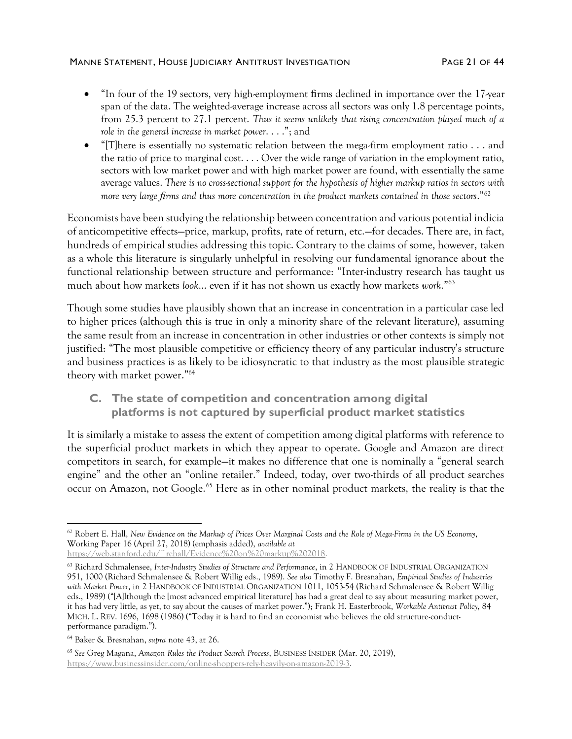- "In four of the 19 sectors, very high-employment firms declined in importance over the 17-year span of the data. The weighted-average increase across all sectors was only 1.8 percentage points, from 25.3 percent to 27.1 percent. *Thus it seems unlikely that rising concentration played much of a role in the general increase in market power*. . . ."; and
- "[T]here is essentially no systematic relation between the mega-firm employment ratio . . . and the ratio of price to marginal cost. . . . Over the wide range of variation in the employment ratio, sectors with low market power and with high market power are found, with essentially the same average values. *There is no cross-sectional support for the hypothesis of higher markup ratios in sectors with more very large firms and thus more concentration in the product markets contained in those sectors*."[62]

Economists have been studying the relationship between concentration and various potential indicia of anticompetitive effects—price, markup, profits, rate of return, etc.—for decades. There are, in fact, hundreds of empirical studies addressing this topic. Contrary to the claims of some, however, taken as a whole this literature is singularly unhelpful in resolving our fundamental ignorance about the functional relationship between structure and performance: "Inter-industry research has taught us much about how markets *look*... even if it has not shown us exactly how markets *work*."[63]

Though some studies have plausibly shown that an increase in concentration in a particular case led to higher prices (although this is true in only a minority share of the relevant literature), assuming the same result from an increase in concentration in other industries or other contexts is simply not justified: "The most plausible competitive or efficiency theory of any particular industry's structure and business practices is as likely to be idiosyncratic to that industry as the most plausible strategic theory with market power."[64]

### C. The state of competition and concentration among digital platforms is not captured by superficial product market statistics

It is similarly a mistake to assess the extent of competition among digital platforms with reference to the superficial product markets in which they appear to operate. Google and Amazon are direct competitors in search, for example—it makes no difference that one is nominally a "general search engine" and the other an "online retailer." Indeed, today, over two-thirds of all product searches occur on Amazon, not Google.[65] Here as in other nominal product markets, the reality is that the

---

[62] Robert E. Hall, *New Evidence on the Markup of Prices Over Marginal Costs and the Role of Mega-Firms in the US Economy*, Working Paper 16 (April 27, 2018) (emphasis added), *available at* https://web.stanford.edu/~rehall/Evidence%20on%20markup%202018.

[63] Richard Schmalensee, *Inter-Industry Studies of Structure and Performance*, in 2 HANDBOOK OF INDUSTRIAL ORGANIZATION 951, 1000 (Richard Schmalensee & Robert Willig eds., 1989). *See also* Timothy F. Bresnahan, *Empirical Studies of Industries with Market Power*, in 2 HANDBOOK OF INDUSTRIAL ORGANIZATION 1011, 1053-54 (Richard Schmalensee & Robert Willig eds., 1989) ("[A]lthough the [most advanced empirical literature] has had a great deal to say about measuring market power, it has had very little, as yet, to say about the causes of market power."); Frank H. Easterbrook, *Workable Antitrust Policy*, 84 MICH. L. REV. 1696, 1698 (1986) ("Today it is hard to find an economist who believes the old structure-conduct-performance paradigm.").

[64] Baker & Bresnahan, *supra* note 43, at 26.

[65] *See* Greg Magana, *Amazon Rules the Product Search Process*, BUSINESS INSIDER (Mar. 20, 2019), https://www.businessinsider.com/online-shoppers-rely-heavily-on-amazon-2019-3.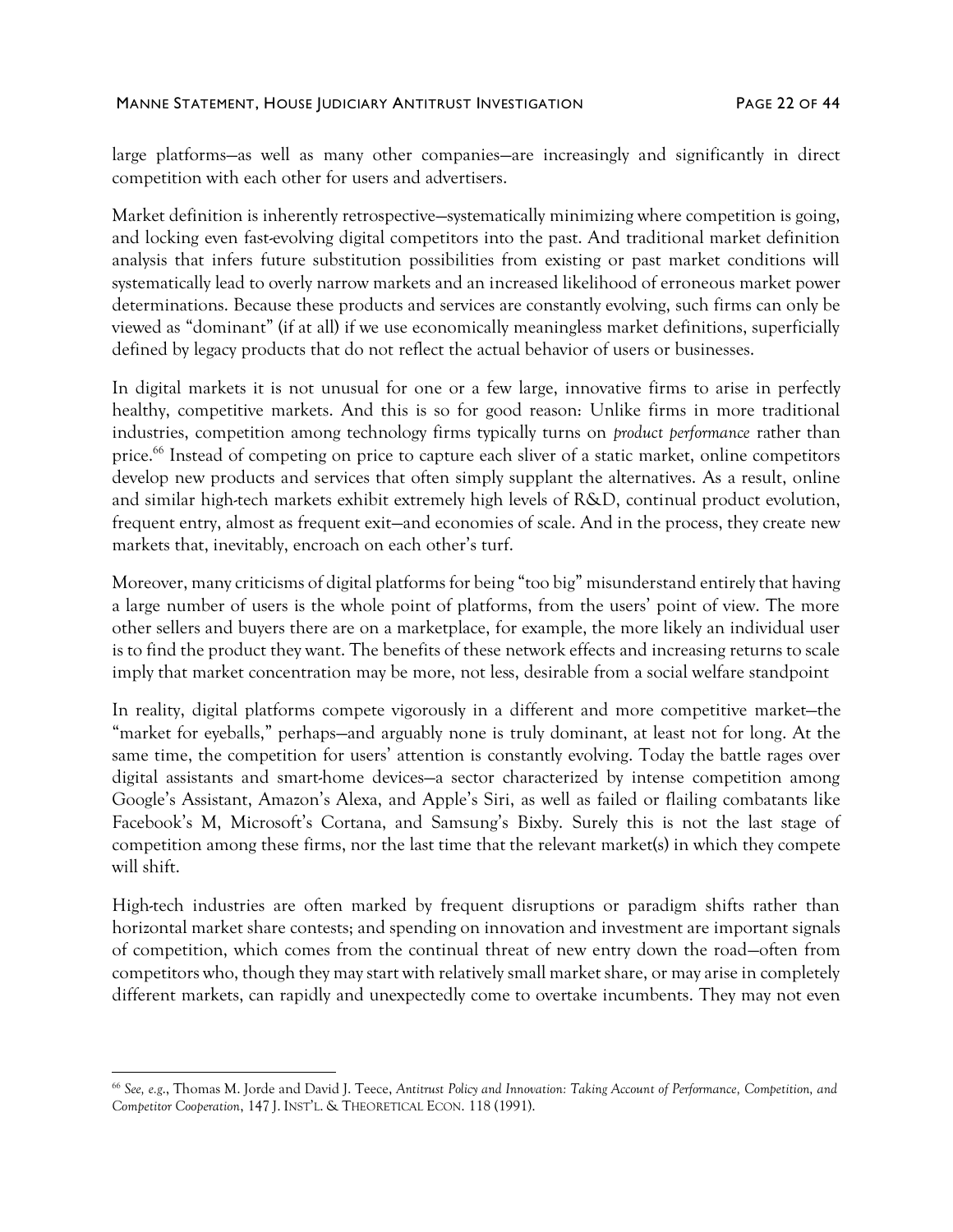large platforms—as well as many other companies—are increasingly and significantly in direct competition with each other for users and advertisers.

Market definition is inherently retrospective—systematically minimizing where competition is going, and locking even fast-evolving digital competitors into the past. And traditional market definition analysis that infers future substitution possibilities from existing or past market conditions will systematically lead to overly narrow markets and an increased likelihood of erroneous market power determinations. Because these products and services are constantly evolving, such firms can only be viewed as "dominant" (if at all) if we use economically meaningless market definitions, superficially defined by legacy products that do not reflect the actual behavior of users or businesses.

In digital markets it is not unusual for one or a few large, innovative firms to arise in perfectly healthy, competitive markets. And this is so for good reason: Unlike firms in more traditional industries, competition among technology firms typically turns on *product performance* rather than price.[66] Instead of competing on price to capture each sliver of a static market, online competitors develop new products and services that often simply supplant the alternatives. As a result, online and similar high-tech markets exhibit extremely high levels of R&D, continual product evolution, frequent entry, almost as frequent exit—and economies of scale. And in the process, they create new markets that, inevitably, encroach on each other's turf.

Moreover, many criticisms of digital platforms for being "too big" misunderstand entirely that having a large number of users is the whole point of platforms, from the users' point of view. The more other sellers and buyers there are on a marketplace, for example, the more likely an individual user is to find the product they want. The benefits of these network effects and increasing returns to scale imply that market concentration may be more, not less, desirable from a social welfare standpoint

In reality, digital platforms compete vigorously in a different and more competitive market—the "market for eyeballs," perhaps—and arguably none is truly dominant, at least not for long. At the same time, the competition for users' attention is constantly evolving. Today the battle rages over digital assistants and smart-home devices—a sector characterized by intense competition among Google's Assistant, Amazon's Alexa, and Apple's Siri, as well as failed or flailing combatants like Facebook's M, Microsoft's Cortana, and Samsung's Bixby. Surely this is not the last stage of competition among these firms, nor the last time that the relevant market(s) in which they compete will shift.

High-tech industries are often marked by frequent disruptions or paradigm shifts rather than horizontal market share contests; and spending on innovation and investment are important signals of competition, which comes from the continual threat of new entry down the road—often from competitors who, though they may start with relatively small market share, or may arise in completely different markets, can rapidly and unexpectedly come to overtake incumbents. They may not even

---

[66] *See, e.g.*, Thomas M. Jorde and David J. Teece, *Antitrust Policy and Innovation: Taking Account of Performance, Competition, and Competitor Cooperation*, 147 J. INST'L. & THEORETICAL ECON. 118 (1991).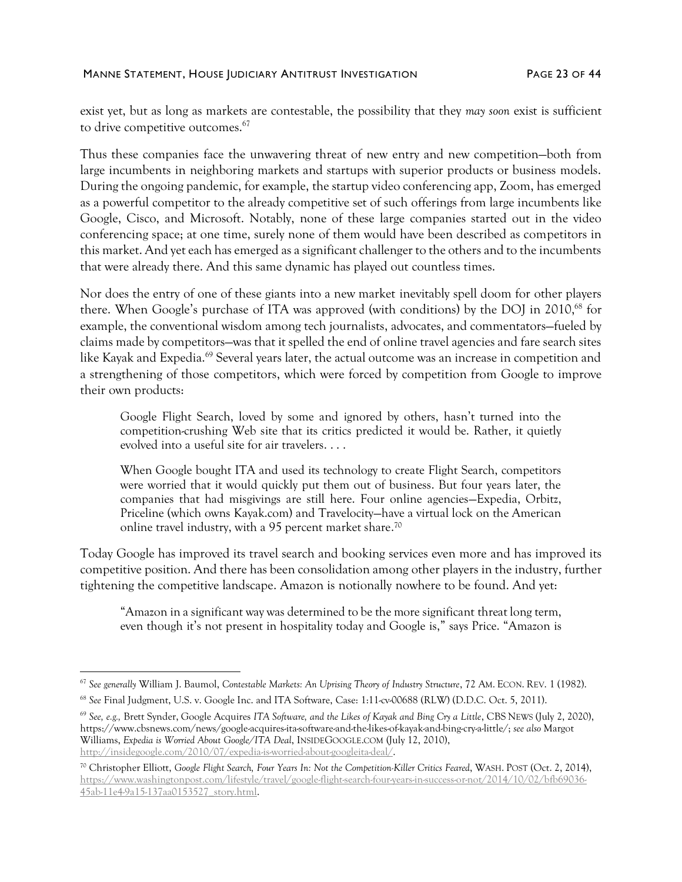exist yet, but as long as markets are contestable, the possibility that they *may soon* exist is sufficient to drive competitive outcomes.[67]

Thus these companies face the unwavering threat of new entry and new competition—both from large incumbents in neighboring markets and startups with superior products or business models. During the ongoing pandemic, for example, the startup video conferencing app, Zoom, has emerged as a powerful competitor to the already competitive set of such offerings from large incumbents like Google, Cisco, and Microsoft. Notably, none of these large companies started out in the video conferencing space; at one time, surely none of them would have been described as competitors in this market. And yet each has emerged as a significant challenger to the others and to the incumbents that were already there. And this same dynamic has played out countless times.

Nor does the entry of one of these giants into a new market inevitably spell doom for other players there. When Google's purchase of ITA was approved (with conditions) by the DOJ in 2010,[68] for example, the conventional wisdom among tech journalists, advocates, and commentators—fueled by claims made by competitors—was that it spelled the end of online travel agencies and fare search sites like Kayak and Expedia.[69] Several years later, the actual outcome was an increase in competition and a strengthening of those competitors, which were forced by competition from Google to improve their own products:

> Google Flight Search, loved by some and ignored by others, hasn't turned into the competition-crushing Web site that its critics predicted it would be. Rather, it quietly evolved into a useful site for air travelers. . . .
>
> When Google bought ITA and used its technology to create Flight Search, competitors were worried that it would quickly put them out of business. But four years later, the companies that had misgivings are still here. Four online agencies—Expedia, Orbitz, Priceline (which owns Kayak.com) and Travelocity—have a virtual lock on the American online travel industry, with a 95 percent market share.[70]

Today Google has improved its travel search and booking services even more and has improved its competitive position. And there has been consolidation among other players in the industry, further tightening the competitive landscape. Amazon is notionally nowhere to be found. And yet:

> "Amazon in a significant way was determined to be the more significant threat long term, even though it's not present in hospitality today and Google is," says Price. "Amazon is

---

[67] *See generally* William J. Baumol, *Contestable Markets: An Uprising Theory of Industry Structure*, 72 AM. ECON. REV. 1 (1982).

[68] *See* Final Judgment, U.S. v. Google Inc. and ITA Software, Case: 1:11-cv-00688 (RLW) (D.D.C. Oct. 5, 2011).

[69] *See, e.g.,* Brett Synder, Google Acquires *ITA Software, and the Likes of Kayak and Bing Cry a Little*, CBS NEWS (July 2, 2020), https://www.cbsnews.com/news/google-acquires-ita-software-and-the-likes-of-kayak-and-bing-cry-a-little/; *see also* Margot Williams, *Expedia is Worried About Google/ITA Deal*, INSIDEGOOGLE.COM (July 12, 2010), http://insidegoogle.com/2010/07/expedia-is-worried-about-googleita-deal/.

[70] Christopher Elliott, *Google Flight Search, Four Years In: Not the Competition-Killer Critics Feared*, WASH. POST (Oct. 2, 2014), https://www.washingtonpost.com/lifestyle/travel/google-flight-search-four-years-in-success-or-not/2014/10/02/bfb69036-45ab-11e4-9a15-137aa0153527_story.html.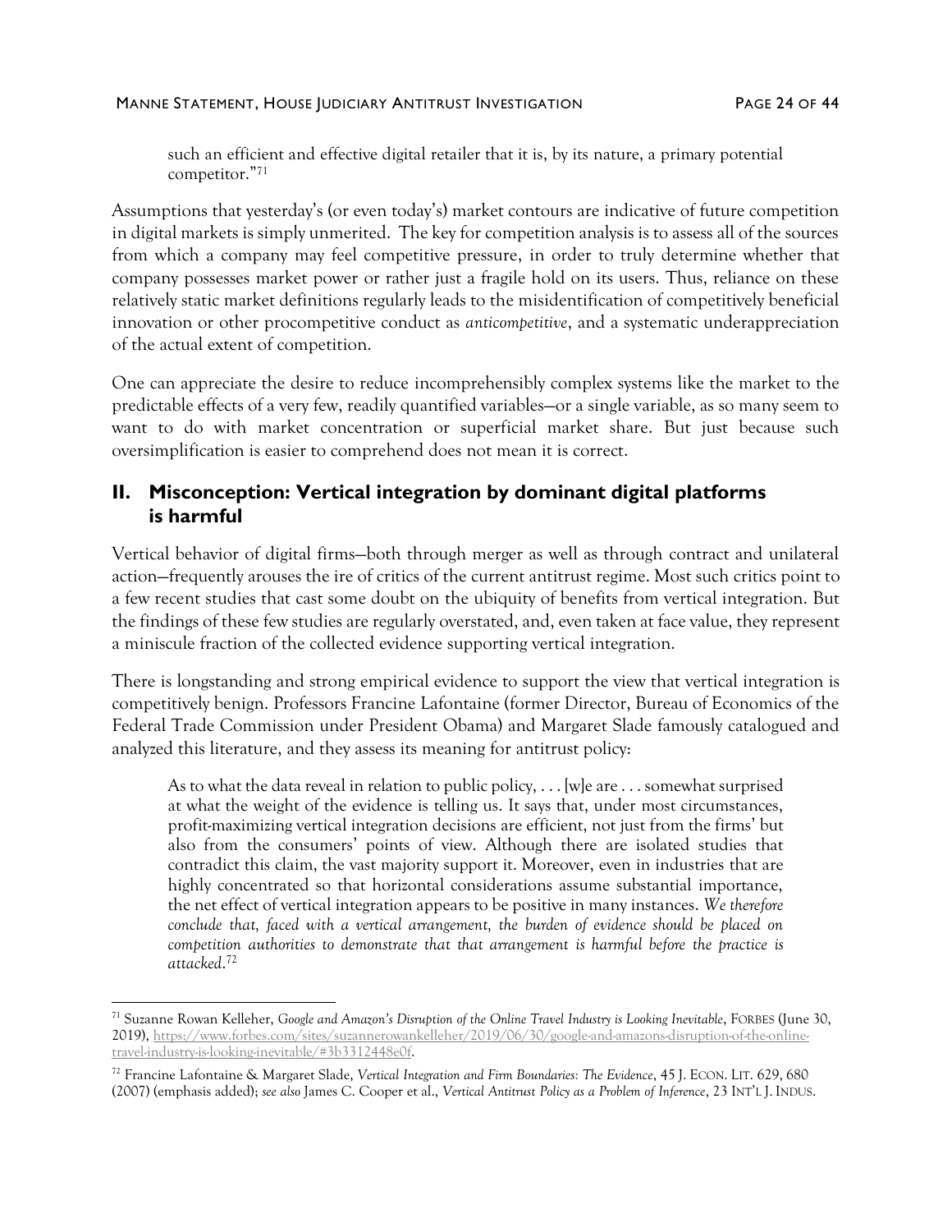such an efficient and effective digital retailer that it is, by its nature, a primary potential competitor."[71]

Assumptions that yesterday's (or even today's) market contours are indicative of future competition in digital markets is simply unmerited. The key for competition analysis is to assess all of the sources from which a company may feel competitive pressure, in order to truly determine whether that company possesses market power or rather just a fragile hold on its users. Thus, reliance on these relatively static market definitions regularly leads to the misidentification of competitively beneficial innovation or other procompetitive conduct as *anticompetitive*, and a systematic underappreciation of the actual extent of competition.

One can appreciate the desire to reduce incomprehensibly complex systems like the market to the predictable effects of a very few, readily quantified variables—or a single variable, as so many seem to want to do with market concentration or superficial market share. But just because such oversimplification is easier to comprehend does not mean it is correct.

## II. Misconception: Vertical integration by dominant digital platforms is harmful

Vertical behavior of digital firms—both through merger as well as through contract and unilateral action—frequently arouses the ire of critics of the current antitrust regime. Most such critics point to a few recent studies that cast some doubt on the ubiquity of benefits from vertical integration. But the findings of these few studies are regularly overstated, and, even taken at face value, they represent a miniscule fraction of the collected evidence supporting vertical integration.

There is longstanding and strong empirical evidence to support the view that vertical integration is competitively benign. Professors Francine Lafontaine (former Director, Bureau of Economics of the Federal Trade Commission under President Obama) and Margaret Slade famously catalogued and analyzed this literature, and they assess its meaning for antitrust policy:

> As to what the data reveal in relation to public policy, . . . [w]e are . . . somewhat surprised at what the weight of the evidence is telling us. It says that, under most circumstances, profit-maximizing vertical integration decisions are efficient, not just from the firms' but also from the consumers' points of view. Although there are isolated studies that contradict this claim, the vast majority support it. Moreover, even in industries that are highly concentrated so that horizontal considerations assume substantial importance, the net effect of vertical integration appears to be positive in many instances. *We therefore conclude that, faced with a vertical arrangement, the burden of evidence should be placed on competition authorities to demonstrate that that arrangement is harmful before the practice is attacked*.[72]

---

[71] Suzanne Rowan Kelleher, *Google and Amazon's Disruption of the Online Travel Industry is Looking Inevitable*, FORBES (June 30, 2019), https://www.forbes.com/sites/suzannerowankelleher/2019/06/30/google-and-amazons-disruption-of-the-online-travel-industry-is-looking-inevitable/#3b3312448e0f.

[72] Francine Lafontaine & Margaret Slade, *Vertical Integration and Firm Boundaries: The Evidence*, 45 J. ECON. LIT. 629, 680 (2007) (emphasis added); *see also* James C. Cooper et al., *Vertical Antitrust Policy as a Problem of Inference*, 23 INT'L J. INDUS.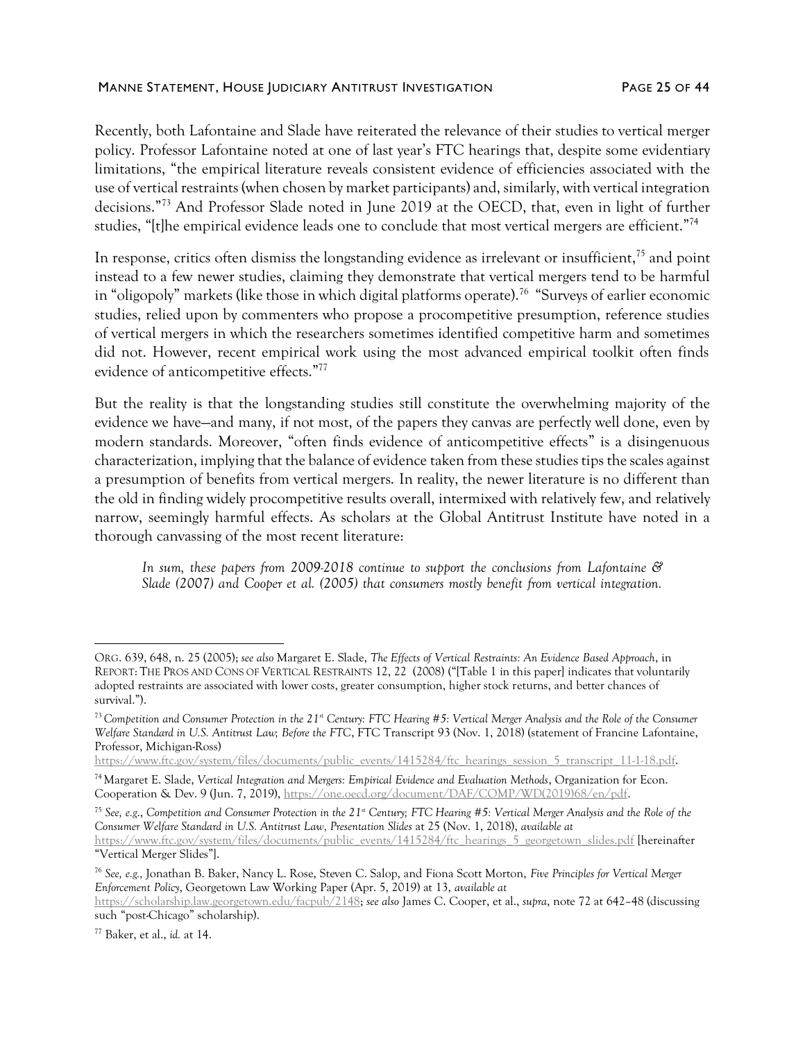Recently, both Lafontaine and Slade have reiterated the relevance of their studies to vertical merger policy. Professor Lafontaine noted at one of last year's FTC hearings that, despite some evidentiary limitations, "the empirical literature reveals consistent evidence of efficiencies associated with the use of vertical restraints (when chosen by market participants) and, similarly, with vertical integration decisions."[73] And Professor Slade noted in June 2019 at the OECD, that, even in light of further studies, "[t]he empirical evidence leads one to conclude that most vertical mergers are efficient."[74]

In response, critics often dismiss the longstanding evidence as irrelevant or insufficient,[75] and point instead to a few newer studies, claiming they demonstrate that vertical mergers tend to be harmful in "oligopoly" markets (like those in which digital platforms operate).[76] "Surveys of earlier economic studies, relied upon by commenters who propose a procompetitive presumption, reference studies of vertical mergers in which the researchers sometimes identified competitive harm and sometimes did not. However, recent empirical work using the most advanced empirical toolkit often finds evidence of anticompetitive effects."[77]

But the reality is that the longstanding studies still constitute the overwhelming majority of the evidence we have—and many, if not most, of the papers they canvas are perfectly well done, even by modern standards. Moreover, "often finds evidence of anticompetitive effects" is a disingenuous characterization, implying that the balance of evidence taken from these studies tips the scales against a presumption of benefits from vertical mergers. In reality, the newer literature is no different than the old in finding widely procompetitive results overall, intermixed with relatively few, and relatively narrow, seemingly harmful effects. As scholars at the Global Antitrust Institute have noted in a thorough canvassing of the most recent literature:

> *In sum, these papers from 2009-2018 continue to support the conclusions from Lafontaine & Slade (2007) and Cooper et al. (2005) that consumers mostly benefit from vertical integration.*

---

ORG. 639, 648, n. 25 (2005); *see also* Margaret E. Slade, *The Effects of Vertical Restraints: An Evidence Based Approach*, in REPORT: THE PROS AND CONS OF VERTICAL RESTRAINTS 12, 22 (2008) ("[Table 1 in this paper] indicates that voluntarily adopted restraints are associated with lower costs, greater consumption, higher stock returns, and better chances of survival.").

[73] *Competition and Consumer Protection in the 21st Century: FTC Hearing #5: Vertical Merger Analysis and the Role of the Consumer Welfare Standard in U.S. Antitrust Law; Before the FTC*, FTC Transcript 93 (Nov. 1, 2018) (statement of Francine Lafontaine, Professor, Michigan-Ross) https://www.ftc.gov/system/files/documents/public_events/1415284/ftc_hearings_session_5_transcript_11-1-18.pdf.

[74] Margaret E. Slade, *Vertical Integration and Mergers: Empirical Evidence and Evaluation Methods*, Organization for Econ. Cooperation & Dev. 9 (Jun. 7, 2019), https://one.oecd.org/document/DAF/COMP/WD(2019)68/en/pdf.

[75] *See, e.g.*, *Competition and Consumer Protection in the 21st Century; FTC Hearing #5: Vertical Merger Analysis and the Role of the Consumer Welfare Standard in U.S. Antitrust Law, Presentation Slides* at 25 (Nov. 1, 2018), *available at* https://www.ftc.gov/system/files/documents/public_events/1415284/ftc_hearings_5_georgetown_slides.pdf [hereinafter "Vertical Merger Slides"].

[76] *See, e.g.,* Jonathan B. Baker, Nancy L. Rose, Steven C. Salop, and Fiona Scott Morton, *Five Principles for Vertical Merger Enforcement Policy*, Georgetown Law Working Paper (Apr. 5, 2019) at 13, *available at* https://scholarship.law.georgetown.edu/facpub/2148; *see also* James C. Cooper, et al., *supra*, note 72 at 642–48 (discussing such "post-Chicago" scholarship).

[77] Baker, et al., *id.* at 14.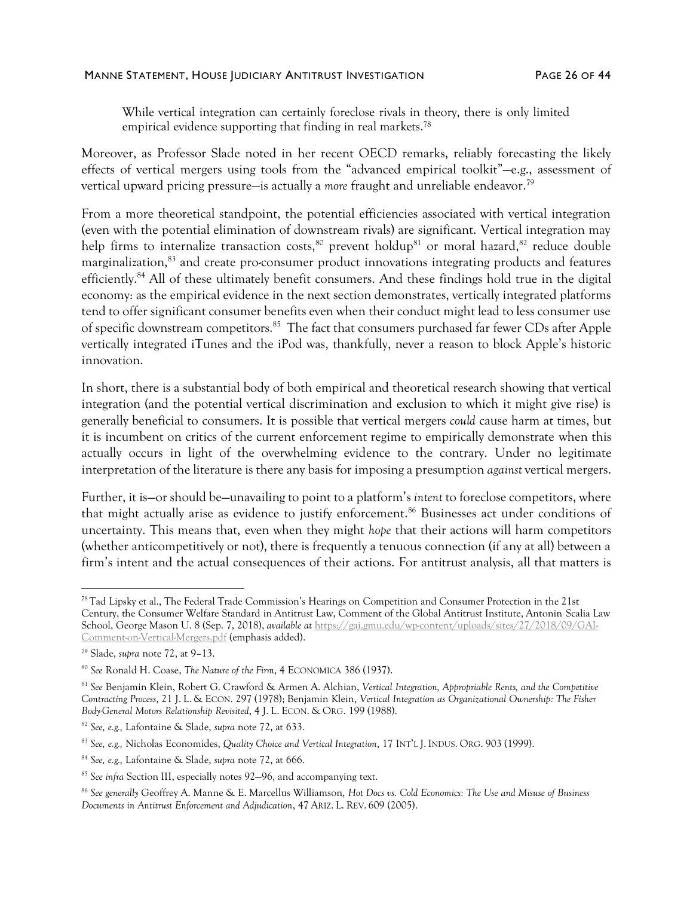> While vertical integration can certainly foreclose rivals in theory, there is only limited empirical evidence supporting that finding in real markets.[78]

Moreover, as Professor Slade noted in her recent OECD remarks, reliably forecasting the likely effects of vertical mergers using tools from the "advanced empirical toolkit"—e.g., assessment of vertical upward pricing pressure—is actually a *more* fraught and unreliable endeavor.[79]

From a more theoretical standpoint, the potential efficiencies associated with vertical integration (even with the potential elimination of downstream rivals) are significant. Vertical integration may help firms to internalize transaction costs,[80] prevent holdup[81] or moral hazard,[82] reduce double marginalization,[83] and create pro-consumer product innovations integrating products and features efficiently.[84] All of these ultimately benefit consumers. And these findings hold true in the digital economy: as the empirical evidence in the next section demonstrates, vertically integrated platforms tend to offer significant consumer benefits even when their conduct might lead to less consumer use of specific downstream competitors.[85] The fact that consumers purchased far fewer CDs after Apple vertically integrated iTunes and the iPod was, thankfully, never a reason to block Apple's historic innovation.

In short, there is a substantial body of both empirical and theoretical research showing that vertical integration (and the potential vertical discrimination and exclusion to which it might give rise) is generally beneficial to consumers. It is possible that vertical mergers *could* cause harm at times, but it is incumbent on critics of the current enforcement regime to empirically demonstrate when this actually occurs in light of the overwhelming evidence to the contrary. Under no legitimate interpretation of the literature is there any basis for imposing a presumption *against* vertical mergers.

Further, it is—or should be—unavailing to point to a platform's *intent* to foreclose competitors, where that might actually arise as evidence to justify enforcement.[86] Businesses act under conditions of uncertainty. This means that, even when they might *hope* that their actions will harm competitors (whether anticompetitively or not), there is frequently a tenuous connection (if any at all) between a firm's intent and the actual consequences of their actions. For antitrust analysis, all that matters is

---

[78] Tad Lipsky et al., The Federal Trade Commission's Hearings on Competition and Consumer Protection in the 21st Century, the Consumer Welfare Standard in Antitrust Law, Comment of the Global Antitrust Institute, Antonin Scalia Law School, George Mason U. 8 (Sep. 7, 2018), *available at* https://gai.gmu.edu/wp-content/uploads/sites/27/2018/09/GAI-Comment-on-Vertical-Mergers.pdf (emphasis added).

[79] Slade, *supra* note 72, at 9–13.

[80] *See* Ronald H. Coase, *The Nature of the Firm*, 4 ECONOMICA 386 (1937).

[81] *See* Benjamin Klein, Robert G. Crawford & Armen A. Alchian, *Vertical Integration, Appropriable Rents, and the Competitive Contracting Process*, 21 J. L. & ECON. 297 (1978); Benjamin Klein, *Vertical Integration as Organizational Ownership: The Fisher Body-General Motors Relationship Revisited*, 4 J. L. ECON. & ORG. 199 (1988).

[82] *See, e.g.,* Lafontaine & Slade, *supra* note 72, at 633.

[83] *See, e.g.,* Nicholas Economides, *Quality Choice and Vertical Integration*, 17 INT'L J. INDUS. ORG. 903 (1999).

[84] *See, e.g.,* Lafontaine & Slade, *supra* note 72, at 666.

[85] *See infra* Section III, especially notes 92—96, and accompanying text.

[86] *See generally* Geoffrey A. Manne & E. Marcellus Williamson, *Hot Docs vs. Cold Economics: The Use and Misuse of Business Documents in Antitrust Enforcement and Adjudication*, 47 ARIZ. L. REV. 609 (2005).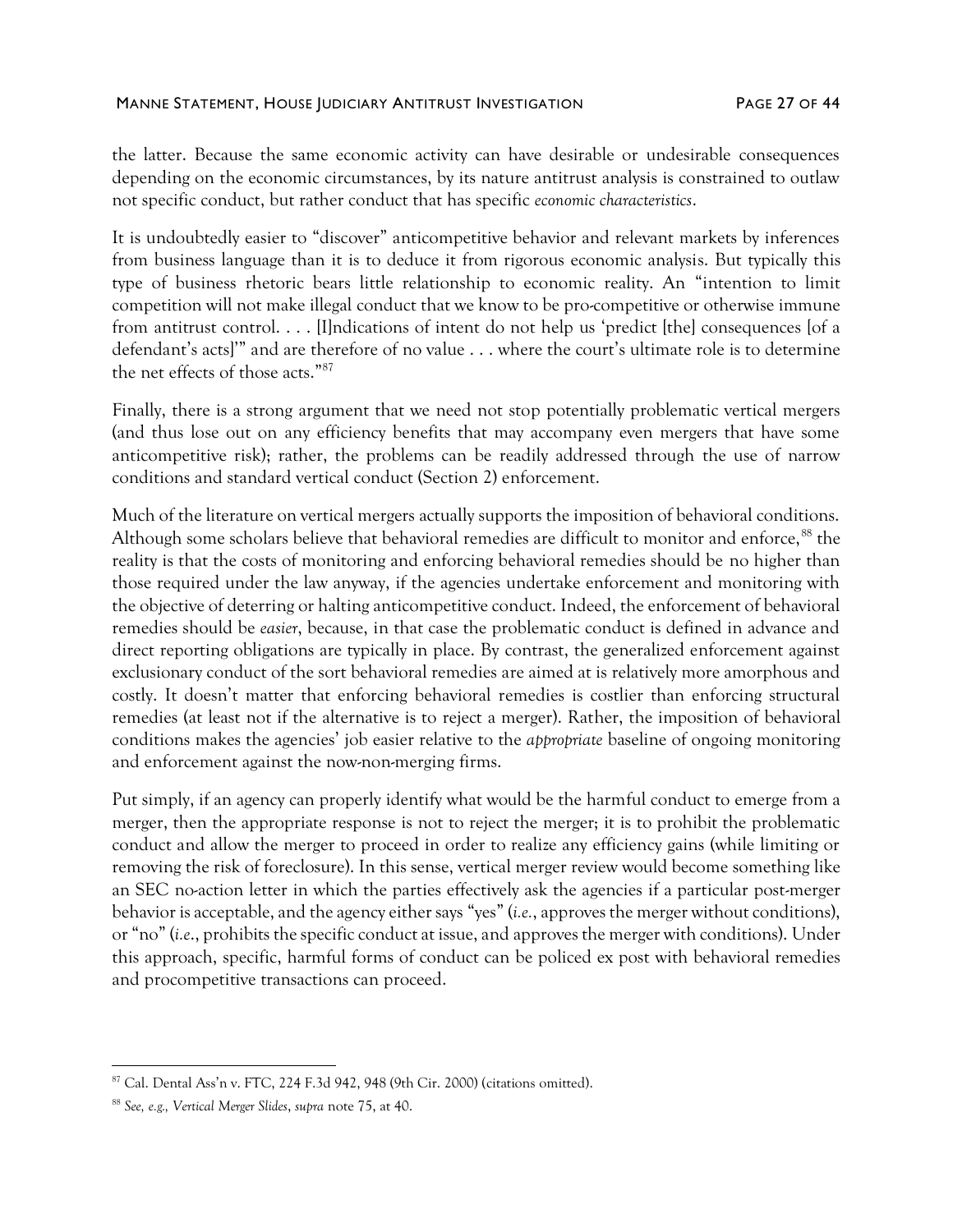the latter. Because the same economic activity can have desirable or undesirable consequences depending on the economic circumstances, by its nature antitrust analysis is constrained to outlaw not specific conduct, but rather conduct that has specific *economic characteristics*.

It is undoubtedly easier to "discover" anticompetitive behavior and relevant markets by inferences from business language than it is to deduce it from rigorous economic analysis. But typically this type of business rhetoric bears little relationship to economic reality. An "intention to limit competition will not make illegal conduct that we know to be pro-competitive or otherwise immune from antitrust control. . . . [I]ndications of intent do not help us 'predict [the] consequences [of a defendant's acts]'" and are therefore of no value . . . where the court's ultimate role is to determine the net effects of those acts."[87]

Finally, there is a strong argument that we need not stop potentially problematic vertical mergers (and thus lose out on any efficiency benefits that may accompany even mergers that have some anticompetitive risk); rather, the problems can be readily addressed through the use of narrow conditions and standard vertical conduct (Section 2) enforcement.

Much of the literature on vertical mergers actually supports the imposition of behavioral conditions. Although some scholars believe that behavioral remedies are difficult to monitor and enforce,[88] the reality is that the costs of monitoring and enforcing behavioral remedies should be no higher than those required under the law anyway, if the agencies undertake enforcement and monitoring with the objective of deterring or halting anticompetitive conduct. Indeed, the enforcement of behavioral remedies should be *easier*, because, in that case the problematic conduct is defined in advance and direct reporting obligations are typically in place. By contrast, the generalized enforcement against exclusionary conduct of the sort behavioral remedies are aimed at is relatively more amorphous and costly. It doesn't matter that enforcing behavioral remedies is costlier than enforcing structural remedies (at least not if the alternative is to reject a merger). Rather, the imposition of behavioral conditions makes the agencies' job easier relative to the *appropriate* baseline of ongoing monitoring and enforcement against the now-non-merging firms.

Put simply, if an agency can properly identify what would be the harmful conduct to emerge from a merger, then the appropriate response is not to reject the merger; it is to prohibit the problematic conduct and allow the merger to proceed in order to realize any efficiency gains (while limiting or removing the risk of foreclosure). In this sense, vertical merger review would become something like an SEC no-action letter in which the parties effectively ask the agencies if a particular post-merger behavior is acceptable, and the agency either says "yes" (*i.e.*, approves the merger without conditions), or "no" (*i.e.*, prohibits the specific conduct at issue, and approves the merger with conditions). Under this approach, specific, harmful forms of conduct can be policed ex post with behavioral remedies and procompetitive transactions can proceed.

---

[87] Cal. Dental Ass'n v. FTC, 224 F.3d 942, 948 (9th Cir. 2000) (citations omitted).

[88] *See, e.g., Vertical Merger Slides*, *supra* note 75, at 40.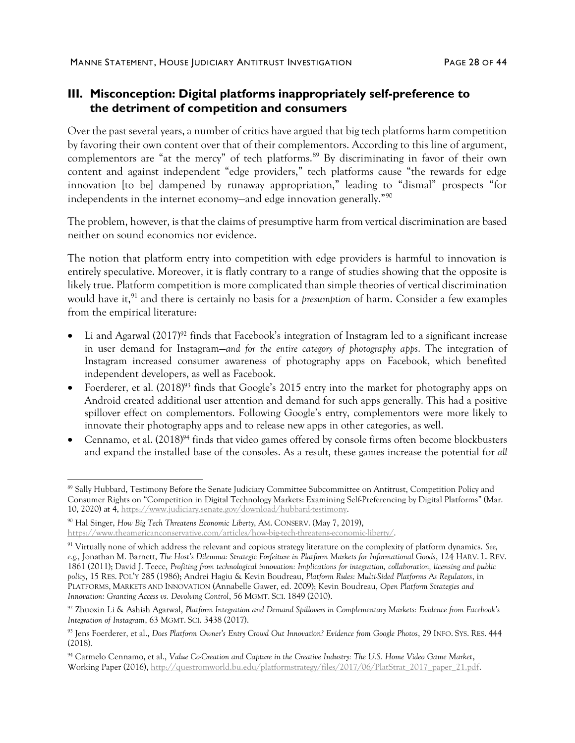## III. Misconception: Digital platforms inappropriately self-preference to the detriment of competition and consumers

Over the past several years, a number of critics have argued that big tech platforms harm competition by favoring their own content over that of their complementors. According to this line of argument, complementors are "at the mercy" of tech platforms.[89] By discriminating in favor of their own content and against independent "edge providers," tech platforms cause "the rewards for edge innovation [to be] dampened by runaway appropriation," leading to "dismal" prospects "for independents in the internet economy—and edge innovation generally."[90]

The problem, however, is that the claims of presumptive harm from vertical discrimination are based neither on sound economics nor evidence.

The notion that platform entry into competition with edge providers is harmful to innovation is entirely speculative. Moreover, it is flatly contrary to a range of studies showing that the opposite is likely true. Platform competition is more complicated than simple theories of vertical discrimination would have it,[91] and there is certainly no basis for a *presumption* of harm. Consider a few examples from the empirical literature:

- Li and Agarwal (2017)[92] finds that Facebook's integration of Instagram led to a significant increase in user demand for Instagram—*and for the entire category of photography apps*. The integration of Instagram increased consumer awareness of photography apps on Facebook, which benefited independent developers, as well as Facebook.
- Foerderer, et al. (2018)[93] finds that Google's 2015 entry into the market for photography apps on Android created additional user attention and demand for such apps generally. This had a positive spillover effect on complementors. Following Google's entry, complementors were more likely to innovate their photography apps and to release new apps in other categories, as well.
- Cennamo, et al. (2018)[94] finds that video games offered by console firms often become blockbusters and expand the installed base of the consoles. As a result, these games increase the potential for *all*

---

[89] Sally Hubbard, Testimony Before the Senate Judiciary Committee Subcommittee on Antitrust, Competition Policy and Consumer Rights on "Competition in Digital Technology Markets: Examining Self-Preferencing by Digital Platforms" (Mar. 10, 2020) at 4, https://www.judiciary.senate.gov/download/hubbard-testimony.

[90] Hal Singer, *How Big Tech Threatens Economic Liberty*, AM. CONSERV. (May 7, 2019), https://www.theamericanconservative.com/articles/how-big-tech-threatens-economic-liberty/.

[91] Virtually none of which address the relevant and copious strategy literature on the complexity of platform dynamics. *See, e.g.,* Jonathan M. Barnett, *The Host's Dilemma: Strategic Forfeiture in Platform Markets for Informational Goods*, 124 HARV. L. REV. 1861 (2011); David J. Teece, *Profiting from technological innovation: Implications for integration, collaboration, licensing and public policy*, 15 RES. POL'Y 285 (1986); Andrei Hagiu & Kevin Boudreau, *Platform Rules: Multi-Sided Platforms As Regulators*, in PLATFORMS, MARKETS AND INNOVATION (Annabelle Gawer, ed. 2009); Kevin Boudreau, *Open Platform Strategies and Innovation: Granting Access vs. Devolving Control*, 56 MGMT. SCI. 1849 (2010).

[92] Zhuoxin Li & Ashish Agarwal, *Platform Integration and Demand Spillovers in Complementary Markets: Evidence from Facebook's Integration of Instagram*, 63 MGMT. SCI. 3438 (2017).

[93] Jens Foerderer, et al., *Does Platform Owner's Entry Crowd Out Innovation? Evidence from Google Photos*, 29 INFO. SYS. RES. 444 (2018).

[94] Carmelo Cennamo, et al., *Value Co-Creation and Capture in the Creative Industry: The U.S. Home Video Game Market*, Working Paper (2016), http://questromworld.bu.edu/platformstrategy/files/2017/06/PlatStrat_2017_paper_21.pdf.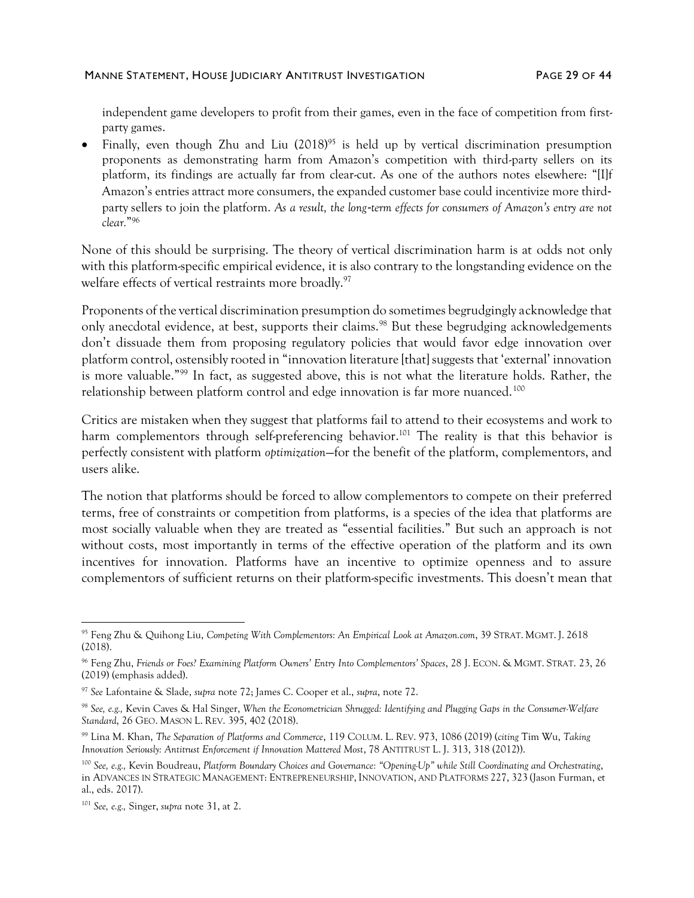independent game developers to profit from their games, even in the face of competition from first-party games.

- Finally, even though Zhu and Liu (2018)[95] is held up by vertical discrimination presumption proponents as demonstrating harm from Amazon's competition with third-party sellers on its platform, its findings are actually far from clear-cut. As one of the authors notes elsewhere: "[I]f Amazon's entries attract more consumers, the expanded customer base could incentivize more third-party sellers to join the platform. *As a result, the long-term effects for consumers of Amazon's entry are not clear.*"[96]

None of this should be surprising. The theory of vertical discrimination harm is at odds not only with this platform-specific empirical evidence, it is also contrary to the longstanding evidence on the welfare effects of vertical restraints more broadly.[97]

Proponents of the vertical discrimination presumption do sometimes begrudgingly acknowledge that only anecdotal evidence, at best, supports their claims.[98] But these begrudging acknowledgements don't dissuade them from proposing regulatory policies that would favor edge innovation over platform control, ostensibly rooted in "innovation literature [that] suggests that 'external' innovation is more valuable."[99] In fact, as suggested above, this is not what the literature holds. Rather, the relationship between platform control and edge innovation is far more nuanced.[100]

Critics are mistaken when they suggest that platforms fail to attend to their ecosystems and work to harm complementors through self-preferencing behavior.[101] The reality is that this behavior is perfectly consistent with platform *optimization*—for the benefit of the platform, complementors, and users alike.

The notion that platforms should be forced to allow complementors to compete on their preferred terms, free of constraints or competition from platforms, is a species of the idea that platforms are most socially valuable when they are treated as "essential facilities." But such an approach is not without costs, most importantly in terms of the effective operation of the platform and its own incentives for innovation. Platforms have an incentive to optimize openness and to assure complementors of sufficient returns on their platform-specific investments. This doesn't mean that

---

[95] Feng Zhu & Quihong Liu, *Competing With Complementors: An Empirical Look at Amazon.com*, 39 STRAT. MGMT. J. 2618 (2018).

[96] Feng Zhu, *Friends or Foes? Examining Platform Owners' Entry Into Complementors' Spaces*, 28 J. ECON. & MGMT. STRAT. 23, 26 (2019) (emphasis added).

[97] *See* Lafontaine & Slade, *supra* note 72; James C. Cooper et al., *supra*, note 72.

[98] *See, e.g.,* Kevin Caves & Hal Singer, *When the Econometrician Shrugged: Identifying and Plugging Gaps in the Consumer-Welfare Standard*, 26 GEO. MASON L. REV. 395, 402 (2018).

[99] Lina M. Khan, *The Separation of Platforms and Commerce*, 119 COLUM. L. REV. 973, 1086 (2019) (*citing* Tim Wu, *Taking Innovation Seriously: Antitrust Enforcement if Innovation Mattered Most*, 78 ANTITRUST L. J. 313, 318 (2012)).

[100] *See, e.g.,* Kevin Boudreau, *Platform Boundary Choices and Governance: "Opening-Up" while Still Coordinating and Orchestrating*, in ADVANCES IN STRATEGIC MANAGEMENT: ENTREPRENEURSHIP, INNOVATION, AND PLATFORMS 227, 323 (Jason Furman, et al., eds. 2017).

[101] *See, e.g.,* Singer, *supra* note 31, at 2.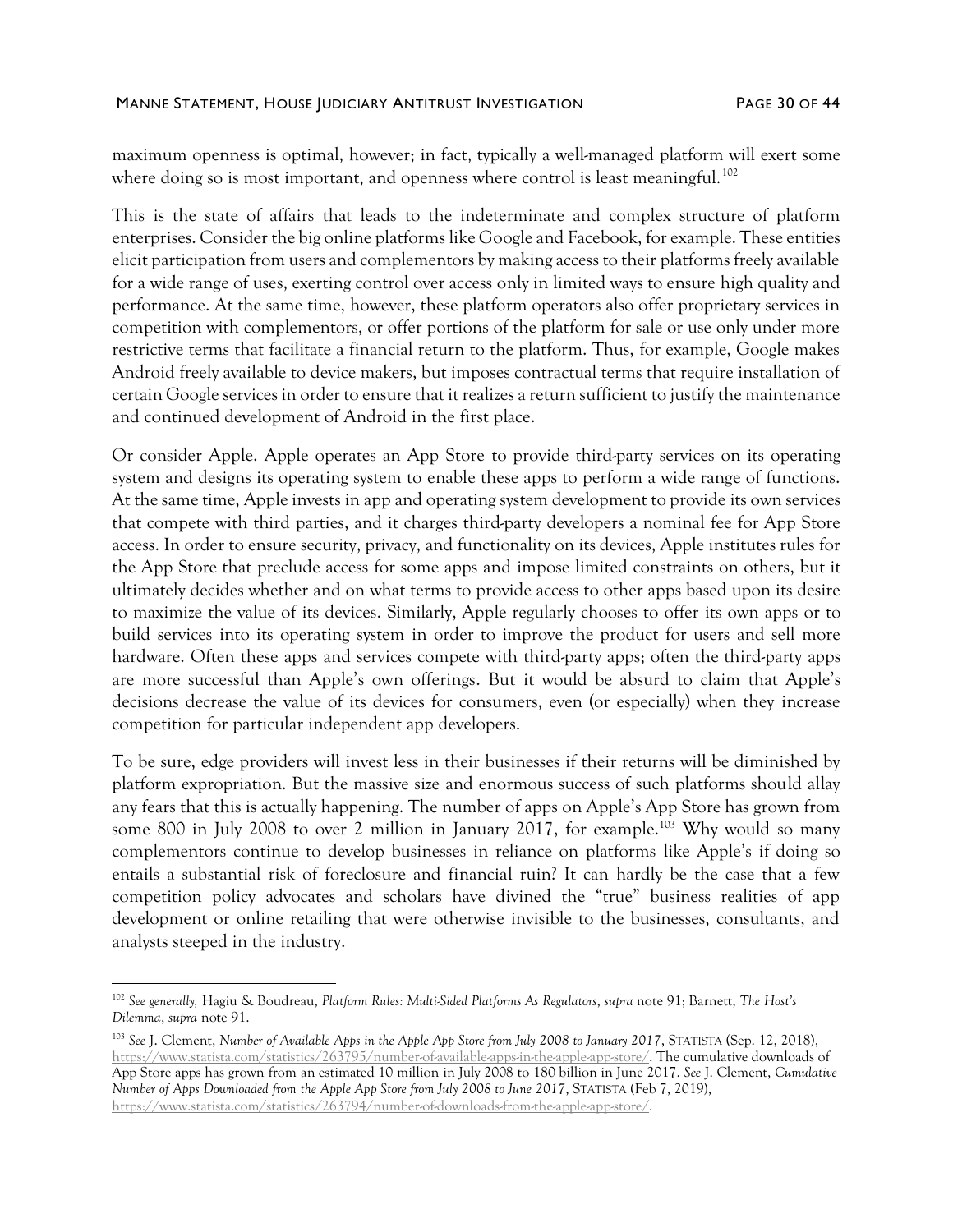maximum openness is optimal, however; in fact, typically a well-managed platform will exert some where doing so is most important, and openness where control is least meaningful.[102]

This is the state of affairs that leads to the indeterminate and complex structure of platform enterprises. Consider the big online platforms like Google and Facebook, for example. These entities elicit participation from users and complementors by making access to their platforms freely available for a wide range of uses, exerting control over access only in limited ways to ensure high quality and performance. At the same time, however, these platform operators also offer proprietary services in competition with complementors, or offer portions of the platform for sale or use only under more restrictive terms that facilitate a financial return to the platform. Thus, for example, Google makes Android freely available to device makers, but imposes contractual terms that require installation of certain Google services in order to ensure that it realizes a return sufficient to justify the maintenance and continued development of Android in the first place.

Or consider Apple. Apple operates an App Store to provide third-party services on its operating system and designs its operating system to enable these apps to perform a wide range of functions. At the same time, Apple invests in app and operating system development to provide its own services that compete with third parties, and it charges third-party developers a nominal fee for App Store access. In order to ensure security, privacy, and functionality on its devices, Apple institutes rules for the App Store that preclude access for some apps and impose limited constraints on others, but it ultimately decides whether and on what terms to provide access to other apps based upon its desire to maximize the value of its devices. Similarly, Apple regularly chooses to offer its own apps or to build services into its operating system in order to improve the product for users and sell more hardware. Often these apps and services compete with third-party apps; often the third-party apps are more successful than Apple's own offerings. But it would be absurd to claim that Apple's decisions decrease the value of its devices for consumers, even (or especially) when they increase competition for particular independent app developers.

To be sure, edge providers will invest less in their businesses if their returns will be diminished by platform expropriation. But the massive size and enormous success of such platforms should allay any fears that this is actually happening. The number of apps on Apple's App Store has grown from some 800 in July 2008 to over 2 million in January 2017, for example.[103] Why would so many complementors continue to develop businesses in reliance on platforms like Apple's if doing so entails a substantial risk of foreclosure and financial ruin? It can hardly be the case that a few competition policy advocates and scholars have divined the "true" business realities of app development or online retailing that were otherwise invisible to the businesses, consultants, and analysts steeped in the industry.

---

[102] *See generally,* Hagiu & Boudreau, *Platform Rules: Multi-Sided Platforms As Regulators*, *supra* note 91; Barnett, *The Host's Dilemma*, *supra* note 91.

[103] *See* J. Clement, *Number of Available Apps in the Apple App Store from July 2008 to January 2017*, STATISTA (Sep. 12, 2018), https://www.statista.com/statistics/263795/number-of-available-apps-in-the-apple-app-store/. The cumulative downloads of App Store apps has grown from an estimated 10 million in July 2008 to 180 billion in June 2017. *See* J. Clement, *Cumulative Number of Apps Downloaded from the Apple App Store from July 2008 to June 2017*, STATISTA (Feb 7, 2019), https://www.statista.com/statistics/263794/number-of-downloads-from-the-apple-app-store/.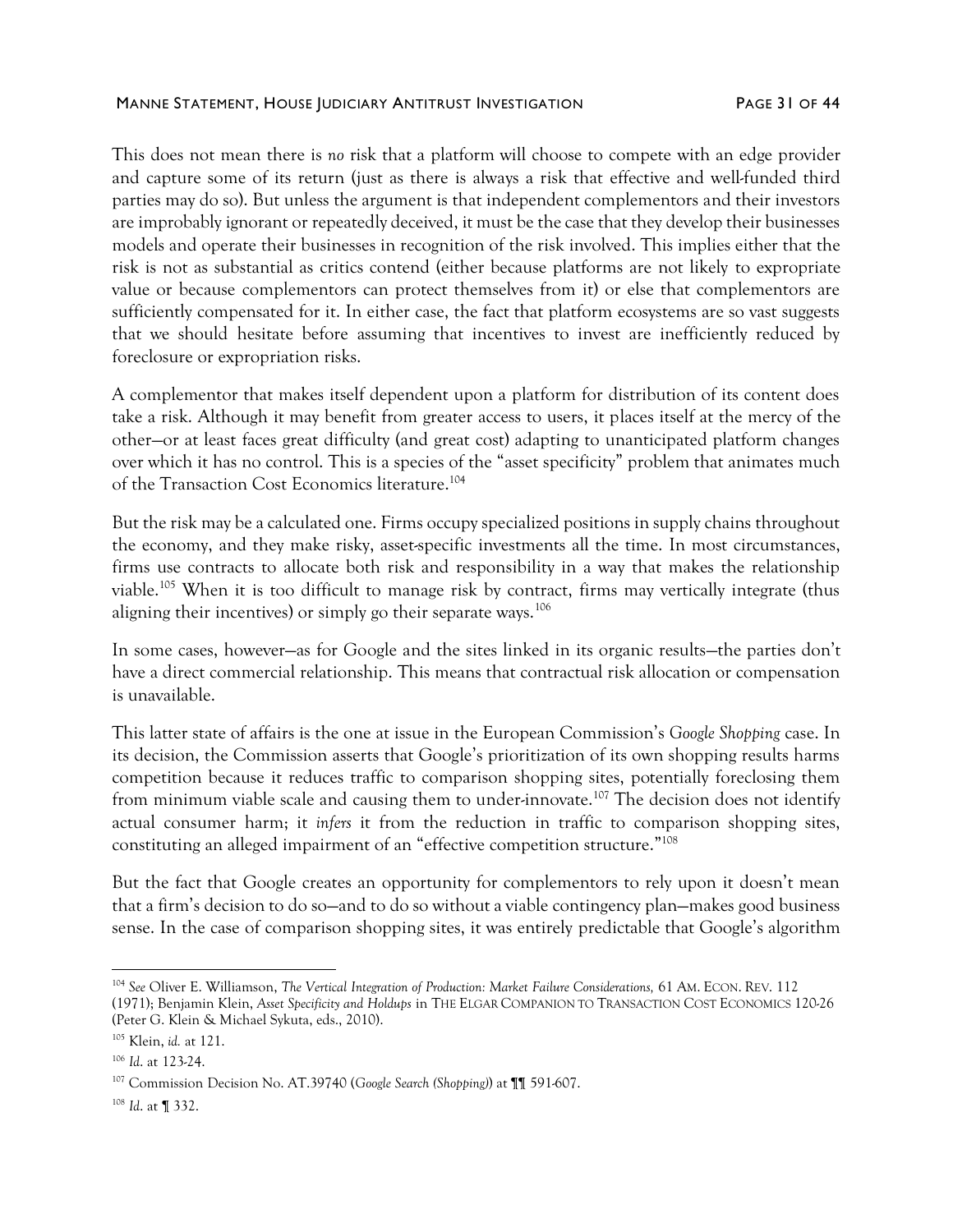This does not mean there is *no* risk that a platform will choose to compete with an edge provider and capture some of its return (just as there is always a risk that effective and well-funded third parties may do so). But unless the argument is that independent complementors and their investors are improbably ignorant or repeatedly deceived, it must be the case that they develop their businesses models and operate their businesses in recognition of the risk involved. This implies either that the risk is not as substantial as critics contend (either because platforms are not likely to expropriate value or because complementors can protect themselves from it) or else that complementors are sufficiently compensated for it. In either case, the fact that platform ecosystems are so vast suggests that we should hesitate before assuming that incentives to invest are inefficiently reduced by foreclosure or expropriation risks.

A complementor that makes itself dependent upon a platform for distribution of its content does take a risk. Although it may benefit from greater access to users, it places itself at the mercy of the other—or at least faces great difficulty (and great cost) adapting to unanticipated platform changes over which it has no control. This is a species of the "asset specificity" problem that animates much of the Transaction Cost Economics literature.[104]

But the risk may be a calculated one. Firms occupy specialized positions in supply chains throughout the economy, and they make risky, asset-specific investments all the time. In most circumstances, firms use contracts to allocate both risk and responsibility in a way that makes the relationship viable.[105] When it is too difficult to manage risk by contract, firms may vertically integrate (thus aligning their incentives) or simply go their separate ways.[106]

In some cases, however—as for Google and the sites linked in its organic results—the parties don't have a direct commercial relationship. This means that contractual risk allocation or compensation is unavailable.

This latter state of affairs is the one at issue in the European Commission's *Google Shopping* case. In its decision, the Commission asserts that Google's prioritization of its own shopping results harms competition because it reduces traffic to comparison shopping sites, potentially foreclosing them from minimum viable scale and causing them to under-innovate.[107] The decision does not identify actual consumer harm; it *infers* it from the reduction in traffic to comparison shopping sites, constituting an alleged impairment of an "effective competition structure."[108]

But the fact that Google creates an opportunity for complementors to rely upon it doesn't mean that a firm's decision to do so—and to do so without a viable contingency plan—makes good business sense. In the case of comparison shopping sites, it was entirely predictable that Google's algorithm

---

[104] *See* Oliver E. Williamson, *The Vertical Integration of Production: Market Failure Considerations,* 61 AM. ECON. REV. 112 (1971); Benjamin Klein, *Asset Specificity and Holdups* in THE ELGAR COMPANION TO TRANSACTION COST ECONOMICS 120-26 (Peter G. Klein & Michael Sykuta, eds., 2010).

[105] Klein, *id.* at 121.

[106] *Id.* at 123-24.

[107] Commission Decision No. AT.39740 (*Google Search (Shopping)*) at ¶¶ 591-607.

[108] *Id.* at ¶ 332.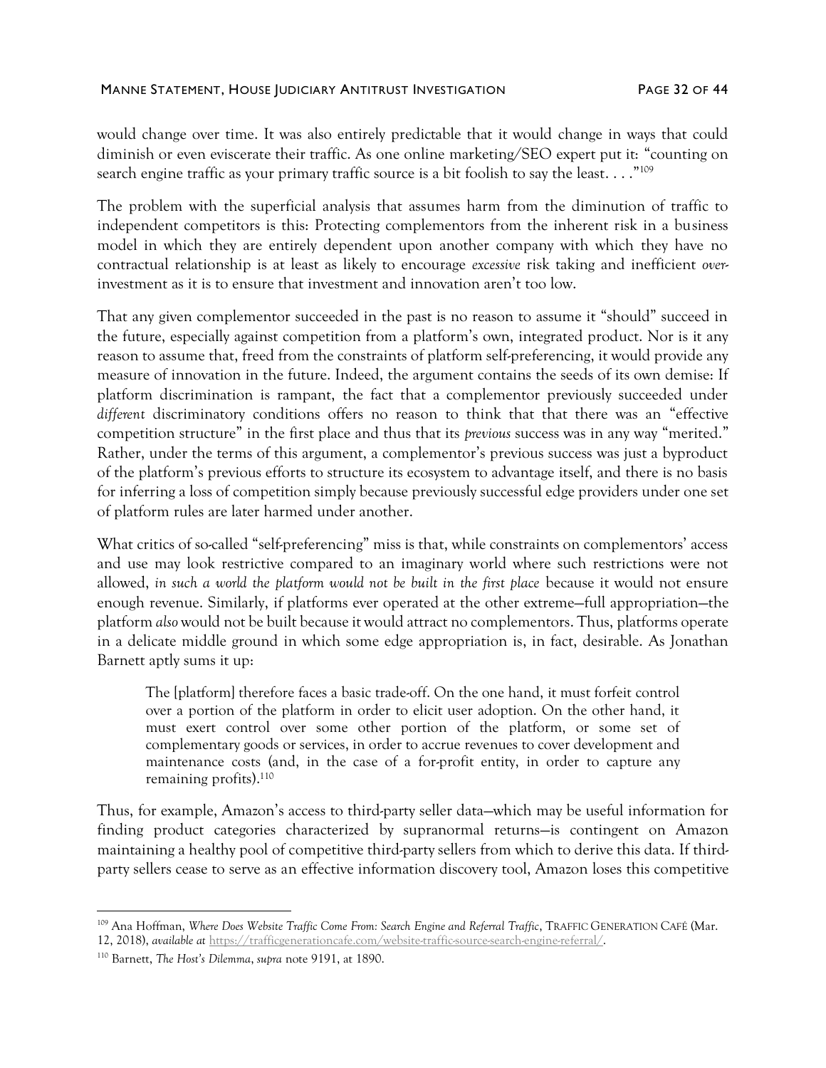would change over time. It was also entirely predictable that it would change in ways that could diminish or even eviscerate their traffic. As one online marketing/SEO expert put it: "counting on search engine traffic as your primary traffic source is a bit foolish to say the least. . . ."[109]

The problem with the superficial analysis that assumes harm from the diminution of traffic to independent competitors is this: Protecting complementors from the inherent risk in a business model in which they are entirely dependent upon another company with which they have no contractual relationship is at least as likely to encourage *excessive* risk taking and inefficient *over*-investment as it is to ensure that investment and innovation aren't too low.

That any given complementor succeeded in the past is no reason to assume it "should" succeed in the future, especially against competition from a platform's own, integrated product. Nor is it any reason to assume that, freed from the constraints of platform self-preferencing, it would provide any measure of innovation in the future. Indeed, the argument contains the seeds of its own demise: If platform discrimination is rampant, the fact that a complementor previously succeeded under *different* discriminatory conditions offers no reason to think that that there was an "effective competition structure" in the first place and thus that its *previous* success was in any way "merited." Rather, under the terms of this argument, a complementor's previous success was just a byproduct of the platform's previous efforts to structure its ecosystem to advantage itself, and there is no basis for inferring a loss of competition simply because previously successful edge providers under one set of platform rules are later harmed under another.

What critics of so-called "self-preferencing" miss is that, while constraints on complementors' access and use may look restrictive compared to an imaginary world where such restrictions were not allowed, *in such a world the platform would not be built in the first place* because it would not ensure enough revenue. Similarly, if platforms ever operated at the other extreme—full appropriation—the platform *also* would not be built because it would attract no complementors. Thus, platforms operate in a delicate middle ground in which some edge appropriation is, in fact, desirable. As Jonathan Barnett aptly sums it up:

> The [platform] therefore faces a basic trade-off. On the one hand, it must forfeit control over a portion of the platform in order to elicit user adoption. On the other hand, it must exert control over some other portion of the platform, or some set of complementary goods or services, in order to accrue revenues to cover development and maintenance costs (and, in the case of a for-profit entity, in order to capture any remaining profits).[110]

Thus, for example, Amazon's access to third-party seller data—which may be useful information for finding product categories characterized by supranormal returns—is contingent on Amazon maintaining a healthy pool of competitive third-party sellers from which to derive this data. If third-party sellers cease to serve as an effective information discovery tool, Amazon loses this competitive

---

[109] Ana Hoffman, *Where Does Website Traffic Come From: Search Engine and Referral Traffic*, TRAFFIC GENERATION CAFÉ (Mar. 12, 2018), *available at* https://trafficgenerationcafe.com/website-traffic-source-search-engine-referral/.

[110] Barnett, *The Host's Dilemma*, *supra* note 9191, at 1890.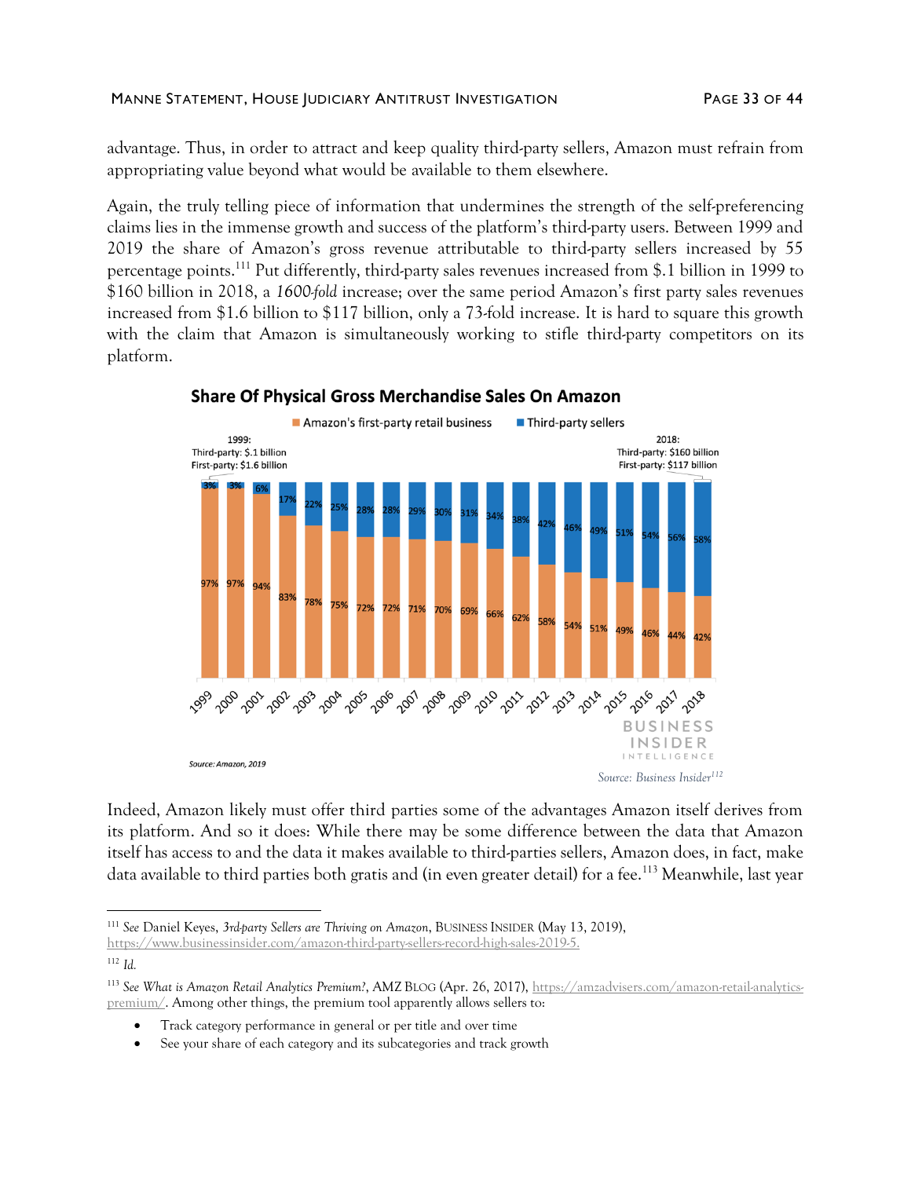advantage. Thus, in order to attract and keep quality third-party sellers, Amazon must refrain from appropriating value beyond what would be available to them elsewhere.

Again, the truly telling piece of information that undermines the strength of the self-preferencing claims lies in the immense growth and success of the platform's third-party users. Between 1999 and 2019 the share of Amazon's gross revenue attributable to third-party sellers increased by 55 percentage points.[111] Put differently, third-party sales revenues increased from $.1 billion in 1999 to $160 billion in 2018, a *1600-fold* increase; over the same period Amazon's first party sales revenues increased from $1.6 billion to $117 billion, only a 73-fold increase. It is hard to square this growth with the claim that Amazon is simultaneously working to stifle third-party competitors on its platform.

**Share Of Physical Gross Merchandise Sales On Amazon**

1999: Third-party: $.1 billion; First-party: $1.6 billion

2018: Third-party: $160 billion; First-party: $117 billion

| Year | Amazon's first-party retail business | Third-party sellers |
|---|---|---|
| 1999 | 97% | 3% |
| 2000 | 97% | 3% |
| 2001 | 94% | 6% |
| 2002 | 83% | 17% |
| 2003 | 78% | 22% |
| 2004 | 75% | 25% |
| 2005 | 72% | 28% |
| 2006 | 72% | 28% |
| 2007 | 71% | 29% |
| 2008 | 70% | 30% |
| 2009 | 69% | 31% |
| 2010 | 66% | 34% |
| 2011 | 62% | 38% |
| 2012 | 58% | 42% |
| 2013 | 54% | 46% |
| 2014 | 51% | 49% |
| 2015 | 49% | 51% |
| 2016 | 46% | 54% |
| 2017 | 44% | 56% |
| 2018 | 42% | 58% |

Source: Amazon, 2019

BUSINESS INSIDER INTELLIGENCE

*Source: Business Insider*[112]

Indeed, Amazon likely must offer third parties some of the advantages Amazon itself derives from its platform. And so it does: While there may be some difference between the data that Amazon itself has access to and the data it makes available to third-parties sellers, Amazon does, in fact, make data available to third parties both gratis and (in even greater detail) for a fee.[113] Meanwhile, last year

---

[111] *See* Daniel Keyes, *3rd-party Sellers are Thriving on Amazon*, BUSINESS INSIDER (May 13, 2019), https://www.businessinsider.com/amazon-third-party-sellers-record-high-sales-2019-5.

[112] *Id.*

[113] *See What is Amazon Retail Analytics Premium?*, AMZ BLOG (Apr. 26, 2017), https://amzadvisers.com/amazon-retail-analytics-premium/. Among other things, the premium tool apparently allows sellers to:

- Track category performance in general or per title and over time
- See your share of each category and its subcategories and track growth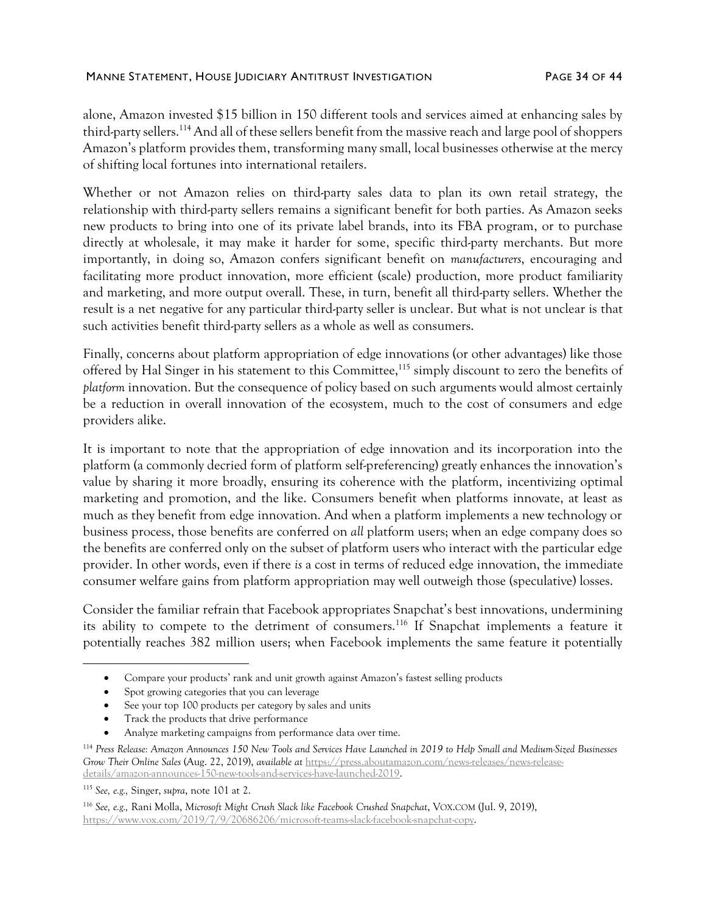alone, Amazon invested $15 billion in 150 different tools and services aimed at enhancing sales by third-party sellers.[114] And all of these sellers benefit from the massive reach and large pool of shoppers Amazon's platform provides them, transforming many small, local businesses otherwise at the mercy of shifting local fortunes into international retailers.

Whether or not Amazon relies on third-party sales data to plan its own retail strategy, the relationship with third-party sellers remains a significant benefit for both parties. As Amazon seeks new products to bring into one of its private label brands, into its FBA program, or to purchase directly at wholesale, it may make it harder for some, specific third-party merchants. But more importantly, in doing so, Amazon confers significant benefit on *manufacturers*, encouraging and facilitating more product innovation, more efficient (scale) production, more product familiarity and marketing, and more output overall. These, in turn, benefit all third-party sellers. Whether the result is a net negative for any particular third-party seller is unclear. But what is not unclear is that such activities benefit third-party sellers as a whole as well as consumers.

Finally, concerns about platform appropriation of edge innovations (or other advantages) like those offered by Hal Singer in his statement to this Committee,[115] simply discount to zero the benefits of *platform* innovation. But the consequence of policy based on such arguments would almost certainly be a reduction in overall innovation of the ecosystem, much to the cost of consumers and edge providers alike.

It is important to note that the appropriation of edge innovation and its incorporation into the platform (a commonly decried form of platform self-preferencing) greatly enhances the innovation's value by sharing it more broadly, ensuring its coherence with the platform, incentivizing optimal marketing and promotion, and the like. Consumers benefit when platforms innovate, at least as much as they benefit from edge innovation. And when a platform implements a new technology or business process, those benefits are conferred on *all* platform users; when an edge company does so the benefits are conferred only on the subset of platform users who interact with the particular edge provider. In other words, even if there *is* a cost in terms of reduced edge innovation, the immediate consumer welfare gains from platform appropriation may well outweigh those (speculative) losses.

Consider the familiar refrain that Facebook appropriates Snapchat's best innovations, undermining its ability to compete to the detriment of consumers.[116] If Snapchat implements a feature it potentially reaches 382 million users; when Facebook implements the same feature it potentially

---

- Compare your products' rank and unit growth against Amazon's fastest selling products
- Spot growing categories that you can leverage
- See your top 100 products per category by sales and units
- Track the products that drive performance
- Analyze marketing campaigns from performance data over time.

[114] *Press Release: Amazon Announces 150 New Tools and Services Have Launched in 2019 to Help Small and Medium-Sized Businesses Grow Their Online Sales* (Aug. 22, 2019), *available at* https://press.aboutamazon.com/news-releases/news-release-details/amazon-announces-150-new-tools-and-services-have-launched-2019.

[115] *See, e.g.,* Singer, *supra*, note 101 at 2.

[116] *See, e.g.,* Rani Molla, *Microsoft Might Crush Slack like Facebook Crushed Snapchat*, VOX.COM (Jul. 9, 2019), https://www.vox.com/2019/7/9/20686206/microsoft-teams-slack-facebook-snapchat-copy.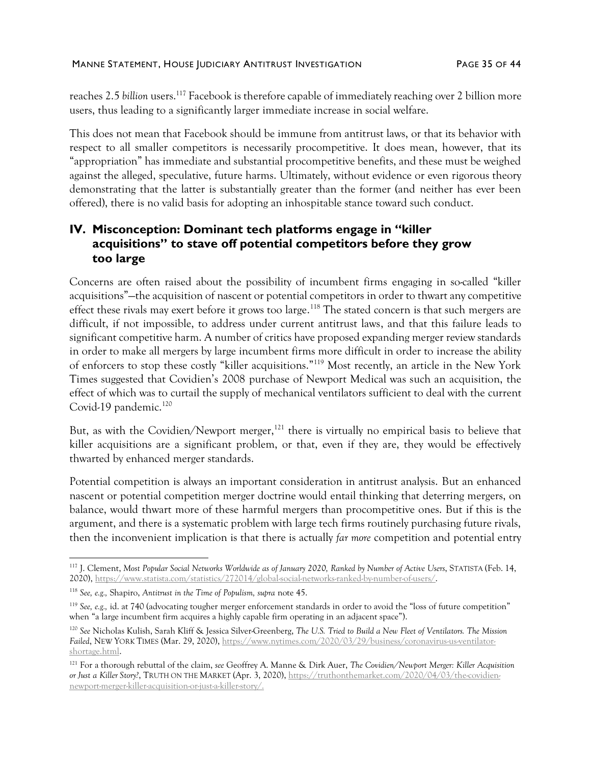reaches 2.5 *billion* users.[117] Facebook is therefore capable of immediately reaching over 2 billion more users, thus leading to a significantly larger immediate increase in social welfare.

This does not mean that Facebook should be immune from antitrust laws, or that its behavior with respect to all smaller competitors is necessarily procompetitive. It does mean, however, that its "appropriation" has immediate and substantial procompetitive benefits, and these must be weighed against the alleged, speculative, future harms. Ultimately, without evidence or even rigorous theory demonstrating that the latter is substantially greater than the former (and neither has ever been offered), there is no valid basis for adopting an inhospitable stance toward such conduct.

## IV. Misconception: Dominant tech platforms engage in "killer acquisitions" to stave off potential competitors before they grow too large

Concerns are often raised about the possibility of incumbent firms engaging in so-called "killer acquisitions"—the acquisition of nascent or potential competitors in order to thwart any competitive effect these rivals may exert before it grows too large.[118] The stated concern is that such mergers are difficult, if not impossible, to address under current antitrust laws, and that this failure leads to significant competitive harm. A number of critics have proposed expanding merger review standards in order to make all mergers by large incumbent firms more difficult in order to increase the ability of enforcers to stop these costly "killer acquisitions."[119] Most recently, an article in the New York Times suggested that Covidien's 2008 purchase of Newport Medical was such an acquisition, the effect of which was to curtail the supply of mechanical ventilators sufficient to deal with the current Covid-19 pandemic.[120]

But, as with the Covidien/Newport merger,[121] there is virtually no empirical basis to believe that killer acquisitions are a significant problem, or that, even if they are, they would be effectively thwarted by enhanced merger standards.

Potential competition is always an important consideration in antitrust analysis. But an enhanced nascent or potential competition merger doctrine would entail thinking that deterring mergers, on balance, would thwart more of these harmful mergers than procompetitive ones. But if this is the argument, and there is a systematic problem with large tech firms routinely purchasing future rivals, then the inconvenient implication is that there is actually *far more* competition and potential entry

---

[117] J. Clement, *Most Popular Social Networks Worldwide as of January 2020, Ranked by Number of Active Users*, STATISTA (Feb. 14, 2020), https://www.statista.com/statistics/272014/global-social-networks-ranked-by-number-of-users/.

[118] *See, e.g.,* Shapiro, *Antitrust in the Time of Populism, supra* note 45.

[119] *See, e.g.,* id. at 740 (advocating tougher merger enforcement standards in order to avoid the "loss of future competition" when "a large incumbent firm acquires a highly capable firm operating in an adjacent space").

[120] *See* Nicholas Kulish, Sarah Kliff & Jessica Silver-Greenberg, *The U.S. Tried to Build a New Fleet of Ventilators. The Mission Failed*, NEW YORK TIMES (Mar. 29, 2020), https://www.nytimes.com/2020/03/29/business/coronavirus-us-ventilator-shortage.html.

[121] For a thorough rebuttal of the claim, *see* Geoffrey A. Manne & Dirk Auer, *The Covidien/Newport Merger: Killer Acquisition or Just a Killer Story?*, TRUTH ON THE MARKET (Apr. 3, 2020), https://truthonthemarket.com/2020/04/03/the-covidien-newport-merger-killer-acquisition-or-just-a-killer-story/.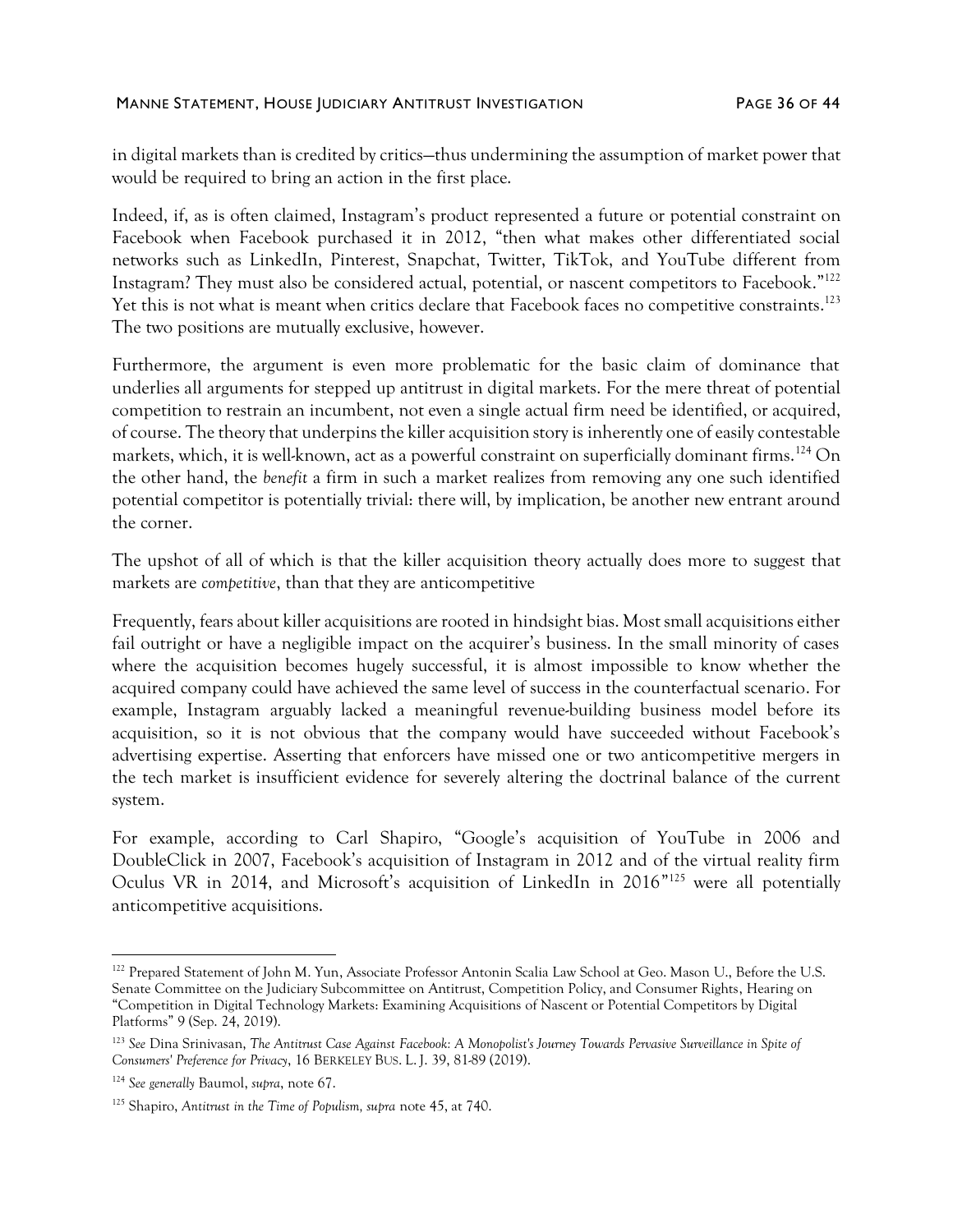in digital markets than is credited by critics—thus undermining the assumption of market power that would be required to bring an action in the first place.

Indeed, if, as is often claimed, Instagram's product represented a future or potential constraint on Facebook when Facebook purchased it in 2012, "then what makes other differentiated social networks such as LinkedIn, Pinterest, Snapchat, Twitter, TikTok, and YouTube different from Instagram? They must also be considered actual, potential, or nascent competitors to Facebook."[122] Yet this is not what is meant when critics declare that Facebook faces no competitive constraints.[123] The two positions are mutually exclusive, however.

Furthermore, the argument is even more problematic for the basic claim of dominance that underlies all arguments for stepped up antitrust in digital markets. For the mere threat of potential competition to restrain an incumbent, not even a single actual firm need be identified, or acquired, of course. The theory that underpins the killer acquisition story is inherently one of easily contestable markets, which, it is well-known, act as a powerful constraint on superficially dominant firms.[124] On the other hand, the *benefit* a firm in such a market realizes from removing any one such identified potential competitor is potentially trivial: there will, by implication, be another new entrant around the corner.

The upshot of all of which is that the killer acquisition theory actually does more to suggest that markets are *competitive*, than that they are anticompetitive

Frequently, fears about killer acquisitions are rooted in hindsight bias. Most small acquisitions either fail outright or have a negligible impact on the acquirer's business. In the small minority of cases where the acquisition becomes hugely successful, it is almost impossible to know whether the acquired company could have achieved the same level of success in the counterfactual scenario. For example, Instagram arguably lacked a meaningful revenue-building business model before its acquisition, so it is not obvious that the company would have succeeded without Facebook's advertising expertise. Asserting that enforcers have missed one or two anticompetitive mergers in the tech market is insufficient evidence for severely altering the doctrinal balance of the current system.

For example, according to Carl Shapiro, "Google's acquisition of YouTube in 2006 and DoubleClick in 2007, Facebook's acquisition of Instagram in 2012 and of the virtual reality firm Oculus VR in 2014, and Microsoft's acquisition of LinkedIn in 2016"[125] were all potentially anticompetitive acquisitions.

---

[122] Prepared Statement of John M. Yun, Associate Professor Antonin Scalia Law School at Geo. Mason U., Before the U.S. Senate Committee on the Judiciary Subcommittee on Antitrust, Competition Policy, and Consumer Rights, Hearing on "Competition in Digital Technology Markets: Examining Acquisitions of Nascent or Potential Competitors by Digital Platforms" 9 (Sep. 24, 2019).

[123] *See* Dina Srinivasan, *The Antitrust Case Against Facebook: A Monopolist's Journey Towards Pervasive Surveillance in Spite of Consumers' Preference for Privacy*, 16 BERKELEY BUS. L. J. 39, 81-89 (2019).

[124] *See generally* Baumol, *supra*, note 67.

[125] Shapiro, *Antitrust in the Time of Populism, supra* note 45, at 740.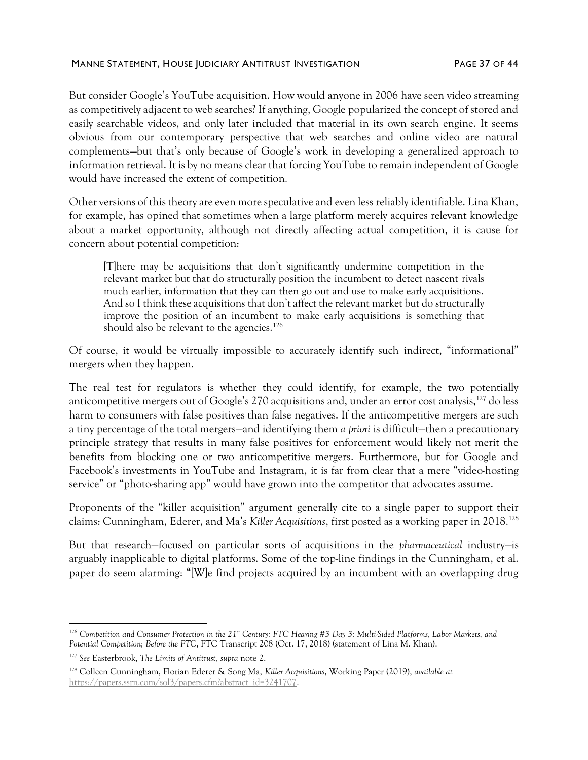But consider Google's YouTube acquisition. How would anyone in 2006 have seen video streaming as competitively adjacent to web searches? If anything, Google popularized the concept of stored and easily searchable videos, and only later included that material in its own search engine. It seems obvious from our contemporary perspective that web searches and online video are natural complements—but that's only because of Google's work in developing a generalized approach to information retrieval. It is by no means clear that forcing YouTube to remain independent of Google would have increased the extent of competition.

Other versions of this theory are even more speculative and even less reliably identifiable. Lina Khan, for example, has opined that sometimes when a large platform merely acquires relevant knowledge about a market opportunity, although not directly affecting actual competition, it is cause for concern about potential competition:

> [T]here may be acquisitions that don't significantly undermine competition in the relevant market but that do structurally position the incumbent to detect nascent rivals much earlier, information that they can then go out and use to make early acquisitions. And so I think these acquisitions that don't affect the relevant market but do structurally improve the position of an incumbent to make early acquisitions is something that should also be relevant to the agencies.[126]

Of course, it would be virtually impossible to accurately identify such indirect, "informational" mergers when they happen.

The real test for regulators is whether they could identify, for example, the two potentially anticompetitive mergers out of Google's 270 acquisitions and, under an error cost analysis,[127] do less harm to consumers with false positives than false negatives. If the anticompetitive mergers are such a tiny percentage of the total mergers—and identifying them *a priori* is difficult—then a precautionary principle strategy that results in many false positives for enforcement would likely not merit the benefits from blocking one or two anticompetitive mergers. Furthermore, but for Google and Facebook's investments in YouTube and Instagram, it is far from clear that a mere "video-hosting service" or "photo-sharing app" would have grown into the competitor that advocates assume.

Proponents of the "killer acquisition" argument generally cite to a single paper to support their claims: Cunningham, Ederer, and Ma's *Killer Acquisitions*, first posted as a working paper in 2018.[128]

But that research—focused on particular sorts of acquisitions in the *pharmaceutical* industry—is arguably inapplicable to digital platforms. Some of the top-line findings in the Cunningham, et al. paper do seem alarming: "[W]e find projects acquired by an incumbent with an overlapping drug

---

[126] *Competition and Consumer Protection in the 21st Century: FTC Hearing #3 Day 3: Multi-Sided Platforms, Labor Markets, and Potential Competition; Before the FTC*, FTC Transcript 208 (Oct. 17, 2018) (statement of Lina M. Khan).

[127] *See* Easterbrook, *The Limits of Antitrust*, *supra* note 2.

[128] Colleen Cunningham, Florian Ederer & Song Ma, *Killer Acquisitions*, Working Paper (2019), *available at* https://papers.ssrn.com/sol3/papers.cfm?abstract_id=3241707.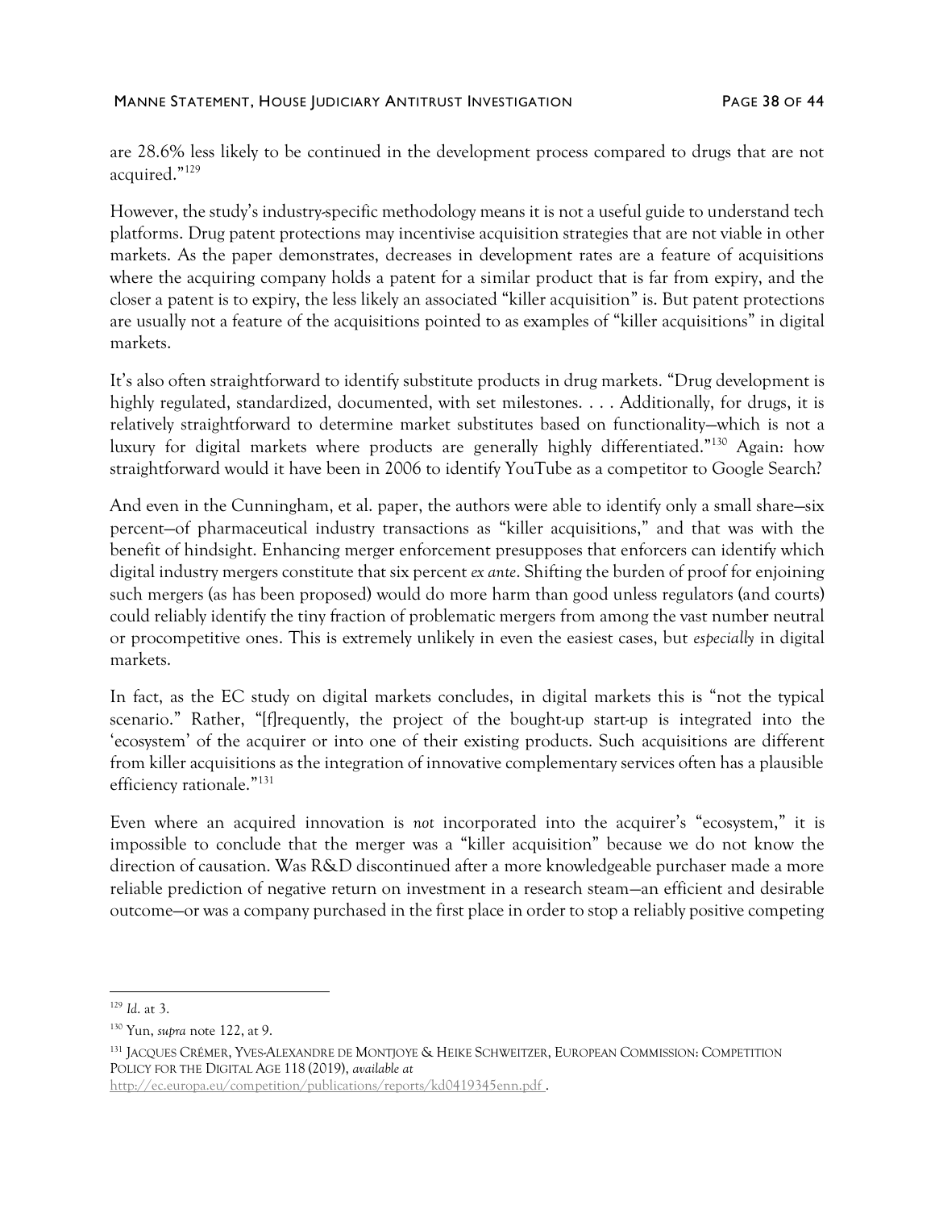are 28.6% less likely to be continued in the development process compared to drugs that are not acquired."[129]

However, the study's industry-specific methodology means it is not a useful guide to understand tech platforms. Drug patent protections may incentivise acquisition strategies that are not viable in other markets. As the paper demonstrates, decreases in development rates are a feature of acquisitions where the acquiring company holds a patent for a similar product that is far from expiry, and the closer a patent is to expiry, the less likely an associated "killer acquisition" is. But patent protections are usually not a feature of the acquisitions pointed to as examples of "killer acquisitions" in digital markets.

It's also often straightforward to identify substitute products in drug markets. "Drug development is highly regulated, standardized, documented, with set milestones. . . . Additionally, for drugs, it is relatively straightforward to determine market substitutes based on functionality—which is not a luxury for digital markets where products are generally highly differentiated."[130] Again: how straightforward would it have been in 2006 to identify YouTube as a competitor to Google Search?

And even in the Cunningham, et al. paper, the authors were able to identify only a small share—six percent—of pharmaceutical industry transactions as "killer acquisitions," and that was with the benefit of hindsight. Enhancing merger enforcement presupposes that enforcers can identify which digital industry mergers constitute that six percent *ex ante*. Shifting the burden of proof for enjoining such mergers (as has been proposed) would do more harm than good unless regulators (and courts) could reliably identify the tiny fraction of problematic mergers from among the vast number neutral or procompetitive ones. This is extremely unlikely in even the easiest cases, but *especially* in digital markets.

In fact, as the EC study on digital markets concludes, in digital markets this is "not the typical scenario." Rather, "[f]requently, the project of the bought-up start-up is integrated into the 'ecosystem' of the acquirer or into one of their existing products. Such acquisitions are different from killer acquisitions as the integration of innovative complementary services often has a plausible efficiency rationale."[131]

Even where an acquired innovation is *not* incorporated into the acquirer's "ecosystem," it is impossible to conclude that the merger was a "killer acquisition" because we do not know the direction of causation. Was R&D discontinued after a more knowledgeable purchaser made a more reliable prediction of negative return on investment in a research steam—an efficient and desirable outcome—or was a company purchased in the first place in order to stop a reliably positive competing

---

[129] *Id.* at 3.

[130] Yun, *supra* note 122, at 9.

[131] JACQUES CRÉMER, YVES-ALEXANDRE DE MONTJOYE & HEIKE SCHWEITZER, EUROPEAN COMMISSION: COMPETITION POLICY FOR THE DIGITAL AGE 118 (2019), *available at* http://ec.europa.eu/competition/publications/reports/kd0419345enn.pdf .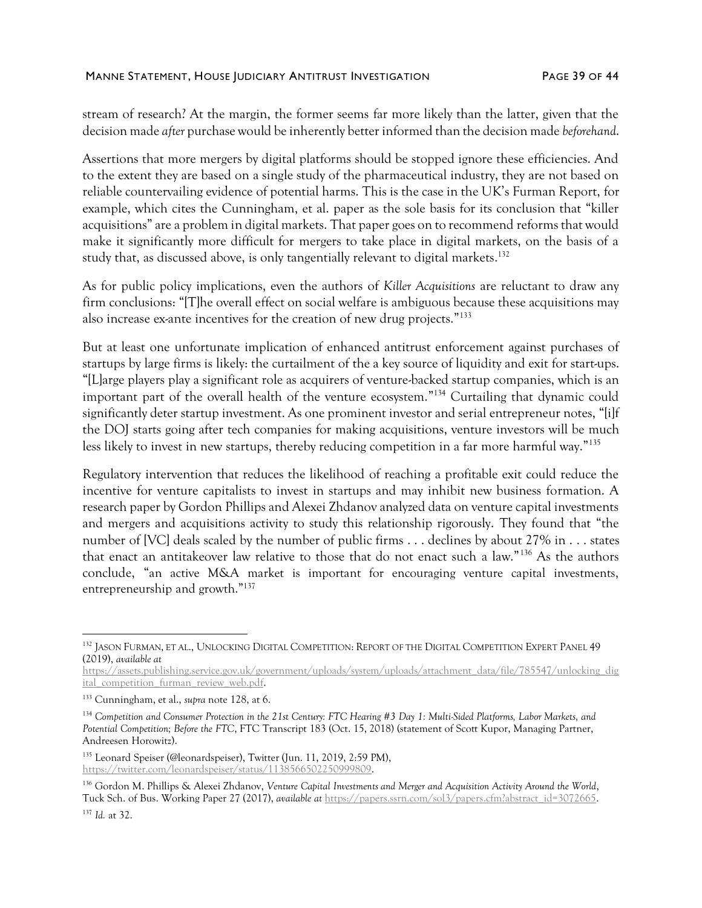stream of research? At the margin, the former seems far more likely than the latter, given that the decision made *after* purchase would be inherently better informed than the decision made *beforehand*.

Assertions that more mergers by digital platforms should be stopped ignore these efficiencies. And to the extent they are based on a single study of the pharmaceutical industry, they are not based on reliable countervailing evidence of potential harms. This is the case in the UK's Furman Report, for example, which cites the Cunningham, et al. paper as the sole basis for its conclusion that "killer acquisitions" are a problem in digital markets. That paper goes on to recommend reforms that would make it significantly more difficult for mergers to take place in digital markets, on the basis of a study that, as discussed above, is only tangentially relevant to digital markets.[132]

As for public policy implications, even the authors of *Killer Acquisitions* are reluctant to draw any firm conclusions: "[T]he overall effect on social welfare is ambiguous because these acquisitions may also increase ex-ante incentives for the creation of new drug projects."[133]

But at least one unfortunate implication of enhanced antitrust enforcement against purchases of startups by large firms is likely: the curtailment of the a key source of liquidity and exit for start-ups. "[L]arge players play a significant role as acquirers of venture-backed startup companies, which is an important part of the overall health of the venture ecosystem."[134] Curtailing that dynamic could significantly deter startup investment. As one prominent investor and serial entrepreneur notes, "[i]f the DOJ starts going after tech companies for making acquisitions, venture investors will be much less likely to invest in new startups, thereby reducing competition in a far more harmful way."[135]

Regulatory intervention that reduces the likelihood of reaching a profitable exit could reduce the incentive for venture capitalists to invest in startups and may inhibit new business formation. A research paper by Gordon Phillips and Alexei Zhdanov analyzed data on venture capital investments and mergers and acquisitions activity to study this relationship rigorously. They found that "the number of [VC] deals scaled by the number of public firms . . . declines by about 27% in . . . states that enact an antitakeover law relative to those that do not enact such a law."[136] As the authors conclude, "an active M&A market is important for encouraging venture capital investments, entrepreneurship and growth."[137]

---

[132] JASON FURMAN, ET AL., UNLOCKING DIGITAL COMPETITION: REPORT OF THE DIGITAL COMPETITION EXPERT PANEL 49 (2019), *available at* https://assets.publishing.service.gov.uk/government/uploads/system/uploads/attachment_data/file/785547/unlocking_digital_competition_furman_review_web.pdf.

[133] Cunningham, et al., *supra* note 128, at 6.

[134] *Competition and Consumer Protection in the 21st Century: FTC Hearing #3 Day 1: Multi-Sided Platforms, Labor Markets, and Potential Competition; Before the FTC*, FTC Transcript 183 (Oct. 15, 2018) (statement of Scott Kupor, Managing Partner, Andreesen Horowitz).

[135] Leonard Speiser (@leonardspeiser), Twitter (Jun. 11, 2019, 2:59 PM), https://twitter.com/leonardspeiser/status/1138566502250999809.

[136] Gordon M. Phillips & Alexei Zhdanov, *Venture Capital Investments and Merger and Acquisition Activity Around the World*, Tuck Sch. of Bus. Working Paper 27 (2017), *available at* https://papers.ssrn.com/sol3/papers.cfm?abstract_id=3072665.

[137] *Id.* at 32.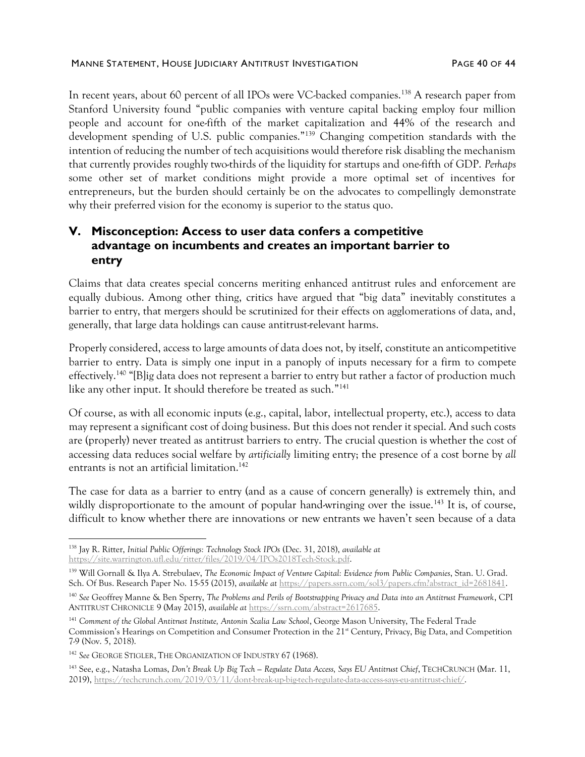In recent years, about 60 percent of all IPOs were VC-backed companies.[138] A research paper from Stanford University found "public companies with venture capital backing employ four million people and account for one-fifth of the market capitalization and 44% of the research and development spending of U.S. public companies."[139] Changing competition standards with the intention of reducing the number of tech acquisitions would therefore risk disabling the mechanism that currently provides roughly two-thirds of the liquidity for startups and one-fifth of GDP. *Perhaps* some other set of market conditions might provide a more optimal set of incentives for entrepreneurs, but the burden should certainly be on the advocates to compellingly demonstrate why their preferred vision for the economy is superior to the status quo.

## V. Misconception: Access to user data confers a competitive advantage on incumbents and creates an important barrier to entry

Claims that data creates special concerns meriting enhanced antitrust rules and enforcement are equally dubious. Among other thing, critics have argued that "big data" inevitably constitutes a barrier to entry, that mergers should be scrutinized for their effects on agglomerations of data, and, generally, that large data holdings can cause antitrust-relevant harms.

Properly considered, access to large amounts of data does not, by itself, constitute an anticompetitive barrier to entry. Data is simply one input in a panoply of inputs necessary for a firm to compete effectively.[140] "[B]ig data does not represent a barrier to entry but rather a factor of production much like any other input. It should therefore be treated as such."[141]

Of course, as with all economic inputs (e.g., capital, labor, intellectual property, etc.), access to data may represent a significant cost of doing business. But this does not render it special. And such costs are (properly) never treated as antitrust barriers to entry. The crucial question is whether the cost of accessing data reduces social welfare by *artificially* limiting entry; the presence of a cost borne by *all* entrants is not an artificial limitation.[142]

The case for data as a barrier to entry (and as a cause of concern generally) is extremely thin, and wildly disproportionate to the amount of popular hand-wringing over the issue.[143] It is, of course, difficult to know whether there are innovations or new entrants we haven't seen because of a data

---

[138] Jay R. Ritter, *Initial Public Offerings: Technology Stock IPOs* (Dec. 31, 2018), *available at* https://site.warrington.ufl.edu/ritter/files/2019/04/IPOs2018Tech-Stock.pdf.

[139] Will Gornall & Ilya A. Strebulaev, *The Economic Impact of Venture Capital: Evidence from Public Companies*, Stan. U. Grad. Sch. Of Bus. Research Paper No. 15-55 (2015), *available at* https://papers.ssrn.com/sol3/papers.cfm?abstract_id=2681841.

[140] *See* Geoffrey Manne & Ben Sperry, *The Problems and Perils of Bootstrapping Privacy and Data into an Antitrust Framework*, CPI ANTITRUST CHRONICLE 9 (May 2015), *available at* https://ssrn.com/abstract=2617685.

[141] *Comment of the Global Antitrust Institute, Antonin Scalia Law School*, George Mason University, The Federal Trade Commission's Hearings on Competition and Consumer Protection in the 21st Century, Privacy, Big Data, and Competition 7-9 (Nov. 5, 2018).

[142] *See* GEORGE STIGLER, THE ORGANIZATION OF INDUSTRY 67 (1968).

[143] See, e.g., Natasha Lomas, *Don't Break Up Big Tech – Regulate Data Access, Says EU Antitrust Chief*, TECHCRUNCH (Mar. 11, 2019), https://techcrunch.com/2019/03/11/dont-break-up-big-tech-regulate-data-access-says-eu-antitrust-chief/.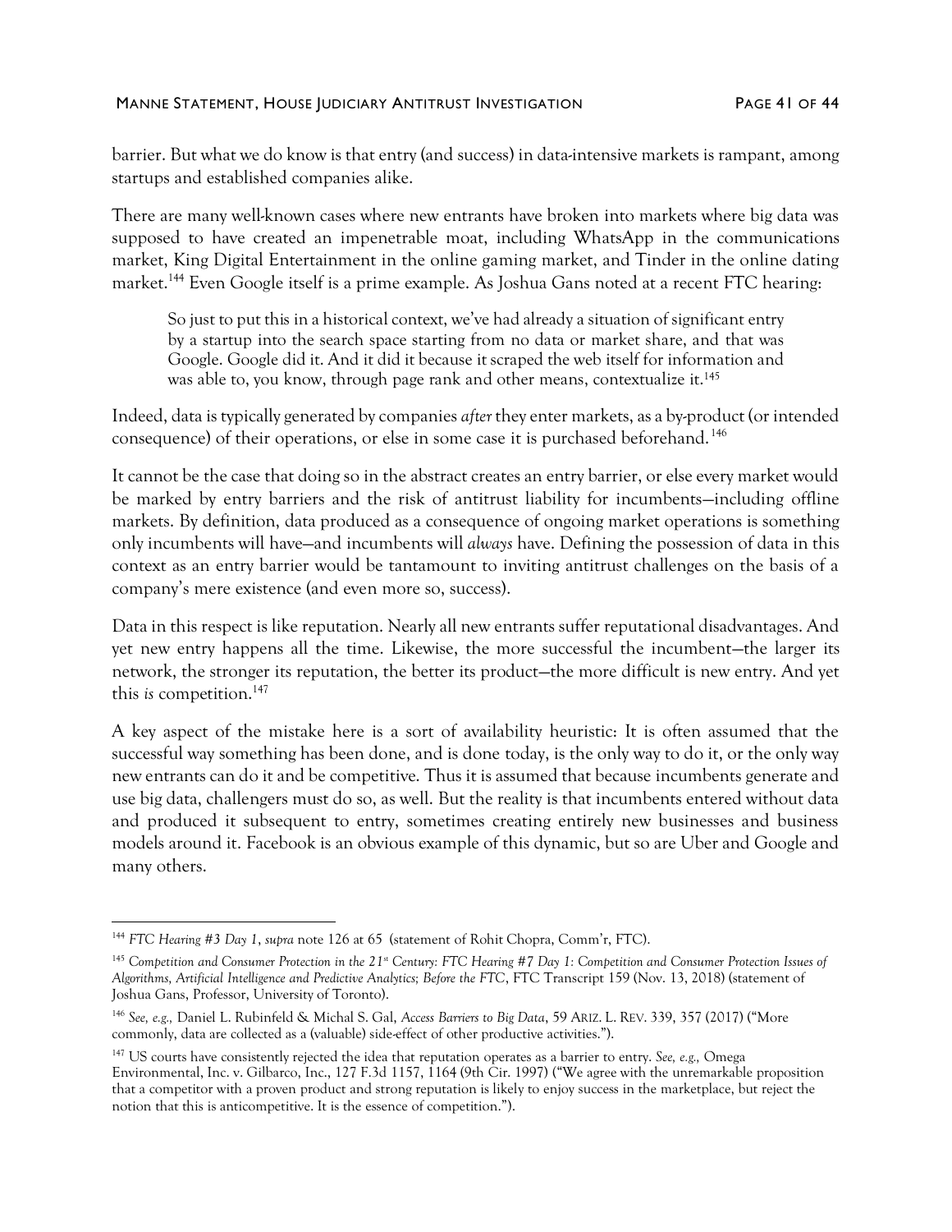barrier. But what we do know is that entry (and success) in data-intensive markets is rampant, among startups and established companies alike.

There are many well-known cases where new entrants have broken into markets where big data was supposed to have created an impenetrable moat, including WhatsApp in the communications market, King Digital Entertainment in the online gaming market, and Tinder in the online dating market.[144] Even Google itself is a prime example. As Joshua Gans noted at a recent FTC hearing:

> So just to put this in a historical context, we've had already a situation of significant entry by a startup into the search space starting from no data or market share, and that was Google. Google did it. And it did it because it scraped the web itself for information and was able to, you know, through page rank and other means, contextualize it.[145]

Indeed, data is typically generated by companies *after* they enter markets, as a by-product (or intended consequence) of their operations, or else in some case it is purchased beforehand.[146]

It cannot be the case that doing so in the abstract creates an entry barrier, or else every market would be marked by entry barriers and the risk of antitrust liability for incumbents—including offline markets. By definition, data produced as a consequence of ongoing market operations is something only incumbents will have—and incumbents will *always* have. Defining the possession of data in this context as an entry barrier would be tantamount to inviting antitrust challenges on the basis of a company's mere existence (and even more so, success).

Data in this respect is like reputation. Nearly all new entrants suffer reputational disadvantages. And yet new entry happens all the time. Likewise, the more successful the incumbent—the larger its network, the stronger its reputation, the better its product—the more difficult is new entry. And yet this *is* competition.[147]

A key aspect of the mistake here is a sort of availability heuristic: It is often assumed that the successful way something has been done, and is done today, is the only way to do it, or the only way new entrants can do it and be competitive. Thus it is assumed that because incumbents generate and use big data, challengers must do so, as well. But the reality is that incumbents entered without data and produced it subsequent to entry, sometimes creating entirely new businesses and business models around it. Facebook is an obvious example of this dynamic, but so are Uber and Google and many others.

---

[144] *FTC Hearing #3 Day 1*, *supra* note 126 at 65 (statement of Rohit Chopra, Comm'r, FTC).

[145] *Competition and Consumer Protection in the 21st Century: FTC Hearing #7 Day 1: Competition and Consumer Protection Issues of Algorithms, Artificial Intelligence and Predictive Analytics; Before the FTC*, FTC Transcript 159 (Nov. 13, 2018) (statement of Joshua Gans, Professor, University of Toronto).

[146] *See, e.g.,* Daniel L. Rubinfeld & Michal S. Gal, *Access Barriers to Big Data*, 59 ARIZ. L. REV. 339, 357 (2017) ("More commonly, data are collected as a (valuable) side-effect of other productive activities.").

[147] US courts have consistently rejected the idea that reputation operates as a barrier to entry. *See, e.g.,* Omega Environmental, Inc. v. Gilbarco, Inc., 127 F.3d 1157, 1164 (9th Cir. 1997) ("We agree with the unremarkable proposition that a competitor with a proven product and strong reputation is likely to enjoy success in the marketplace, but reject the notion that this is anticompetitive. It is the essence of competition.").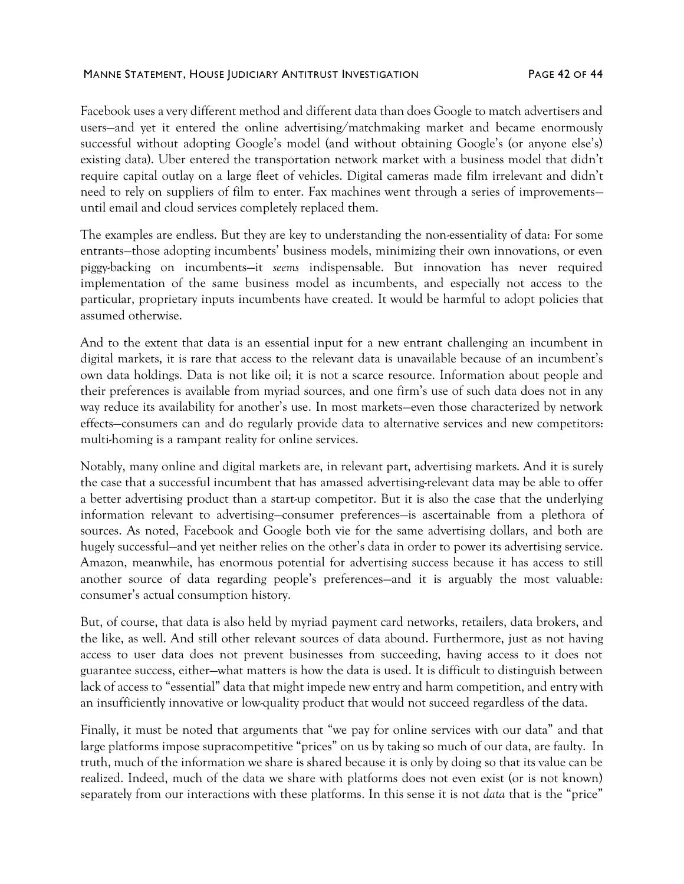Facebook uses a very different method and different data than does Google to match advertisers and users—and yet it entered the online advertising/matchmaking market and became enormously successful without adopting Google's model (and without obtaining Google's (or anyone else's) existing data). Uber entered the transportation network market with a business model that didn't require capital outlay on a large fleet of vehicles. Digital cameras made film irrelevant and didn't need to rely on suppliers of film to enter. Fax machines went through a series of improvements—until email and cloud services completely replaced them.

The examples are endless. But they are key to understanding the non-essentiality of data: For some entrants—those adopting incumbents' business models, minimizing their own innovations, or even piggy-backing on incumbents—it *seems* indispensable. But innovation has never required implementation of the same business model as incumbents, and especially not access to the particular, proprietary inputs incumbents have created. It would be harmful to adopt policies that assumed otherwise.

And to the extent that data is an essential input for a new entrant challenging an incumbent in digital markets, it is rare that access to the relevant data is unavailable because of an incumbent's own data holdings. Data is not like oil; it is not a scarce resource. Information about people and their preferences is available from myriad sources, and one firm's use of such data does not in any way reduce its availability for another's use. In most markets—even those characterized by network effects—consumers can and do regularly provide data to alternative services and new competitors: multi-homing is a rampant reality for online services.

Notably, many online and digital markets are, in relevant part, advertising markets. And it is surely the case that a successful incumbent that has amassed advertising-relevant data may be able to offer a better advertising product than a start-up competitor. But it is also the case that the underlying information relevant to advertising—consumer preferences—is ascertainable from a plethora of sources. As noted, Facebook and Google both vie for the same advertising dollars, and both are hugely successful—and yet neither relies on the other's data in order to power its advertising service. Amazon, meanwhile, has enormous potential for advertising success because it has access to still another source of data regarding people's preferences—and it is arguably the most valuable: consumer's actual consumption history.

But, of course, that data is also held by myriad payment card networks, retailers, data brokers, and the like, as well. And still other relevant sources of data abound. Furthermore, just as not having access to user data does not prevent businesses from succeeding, having access to it does not guarantee success, either—what matters is how the data is used. It is difficult to distinguish between lack of access to "essential" data that might impede new entry and harm competition, and entry with an insufficiently innovative or low-quality product that would not succeed regardless of the data.

Finally, it must be noted that arguments that "we pay for online services with our data" and that large platforms impose supracompetitive "prices" on us by taking so much of our data, are faulty. In truth, much of the information we share is shared because it is only by doing so that its value can be realized. Indeed, much of the data we share with platforms does not even exist (or is not known) separately from our interactions with these platforms. In this sense it is not *data* that is the "price"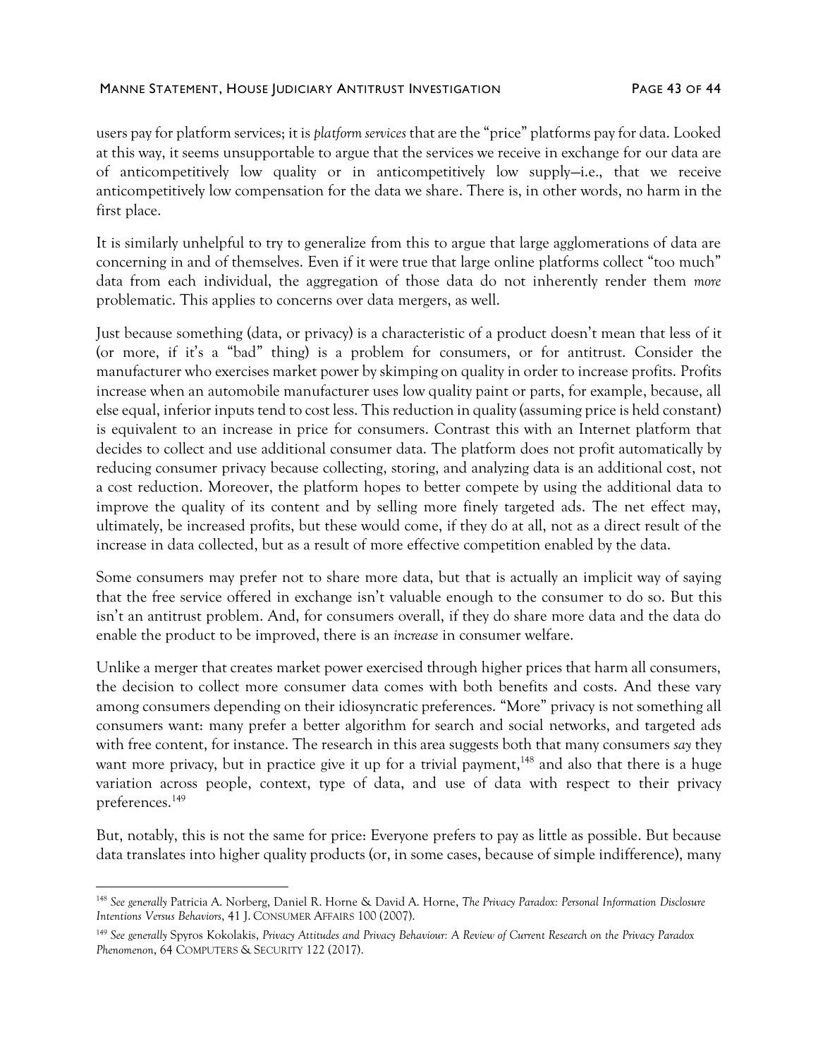users pay for platform services; it is *platform services* that are the "price" platforms pay for data. Looked at this way, it seems unsupportable to argue that the services we receive in exchange for our data are of anticompetitively low quality or in anticompetitively low supply—i.e., that we receive anticompetitively low compensation for the data we share. There is, in other words, no harm in the first place.

It is similarly unhelpful to try to generalize from this to argue that large agglomerations of data are concerning in and of themselves. Even if it were true that large online platforms collect "too much" data from each individual, the aggregation of those data do not inherently render them *more* problematic. This applies to concerns over data mergers, as well.

Just because something (data, or privacy) is a characteristic of a product doesn't mean that less of it (or more, if it's a "bad" thing) is a problem for consumers, or for antitrust. Consider the manufacturer who exercises market power by skimping on quality in order to increase profits. Profits increase when an automobile manufacturer uses low quality paint or parts, for example, because, all else equal, inferior inputs tend to cost less. This reduction in quality (assuming price is held constant) is equivalent to an increase in price for consumers. Contrast this with an Internet platform that decides to collect and use additional consumer data. The platform does not profit automatically by reducing consumer privacy because collecting, storing, and analyzing data is an additional cost, not a cost reduction. Moreover, the platform hopes to better compete by using the additional data to improve the quality of its content and by selling more finely targeted ads. The net effect may, ultimately, be increased profits, but these would come, if they do at all, not as a direct result of the increase in data collected, but as a result of more effective competition enabled by the data.

Some consumers may prefer not to share more data, but that is actually an implicit way of saying that the free service offered in exchange isn't valuable enough to the consumer to do so. But this isn't an antitrust problem. And, for consumers overall, if they do share more data and the data do enable the product to be improved, there is an *increase* in consumer welfare.

Unlike a merger that creates market power exercised through higher prices that harm all consumers, the decision to collect more consumer data comes with both benefits and costs. And these vary among consumers depending on their idiosyncratic preferences. "More" privacy is not something all consumers want: many prefer a better algorithm for search and social networks, and targeted ads with free content, for instance. The research in this area suggests both that many consumers *say* they want more privacy, but in practice give it up for a trivial payment,[148] and also that there is a huge variation across people, context, type of data, and use of data with respect to their privacy preferences.[149]

But, notably, this is not the same for price: Everyone prefers to pay as little as possible. But because data translates into higher quality products (or, in some cases, because of simple indifference), many

---

[148] *See generally* Patricia A. Norberg, Daniel R. Horne & David A. Horne, *The Privacy Paradox: Personal Information Disclosure Intentions Versus Behaviors*, 41 J. CONSUMER AFFAIRS 100 (2007).

[149] *See generally* Spyros Kokolakis, *Privacy Attitudes and Privacy Behaviour: A Review of Current Research on the Privacy Paradox Phenomenon*, 64 COMPUTERS & SECURITY 122 (2017).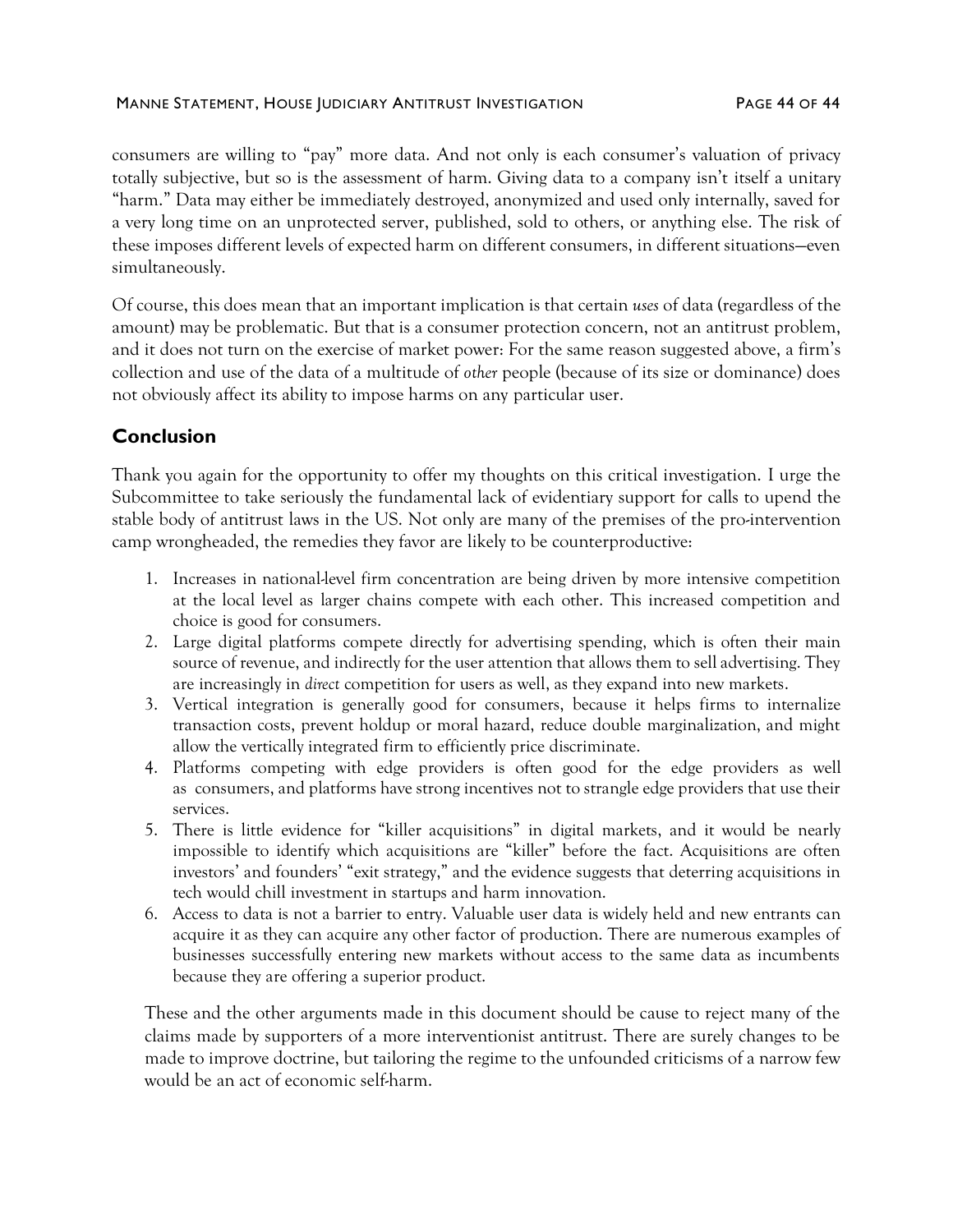consumers are willing to "pay" more data. And not only is each consumer's valuation of privacy totally subjective, but so is the assessment of harm. Giving data to a company isn't itself a unitary "harm." Data may either be immediately destroyed, anonymized and used only internally, saved for a very long time on an unprotected server, published, sold to others, or anything else. The risk of these imposes different levels of expected harm on different consumers, in different situations—even simultaneously.

Of course, this does mean that an important implication is that certain *uses* of data (regardless of the amount) may be problematic. But that is a consumer protection concern, not an antitrust problem, and it does not turn on the exercise of market power: For the same reason suggested above, a firm's collection and use of the data of a multitude of *other* people (because of its size or dominance) does not obviously affect its ability to impose harms on any particular user.

## Conclusion

Thank you again for the opportunity to offer my thoughts on this critical investigation. I urge the Subcommittee to take seriously the fundamental lack of evidentiary support for calls to upend the stable body of antitrust laws in the US. Not only are many of the premises of the pro-intervention camp wrongheaded, the remedies they favor are likely to be counterproductive:

1. Increases in national-level firm concentration are being driven by more intensive competition at the local level as larger chains compete with each other. This increased competition and choice is good for consumers.
2. Large digital platforms compete directly for advertising spending, which is often their main source of revenue, and indirectly for the user attention that allows them to sell advertising. They are increasingly in *direct* competition for users as well, as they expand into new markets.
3. Vertical integration is generally good for consumers, because it helps firms to internalize transaction costs, prevent holdup or moral hazard, reduce double marginalization, and might allow the vertically integrated firm to efficiently price discriminate.
4. Platforms competing with edge providers is often good for the edge providers as well as consumers, and platforms have strong incentives not to strangle edge providers that use their services.
5. There is little evidence for "killer acquisitions" in digital markets, and it would be nearly impossible to identify which acquisitions are "killer" before the fact. Acquisitions are often investors' and founders' "exit strategy," and the evidence suggests that deterring acquisitions in tech would chill investment in startups and harm innovation.
6. Access to data is not a barrier to entry. Valuable user data is widely held and new entrants can acquire it as they can acquire any other factor of production. There are numerous examples of businesses successfully entering new markets without access to the same data as incumbents because they are offering a superior product.

These and the other arguments made in this document should be cause to reject many of the claims made by supporters of a more interventionist antitrust. There are surely changes to be made to improve doctrine, but tailoring the regime to the unfounded criticisms of a narrow few would be an act of economic self-harm.